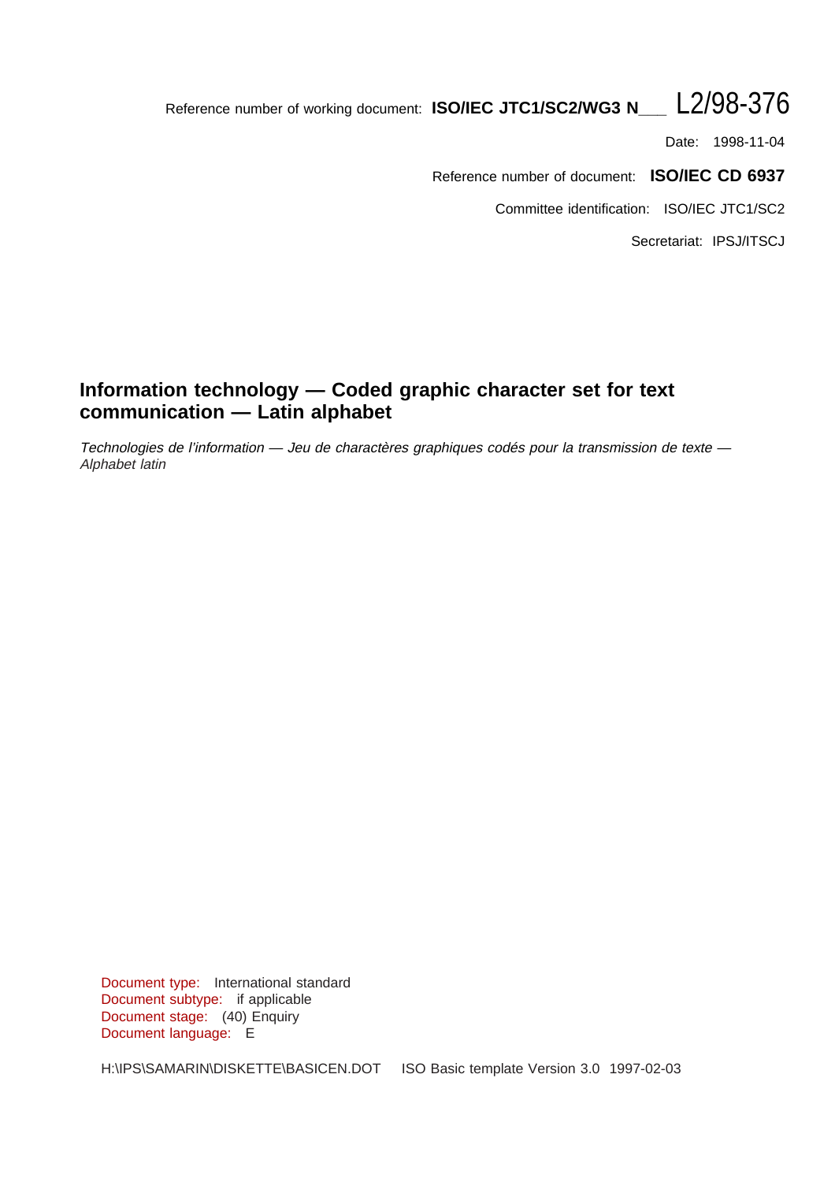Reference number of working document: **ISO/IEC JTC1/SC2/WG3 N___** L2/98-376

Date: 1998-11-04

Reference number of document: **ISO/IEC CD 6937**

Committee identification: ISO/IEC JTC1/SC2

Secretariat: IPSJ/ITSCJ

# Information technology — Coded graphic character set for text communication — Latin alphabet

*Technologies de l'information — Jeu de charactères graphiques codés pour la transmission de texte — Alphabet latin*

Document type: International standard
Document subtype: if applicable
Document stage: (40) Enquiry
Document language: E

H:\IPS\SAMARIN\DISKETTE\BASICEN.DOT ISO Basic template Version 3.0 1997-02-03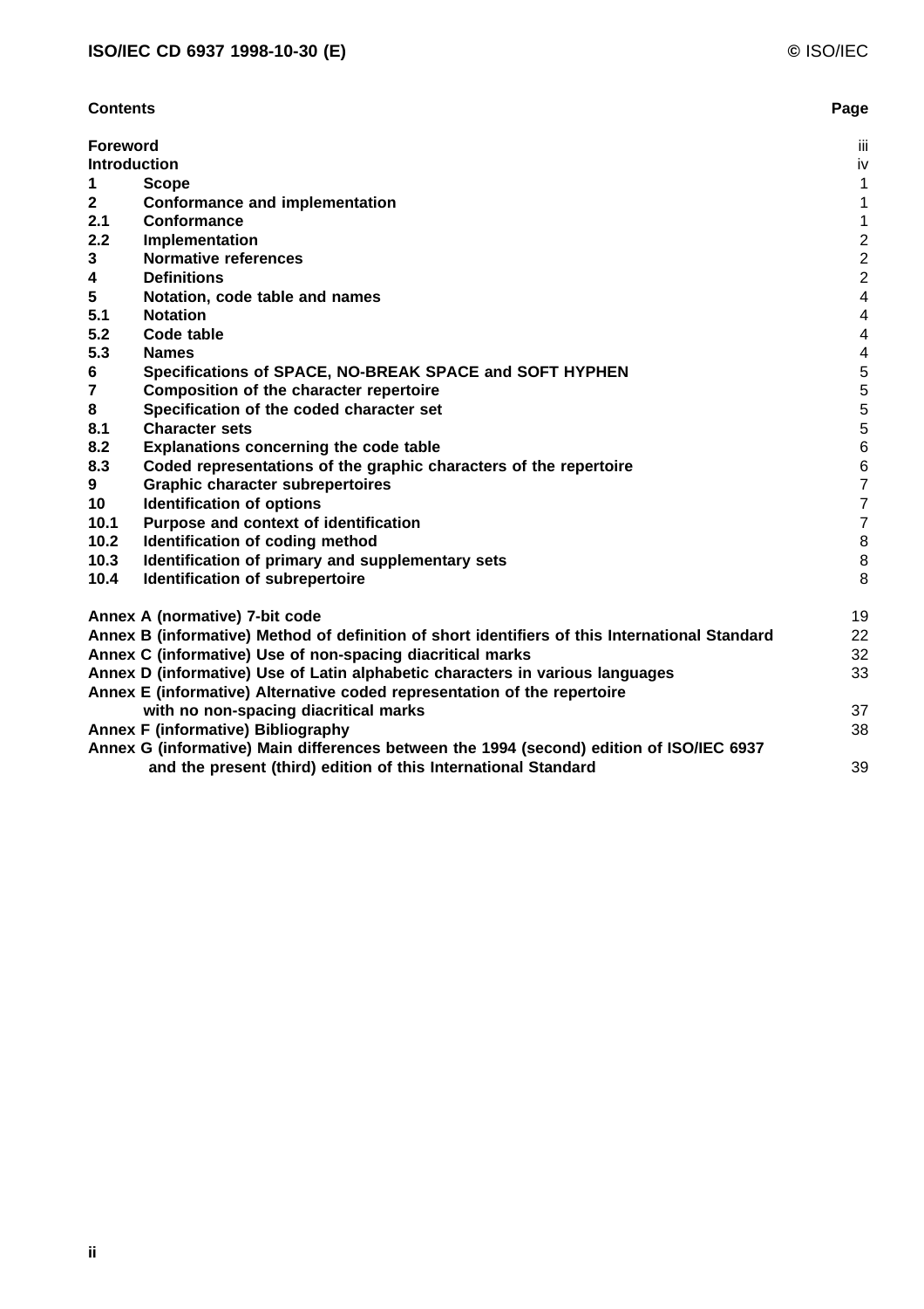**Contents** | **Page**

| | | |
|---|---|---|
| **Foreword** | | iii |
| **Introduction** | | iv |
| **1** | **Scope** | 1 |
| **2** | **Conformance and implementation** | 1 |
| **2.1** | **Conformance** | 1 |
| **2.2** | **Implementation** | 2 |
| **3** | **Normative references** | 2 |
| **4** | **Definitions** | 2 |
| **5** | **Notation, code table and names** | 4 |
| **5.1** | **Notation** | 4 |
| **5.2** | **Code table** | 4 |
| **5.3** | **Names** | 4 |
| **6** | **Specifications of SPACE, NO-BREAK SPACE and SOFT HYPHEN** | 5 |
| **7** | **Composition of the character repertoire** | 5 |
| **8** | **Specification of the coded character set** | 5 |
| **8.1** | **Character sets** | 5 |
| **8.2** | **Explanations concerning the code table** | 6 |
| **8.3** | **Coded representations of the graphic characters of the repertoire** | 6 |
| **9** | **Graphic character subrepertoires** | 7 |
| **10** | **Identification of options** | 7 |
| **10.1** | **Purpose and context of identification** | 7 |
| **10.2** | **Identification of coding method** | 8 |
| **10.3** | **Identification of primary and supplementary sets** | 8 |
| **10.4** | **Identification of subrepertoire** | 8 |

| | |
|---|---|
| **Annex A (normative) 7-bit code** | 19 |
| **Annex B (informative) Method of definition of short identifiers of this International Standard** | 22 |
| **Annex C (informative) Use of non-spacing diacritical marks** | 32 |
| **Annex D (informative) Use of Latin alphabetic characters in various languages** | 33 |
| **Annex E (informative) Alternative coded representation of the repertoire with no non-spacing diacritical marks** | 37 |
| **Annex F (informative) Bibliography** | 38 |
| **Annex G (informative) Main differences between the 1994 (second) edition of ISO/IEC 6937 and the present (third) edition of this International Standard** | 39 |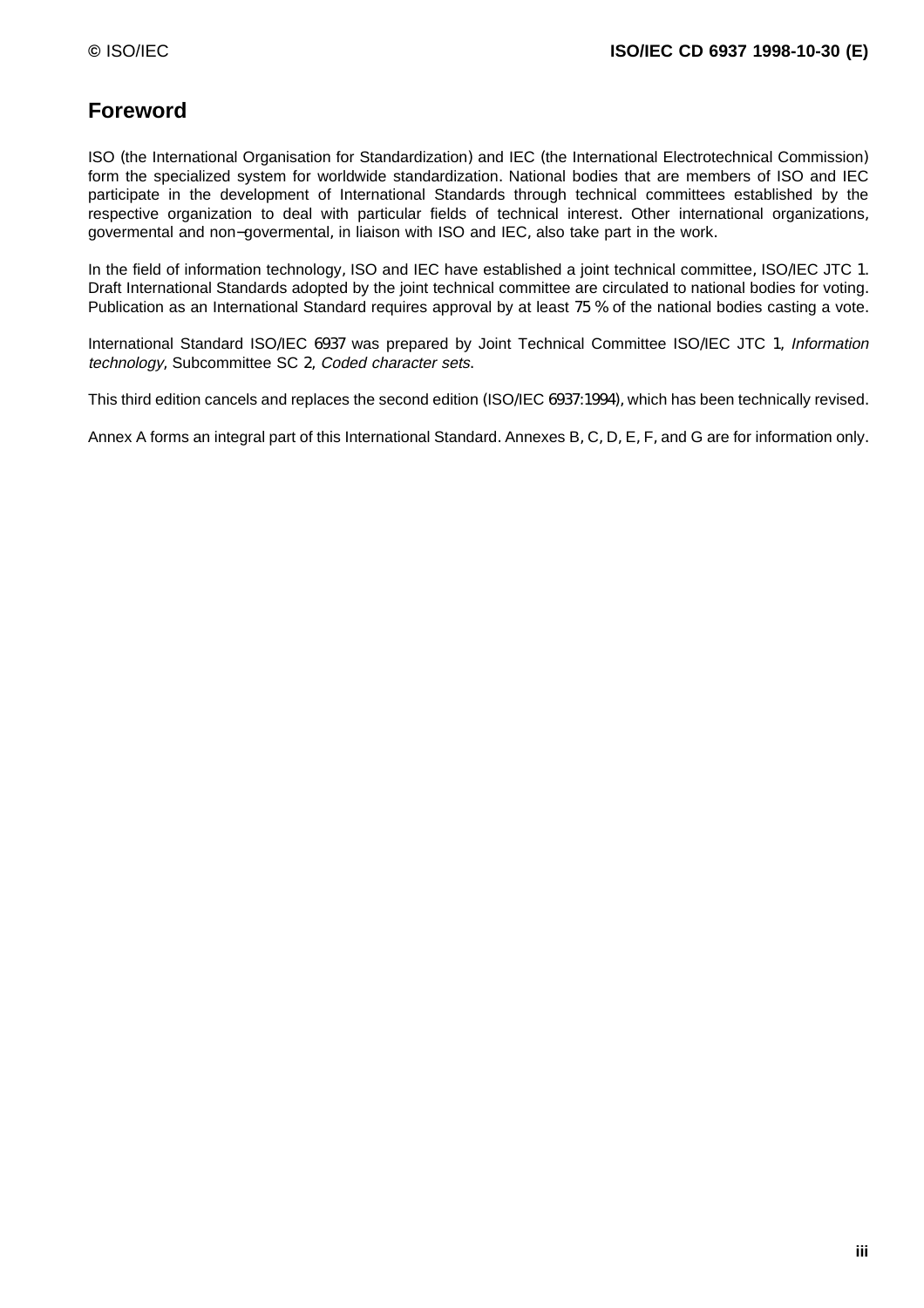# Foreword

ISO (the International Organisation for Standardization) and IEC (the International Electrotechnical Commission) form the specialized system for worldwide standardization. National bodies that are members of ISO and IEC participate in the development of International Standards through technical committees established by the respective organization to deal with particular fields of technical interest. Other international organizations, govermental and non–govermental, in liaison with ISO and IEC, also take part in the work.

In the field of information technology, ISO and IEC have established a joint technical committee, ISO/IEC JTC 1. Draft International Standards adopted by the joint technical committee are circulated to national bodies for voting. Publication as an International Standard requires approval by at least 75 % of the national bodies casting a vote.

International Standard ISO/IEC 6937 was prepared by Joint Technical Committee ISO/IEC JTC 1, *Information technology*, Subcommittee SC 2, *Coded character sets.*

This third edition cancels and replaces the second edition (ISO/IEC 6937:1994), which has been technically revised.

Annex A forms an integral part of this International Standard. Annexes B, C, D, E, F, and G are for information only.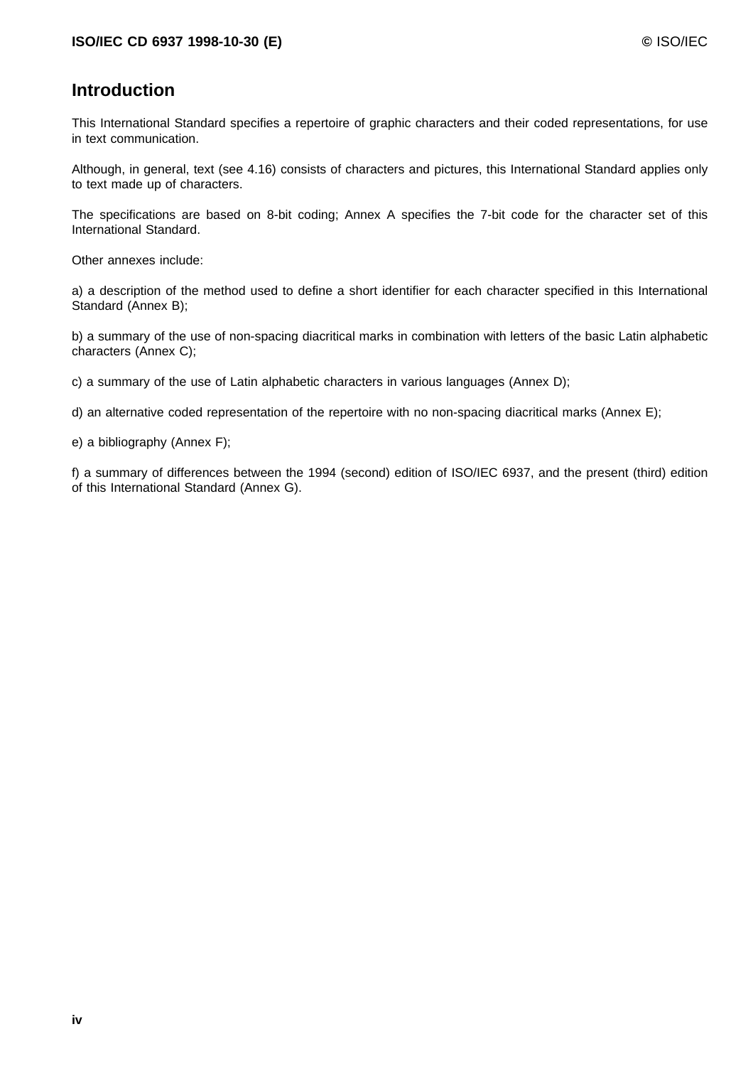# Introduction

This International Standard specifies a repertoire of graphic characters and their coded representations, for use in text communication.

Although, in general, text (see 4.16) consists of characters and pictures, this International Standard applies only to text made up of characters.

The specifications are based on 8-bit coding; Annex A specifies the 7-bit code for the character set of this International Standard.

Other annexes include:

a) a description of the method used to define a short identifier for each character specified in this International Standard (Annex B);

b) a summary of the use of non-spacing diacritical marks in combination with letters of the basic Latin alphabetic characters (Annex C);

c) a summary of the use of Latin alphabetic characters in various languages (Annex D);

d) an alternative coded representation of the repertoire with no non-spacing diacritical marks (Annex E);

e) a bibliography (Annex F);

f) a summary of differences between the 1994 (second) edition of ISO/IEC 6937, and the present (third) edition of this International Standard (Annex G).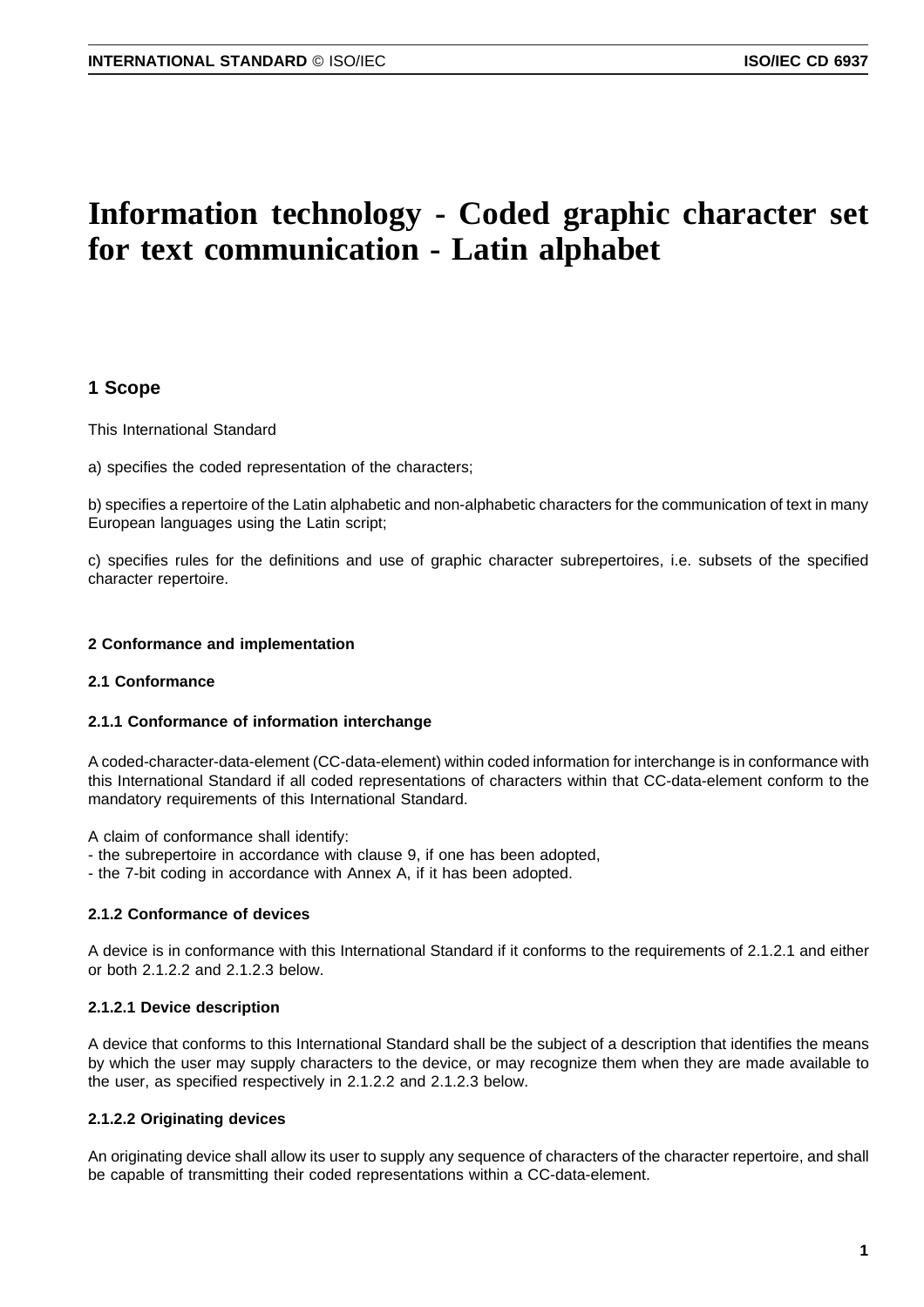# Information technology - Coded graphic character set for text communication - Latin alphabet

## 1 Scope

This International Standard

a) specifies the coded representation of the characters;

b) specifies a repertoire of the Latin alphabetic and non-alphabetic characters for the communication of text in many European languages using the Latin script;

c) specifies rules for the definitions and use of graphic character subrepertoires, i.e. subsets of the specified character repertoire.

### 2 Conformance and implementation

#### 2.1 Conformance

#### 2.1.1 Conformance of information interchange

A coded-character-data-element (CC-data-element) within coded information for interchange is in conformance with this International Standard if all coded representations of characters within that CC-data-element conform to the mandatory requirements of this International Standard.

A claim of conformance shall identify:
- the subrepertoire in accordance with clause 9, if one has been adopted,
- the 7-bit coding in accordance with Annex A, if it has been adopted.

#### 2.1.2 Conformance of devices

A device is in conformance with this International Standard if it conforms to the requirements of 2.1.2.1 and either or both 2.1.2.2 and 2.1.2.3 below.

#### 2.1.2.1 Device description

A device that conforms to this International Standard shall be the subject of a description that identifies the means by which the user may supply characters to the device, or may recognize them when they are made available to the user, as specified respectively in 2.1.2.2 and 2.1.2.3 below.

#### 2.1.2.2 Originating devices

An originating device shall allow its user to supply any sequence of characters of the character repertoire, and shall be capable of transmitting their coded representations within a CC-data-element.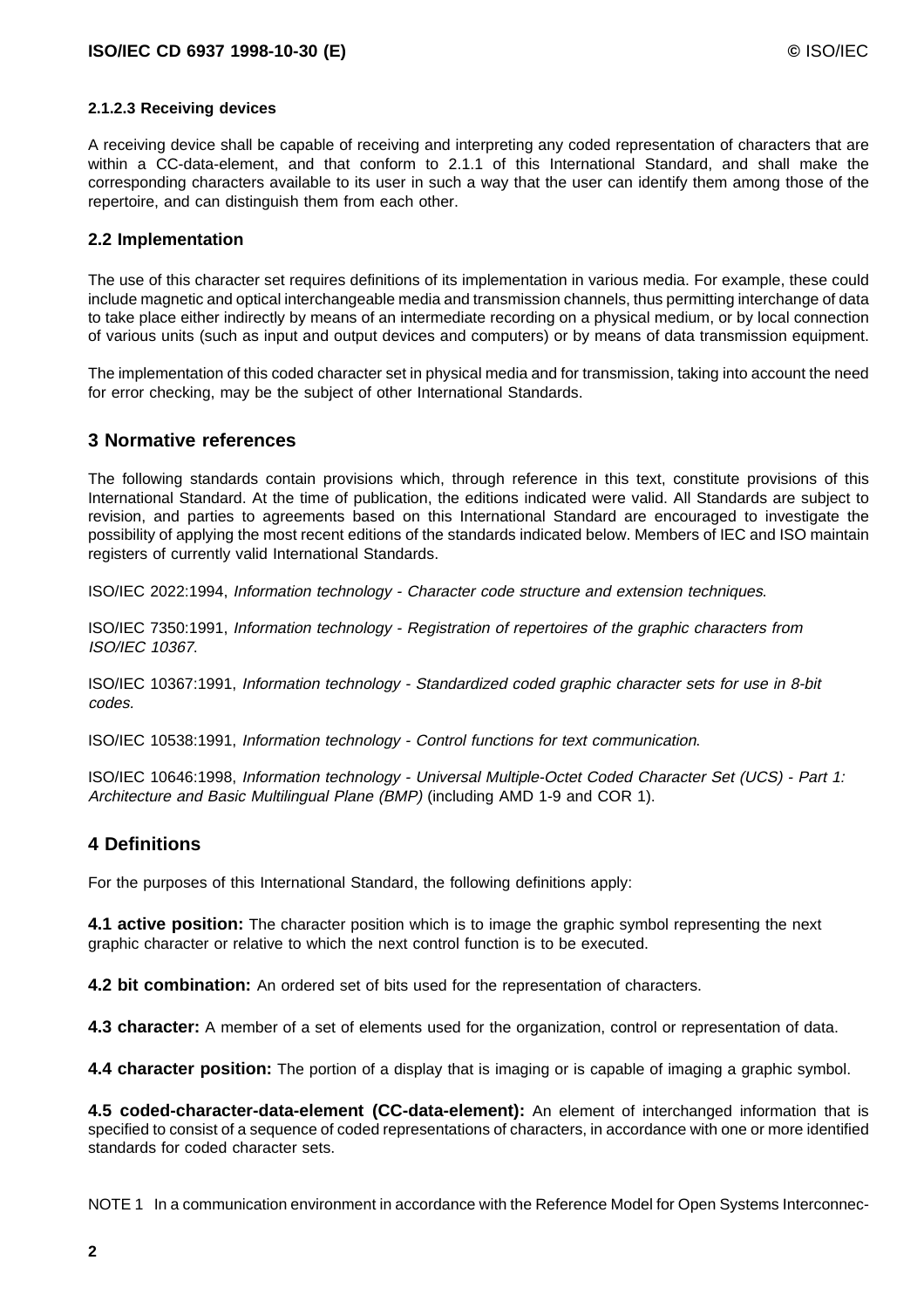#### 2.1.2.3 Receiving devices

A receiving device shall be capable of receiving and interpreting any coded representation of characters that are within a CC-data-element, and that conform to 2.1.1 of this International Standard, and shall make the corresponding characters available to its user in such a way that the user can identify them among those of the repertoire, and can distinguish them from each other.

### 2.2 Implementation

The use of this character set requires definitions of its implementation in various media. For example, these could include magnetic and optical interchangeable media and transmission channels, thus permitting interchange of data to take place either indirectly by means of an intermediate recording on a physical medium, or by local connection of various units (such as input and output devices and computers) or by means of data transmission equipment.

The implementation of this coded character set in physical media and for transmission, taking into account the need for error checking, may be the subject of other International Standards.

## 3 Normative references

The following standards contain provisions which, through reference in this text, constitute provisions of this International Standard. At the time of publication, the editions indicated were valid. All Standards are subject to revision, and parties to agreements based on this International Standard are encouraged to investigate the possibility of applying the most recent editions of the standards indicated below. Members of IEC and ISO maintain registers of currently valid International Standards.

ISO/IEC 2022:1994, *Information technology - Character code structure and extension techniques*.

ISO/IEC 7350:1991, *Information technology - Registration of repertoires of the graphic characters from ISO/IEC 10367.*

ISO/IEC 10367:1991, *Information technology - Standardized coded graphic character sets for use in 8-bit codes.*

ISO/IEC 10538:1991, *Information technology - Control functions for text communication*.

ISO/IEC 10646:1998, *Information technology - Universal Multiple-Octet Coded Character Set (UCS) - Part 1: Architecture and Basic Multilingual Plane (BMP)* (including AMD 1-9 and COR 1).

## 4 Definitions

For the purposes of this International Standard, the following definitions apply:

**4.1 active position:** The character position which is to image the graphic symbol representing the next graphic character or relative to which the next control function is to be executed.

**4.2 bit combination:** An ordered set of bits used for the representation of characters.

**4.3 character:** A member of a set of elements used for the organization, control or representation of data.

**4.4 character position:** The portion of a display that is imaging or is capable of imaging a graphic symbol.

**4.5 coded-character-data-element (CC-data-element):** An element of interchanged information that is specified to consist of a sequence of coded representations of characters, in accordance with one or more identified standards for coded character sets.

NOTE 1 In a communication environment in accordance with the Reference Model for Open Systems Interconnec-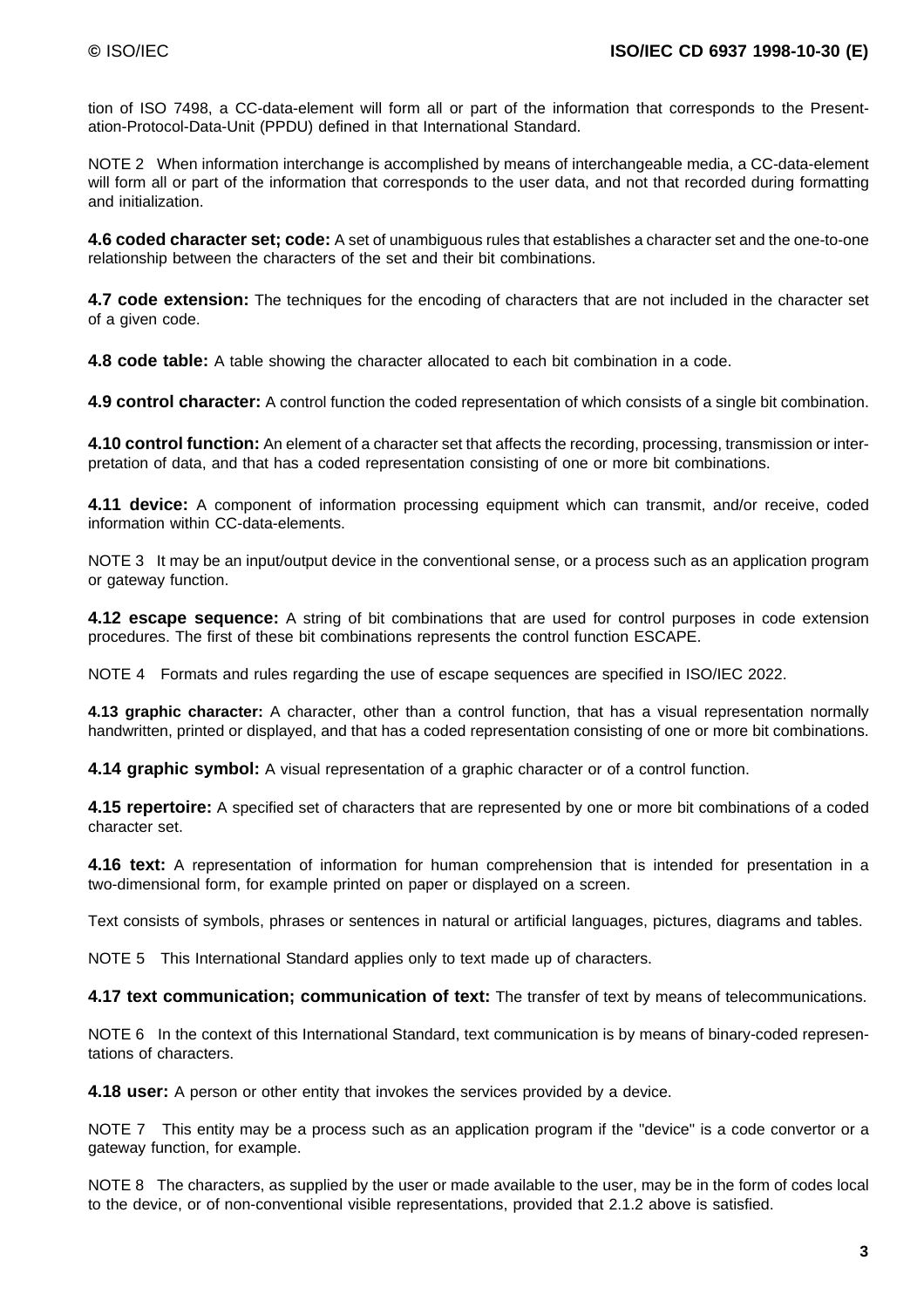tion of ISO 7498, a CC-data-element will form all or part of the information that corresponds to the Presentation-Protocol-Data-Unit (PPDU) defined in that International Standard.

NOTE 2 When information interchange is accomplished by means of interchangeable media, a CC-data-element will form all or part of the information that corresponds to the user data, and not that recorded during formatting and initialization.

**4.6 coded character set; code:** A set of unambiguous rules that establishes a character set and the one-to-one relationship between the characters of the set and their bit combinations.

**4.7 code extension:** The techniques for the encoding of characters that are not included in the character set of a given code.

**4.8 code table:** A table showing the character allocated to each bit combination in a code.

**4.9 control character:** A control function the coded representation of which consists of a single bit combination.

**4.10 control function:** An element of a character set that affects the recording, processing, transmission or interpretation of data, and that has a coded representation consisting of one or more bit combinations.

**4.11 device:** A component of information processing equipment which can transmit, and/or receive, coded information within CC-data-elements.

NOTE 3 It may be an input/output device in the conventional sense, or a process such as an application program or gateway function.

**4.12 escape sequence:** A string of bit combinations that are used for control purposes in code extension procedures. The first of these bit combinations represents the control function ESCAPE.

NOTE 4 Formats and rules regarding the use of escape sequences are specified in ISO/IEC 2022.

**4.13 graphic character:** A character, other than a control function, that has a visual representation normally handwritten, printed or displayed, and that has a coded representation consisting of one or more bit combinations.

**4.14 graphic symbol:** A visual representation of a graphic character or of a control function.

**4.15 repertoire:** A specified set of characters that are represented by one or more bit combinations of a coded character set.

**4.16 text:** A representation of information for human comprehension that is intended for presentation in a two-dimensional form, for example printed on paper or displayed on a screen.

Text consists of symbols, phrases or sentences in natural or artificial languages, pictures, diagrams and tables.

NOTE 5 This International Standard applies only to text made up of characters.

**4.17 text communication; communication of text:** The transfer of text by means of telecommunications.

NOTE 6 In the context of this International Standard, text communication is by means of binary-coded representations of characters.

**4.18 user:** A person or other entity that invokes the services provided by a device.

NOTE 7 This entity may be a process such as an application program if the "device" is a code convertor or a gateway function, for example.

NOTE 8 The characters, as supplied by the user or made available to the user, may be in the form of codes local to the device, or of non-conventional visible representations, provided that 2.1.2 above is satisfied.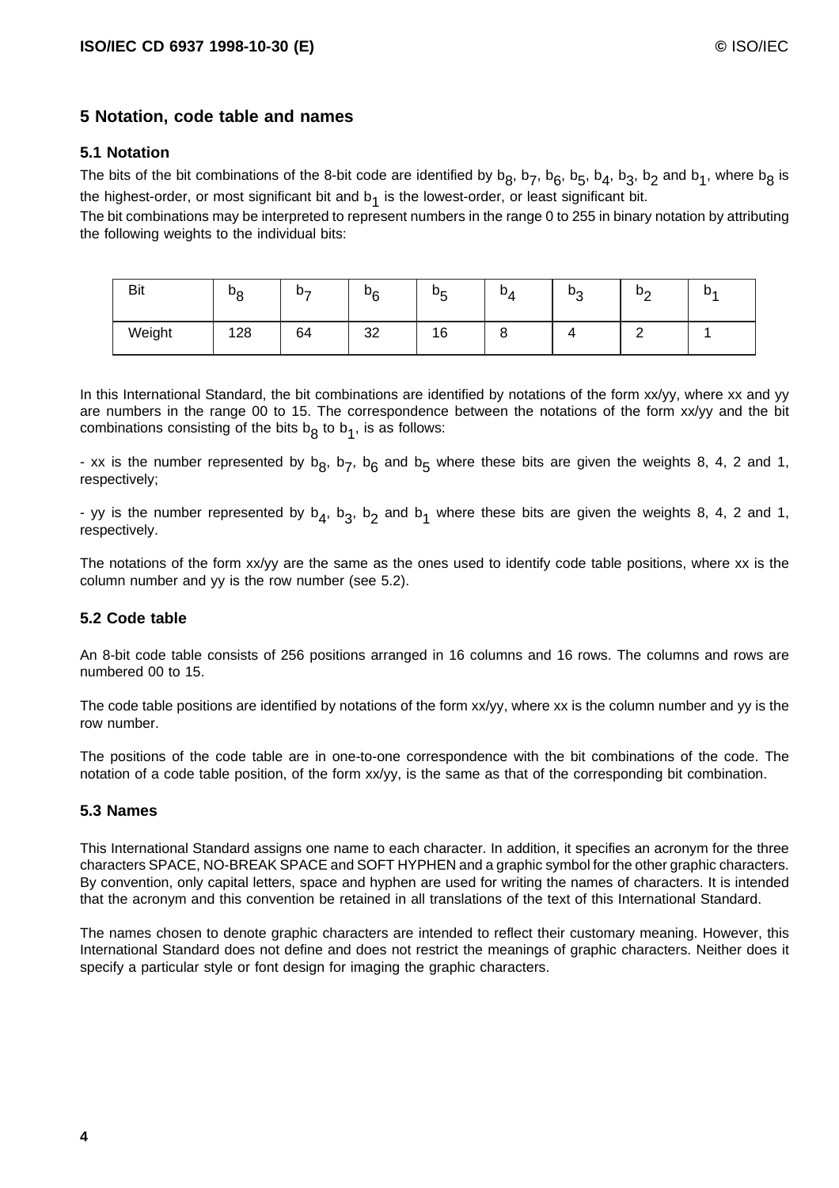## 5 Notation, code table and names

### 5.1 Notation

The bits of the bit combinations of the 8-bit code are identified by $b_8$, $b_7$, $b_6$, $b_5$, $b_4$, $b_3$, $b_2$ and $b_1$, where $b_8$ is the highest-order, or most significant bit and $b_1$ is the lowest-order, or least significant bit.

The bit combinations may be interpreted to represent numbers in the range 0 to 255 in binary notation by attributing the following weights to the individual bits:

| Bit | $b_8$ | $b_7$ | $b_6$ | $b_5$ | $b_4$ | $b_3$ | $b_2$ | $b_1$ |
|---|---|---|---|---|---|---|---|---|
| Weight | 128 | 64 | 32 | 16 | 8 | 4 | 2 | 1 |

In this International Standard, the bit combinations are identified by notations of the form xx/yy, where xx and yy are numbers in the range 00 to 15. The correspondence between the notations of the form xx/yy and the bit combinations consisting of the bits $b_8$ to $b_1$, is as follows:

- xx is the number represented by $b_8$, $b_7$, $b_6$ and $b_5$ where these bits are given the weights 8, 4, 2 and 1, respectively;

- yy is the number represented by $b_4$, $b_3$, $b_2$ and $b_1$ where these bits are given the weights 8, 4, 2 and 1, respectively.

The notations of the form xx/yy are the same as the ones used to identify code table positions, where xx is the column number and yy is the row number (see 5.2).

### 5.2 Code table

An 8-bit code table consists of 256 positions arranged in 16 columns and 16 rows. The columns and rows are numbered 00 to 15.

The code table positions are identified by notations of the form xx/yy, where xx is the column number and yy is the row number.

The positions of the code table are in one-to-one correspondence with the bit combinations of the code. The notation of a code table position, of the form xx/yy, is the same as that of the corresponding bit combination.

### 5.3 Names

This International Standard assigns one name to each character. In addition, it specifies an acronym for the three characters SPACE, NO-BREAK SPACE and SOFT HYPHEN and a graphic symbol for the other graphic characters. By convention, only capital letters, space and hyphen are used for writing the names of characters. It is intended that the acronym and this convention be retained in all translations of the text of this International Standard.

The names chosen to denote graphic characters are intended to reflect their customary meaning. However, this International Standard does not define and does not restrict the meanings of graphic characters. Neither does it specify a particular style or font design for imaging the graphic characters.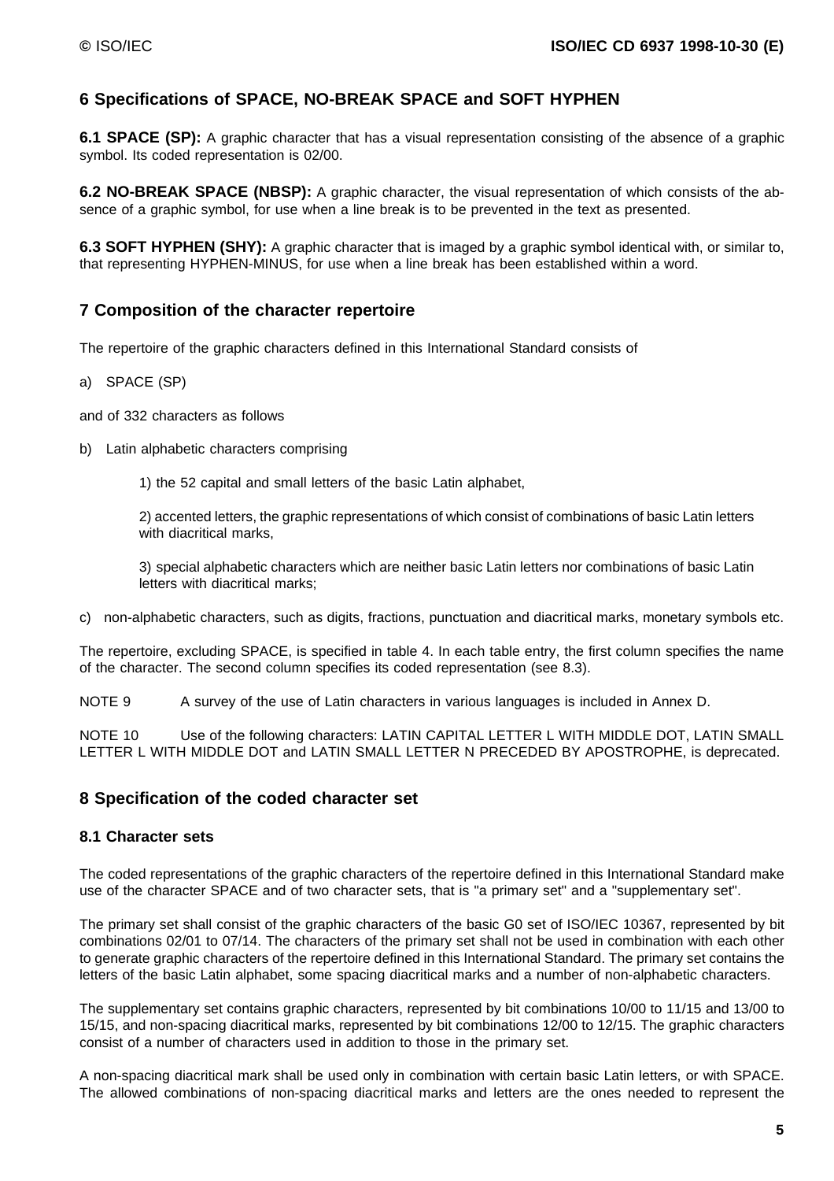## 6 Specifications of SPACE, NO-BREAK SPACE and SOFT HYPHEN

**6.1 SPACE (SP):** A graphic character that has a visual representation consisting of the absence of a graphic symbol. Its coded representation is 02/00.

**6.2 NO-BREAK SPACE (NBSP):** A graphic character, the visual representation of which consists of the absence of a graphic symbol, for use when a line break is to be prevented in the text as presented.

**6.3 SOFT HYPHEN (SHY):** A graphic character that is imaged by a graphic symbol identical with, or similar to, that representing HYPHEN-MINUS, for use when a line break has been established within a word.

## 7 Composition of the character repertoire

The repertoire of the graphic characters defined in this International Standard consists of

a) SPACE (SP)

and of 332 characters as follows

b) Latin alphabetic characters comprising

1) the 52 capital and small letters of the basic Latin alphabet,

2) accented letters, the graphic representations of which consist of combinations of basic Latin letters with diacritical marks,

3) special alphabetic characters which are neither basic Latin letters nor combinations of basic Latin letters with diacritical marks;

c) non-alphabetic characters, such as digits, fractions, punctuation and diacritical marks, monetary symbols etc.

The repertoire, excluding SPACE, is specified in table 4. In each table entry, the first column specifies the name of the character. The second column specifies its coded representation (see 8.3).

NOTE 9 A survey of the use of Latin characters in various languages is included in Annex D.

NOTE 10 Use of the following characters: LATIN CAPITAL LETTER L WITH MIDDLE DOT, LATIN SMALL LETTER L WITH MIDDLE DOT and LATIN SMALL LETTER N PRECEDED BY APOSTROPHE, is deprecated.

## 8 Specification of the coded character set

### 8.1 Character sets

The coded representations of the graphic characters of the repertoire defined in this International Standard make use of the character SPACE and of two character sets, that is "a primary set" and a "supplementary set".

The primary set shall consist of the graphic characters of the basic G0 set of ISO/IEC 10367, represented by bit combinations 02/01 to 07/14. The characters of the primary set shall not be used in combination with each other to generate graphic characters of the repertoire defined in this International Standard. The primary set contains the letters of the basic Latin alphabet, some spacing diacritical marks and a number of non-alphabetic characters.

The supplementary set contains graphic characters, represented by bit combinations 10/00 to 11/15 and 13/00 to 15/15, and non-spacing diacritical marks, represented by bit combinations 12/00 to 12/15. The graphic characters consist of a number of characters used in addition to those in the primary set.

A non-spacing diacritical mark shall be used only in combination with certain basic Latin letters, or with SPACE. The allowed combinations of non-spacing diacritical marks and letters are the ones needed to represent the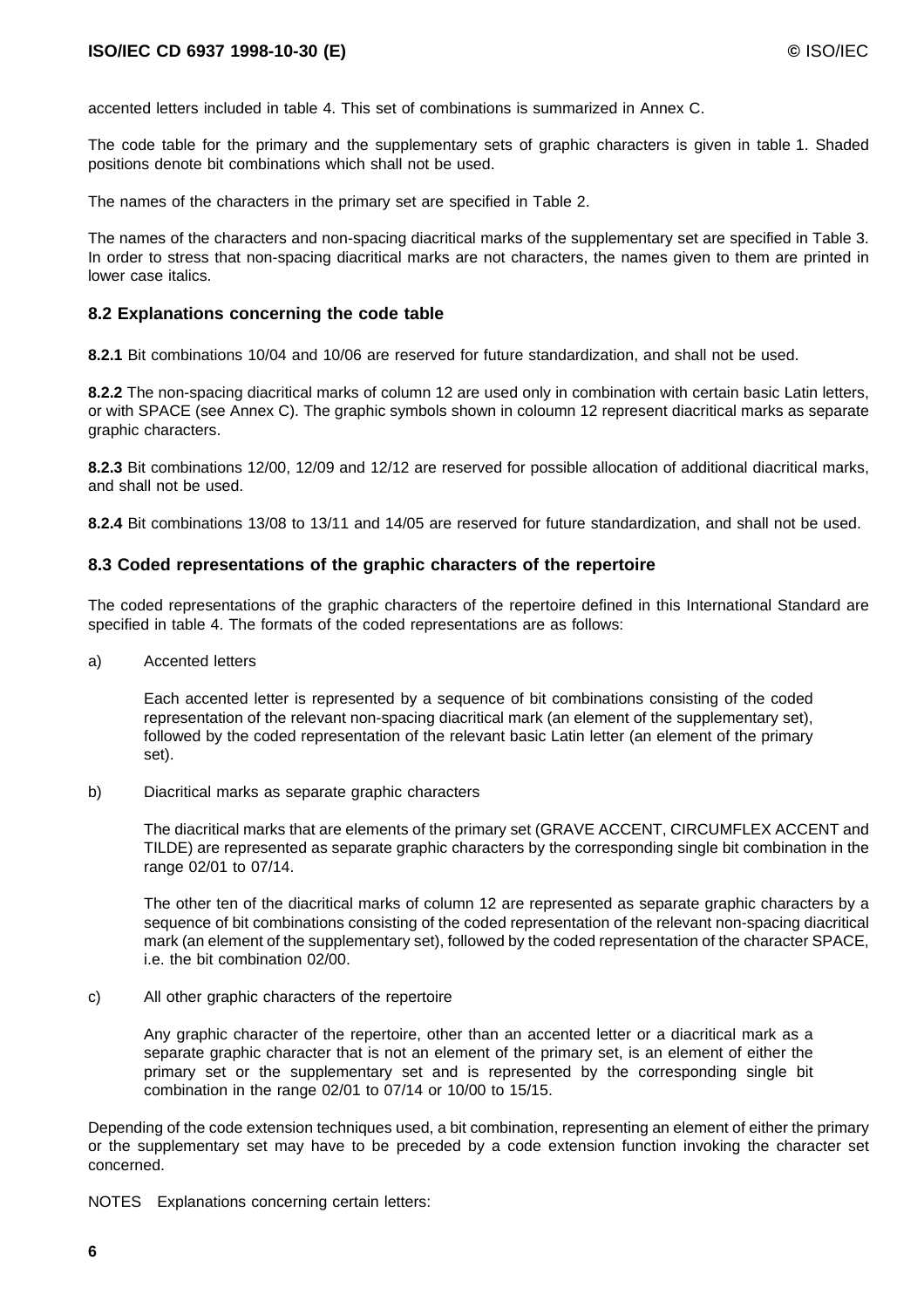accented letters included in table 4. This set of combinations is summarized in Annex C.

The code table for the primary and the supplementary sets of graphic characters is given in table 1. Shaded positions denote bit combinations which shall not be used.

The names of the characters in the primary set are specified in Table 2.

The names of the characters and non-spacing diacritical marks of the supplementary set are specified in Table 3. In order to stress that non-spacing diacritical marks are not characters, the names given to them are printed in lower case italics.

### 8.2 Explanations concerning the code table

**8.2.1** Bit combinations 10/04 and 10/06 are reserved for future standardization, and shall not be used.

**8.2.2** The non-spacing diacritical marks of column 12 are used only in combination with certain basic Latin letters, or with SPACE (see Annex C). The graphic symbols shown in coloumn 12 represent diacritical marks as separate graphic characters.

**8.2.3** Bit combinations 12/00, 12/09 and 12/12 are reserved for possible allocation of additional diacritical marks, and shall not be used.

**8.2.4** Bit combinations 13/08 to 13/11 and 14/05 are reserved for future standardization, and shall not be used.

### 8.3 Coded representations of the graphic characters of the repertoire

The coded representations of the graphic characters of the repertoire defined in this International Standard are specified in table 4. The formats of the coded representations are as follows:

a) Accented letters

Each accented letter is represented by a sequence of bit combinations consisting of the coded representation of the relevant non-spacing diacritical mark (an element of the supplementary set), followed by the coded representation of the relevant basic Latin letter (an element of the primary set).

b) Diacritical marks as separate graphic characters

The diacritical marks that are elements of the primary set (GRAVE ACCENT, CIRCUMFLEX ACCENT and TILDE) are represented as separate graphic characters by the corresponding single bit combination in the range 02/01 to 07/14.

The other ten of the diacritical marks of column 12 are represented as separate graphic characters by a sequence of bit combinations consisting of the coded representation of the relevant non-spacing diacritical mark (an element of the supplementary set), followed by the coded representation of the character SPACE, i.e. the bit combination 02/00.

c) All other graphic characters of the repertoire

Any graphic character of the repertoire, other than an accented letter or a diacritical mark as a separate graphic character that is not an element of the primary set, is an element of either the primary set or the supplementary set and is represented by the corresponding single bit combination in the range 02/01 to 07/14 or 10/00 to 15/15.

Depending of the code extension techniques used, a bit combination, representing an element of either the primary or the supplementary set may have to be preceded by a code extension function invoking the character set concerned.

NOTES Explanations concerning certain letters: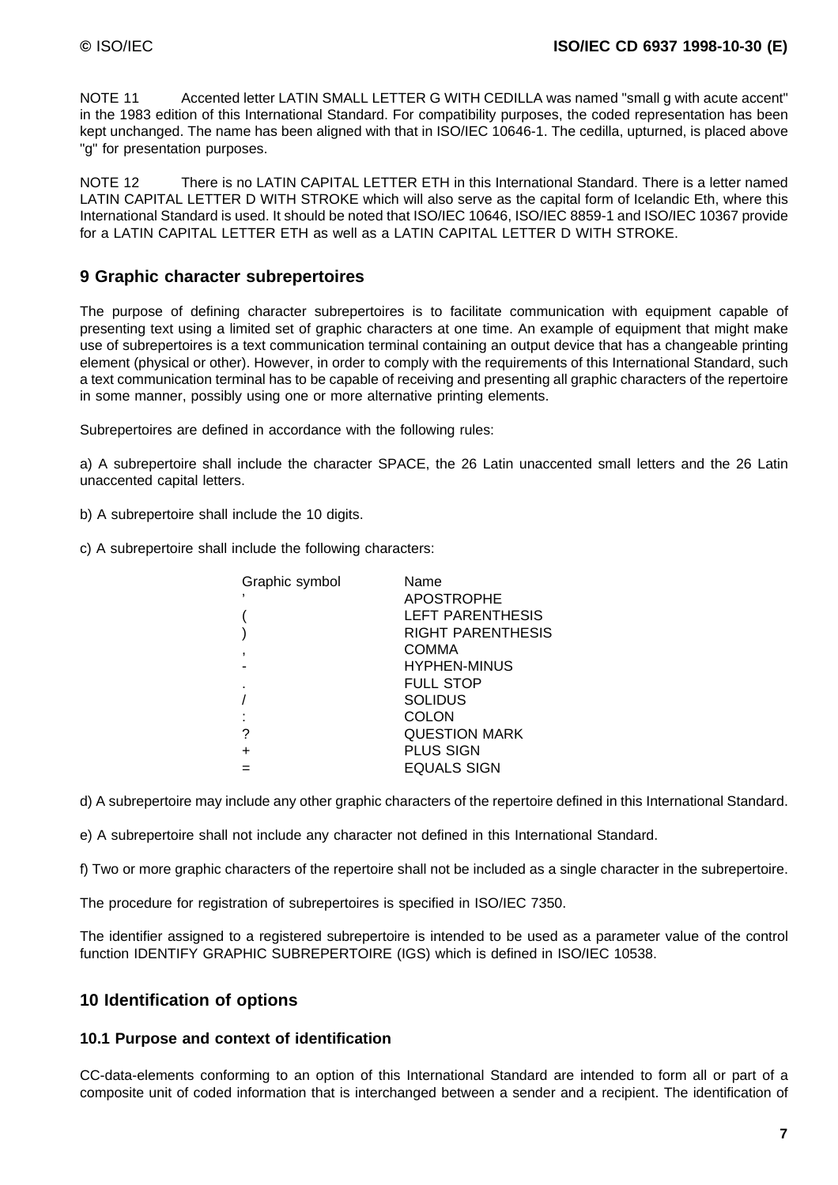NOTE 11 Accented letter LATIN SMALL LETTER G WITH CEDILLA was named "small g with acute accent" in the 1983 edition of this International Standard. For compatibility purposes, the coded representation has been kept unchanged. The name has been aligned with that in ISO/IEC 10646-1. The cedilla, upturned, is placed above "g" for presentation purposes.

NOTE 12 There is no LATIN CAPITAL LETTER ETH in this International Standard. There is a letter named LATIN CAPITAL LETTER D WITH STROKE which will also serve as the capital form of Icelandic Eth, where this International Standard is used. It should be noted that ISO/IEC 10646, ISO/IEC 8859-1 and ISO/IEC 10367 provide for a LATIN CAPITAL LETTER ETH as well as a LATIN CAPITAL LETTER D WITH STROKE.

## 9 Graphic character subrepertoires

The purpose of defining character subrepertoires is to facilitate communication with equipment capable of presenting text using a limited set of graphic characters at one time. An example of equipment that might make use of subrepertoires is a text communication terminal containing an output device that has a changeable printing element (physical or other). However, in order to comply with the requirements of this International Standard, such a text communication terminal has to be capable of receiving and presenting all graphic characters of the repertoire in some manner, possibly using one or more alternative printing elements.

Subrepertoires are defined in accordance with the following rules:

a) A subrepertoire shall include the character SPACE, the 26 Latin unaccented small letters and the 26 Latin unaccented capital letters.

b) A subrepertoire shall include the 10 digits.

c) A subrepertoire shall include the following characters:

| Graphic symbol | Name |
|---|---|
| ’ | APOSTROPHE |
| ( | LEFT PARENTHESIS |
| ) | RIGHT PARENTHESIS |
| , | COMMA |
| - | HYPHEN-MINUS |
| . | FULL STOP |
| / | SOLIDUS |
| : | COLON |
| ? | QUESTION MARK |
| + | PLUS SIGN |
| = | EQUALS SIGN |

d) A subrepertoire may include any other graphic characters of the repertoire defined in this International Standard.

e) A subrepertoire shall not include any character not defined in this International Standard.

f) Two or more graphic characters of the repertoire shall not be included as a single character in the subrepertoire.

The procedure for registration of subrepertoires is specified in ISO/IEC 7350.

The identifier assigned to a registered subrepertoire is intended to be used as a parameter value of the control function IDENTIFY GRAPHIC SUBREPERTOIRE (IGS) which is defined in ISO/IEC 10538.

## 10 Identification of options

### 10.1 Purpose and context of identification

CC-data-elements conforming to an option of this International Standard are intended to form all or part of a composite unit of coded information that is interchanged between a sender and a recipient. The identification of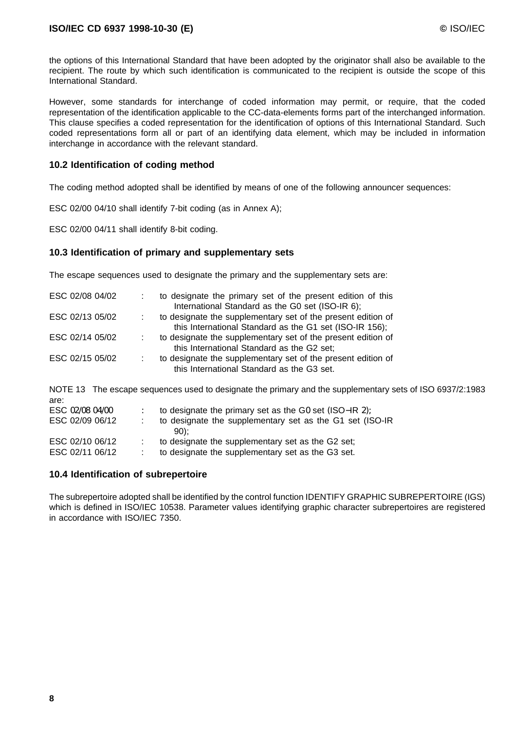the options of this International Standard that have been adopted by the originator shall also be available to the recipient. The route by which such identification is communicated to the recipient is outside the scope of this International Standard.

However, some standards for interchange of coded information may permit, or require, that the coded representation of the identification applicable to the CC-data-elements forms part of the interchanged information. This clause specifies a coded representation for the identification of options of this International Standard. Such coded representations form all or part of an identifying data element, which may be included in information interchange in accordance with the relevant standard.

### 10.2 Identification of coding method

The coding method adopted shall be identified by means of one of the following announcer sequences:

ESC 02/00 04/10 shall identify 7-bit coding (as in Annex A);

ESC 02/00 04/11 shall identify 8-bit coding.

### 10.3 Identification of primary and supplementary sets

The escape sequences used to designate the primary and the supplementary sets are:

| | | |
|---|---|---|
| ESC 02/08 04/02 | : | to designate the primary set of the present edition of this International Standard as the G0 set (ISO-IR 6); |
| ESC 02/13 05/02 | : | to designate the supplementary set of the present edition of this International Standard as the G1 set (ISO-IR 156); |
| ESC 02/14 05/02 | : | to designate the supplementary set of the present edition of this International Standard as the G2 set; |
| ESC 02/15 05/02 | : | to designate the supplementary set of the present edition of this International Standard as the G3 set. |

NOTE 13 The escape sequences used to designate the primary and the supplementary sets of ISO 6937/2:1983 are:

| | | |
|---|---|---|
| ESC 02/08 04/00 | : | to designate the primary set as the G0 set (ISO-IR 2); |
| ESC 02/09 06/12 | : | to designate the supplementary set as the G1 set (ISO-IR 90); |
| ESC 02/10 06/12 | : | to designate the supplementary set as the G2 set; |
| ESC 02/11 06/12 | : | to designate the supplementary set as the G3 set. |

### 10.4 Identification of subrepertoire

The subrepertoire adopted shall be identified by the control function IDENTIFY GRAPHIC SUBREPERTOIRE (IGS) which is defined in ISO/IEC 10538. Parameter values identifying graphic character subrepertoires are registered in accordance with ISO/IEC 7350.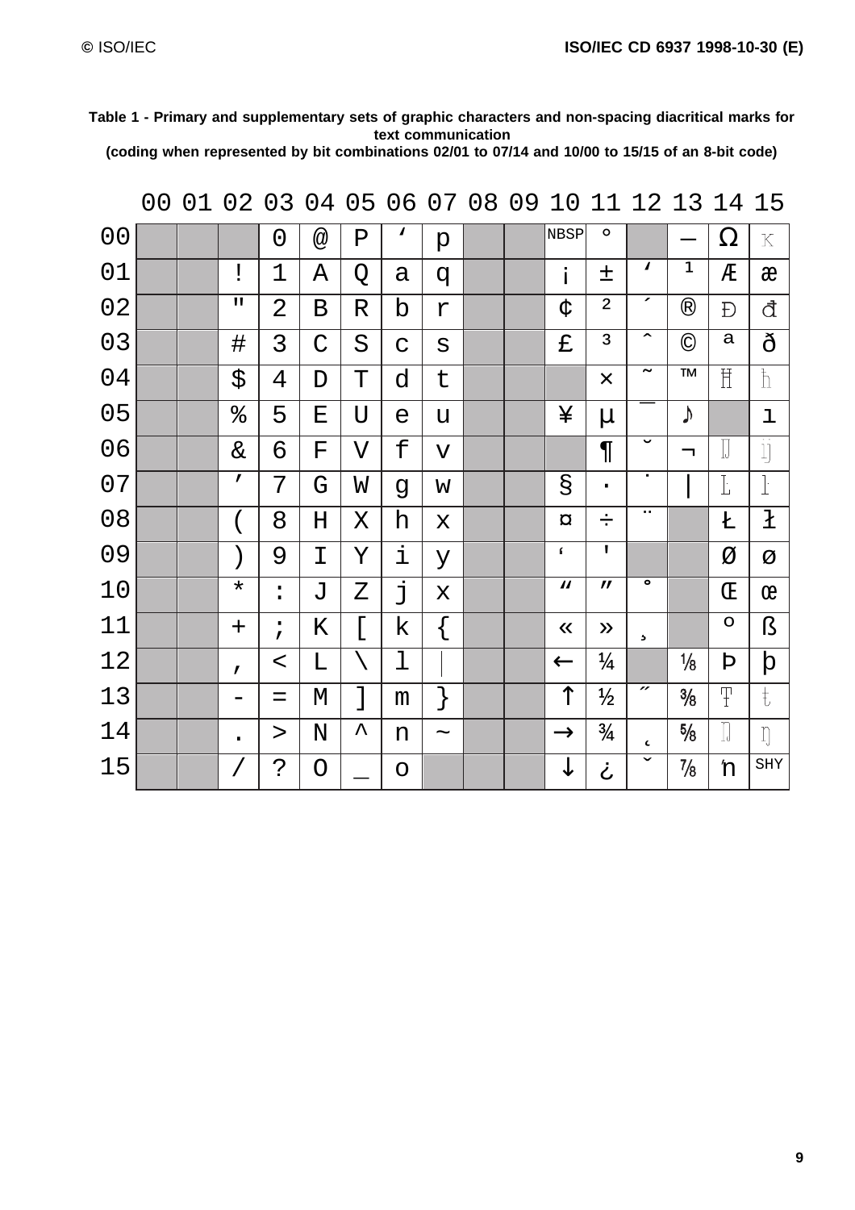**Table 1 - Primary and supplementary sets of graphic characters and non-spacing diacritical marks for text communication**
**(coding when represented by bit combinations 02/01 to 07/14 and 10/00 to 15/15 of an 8-bit code)**

| | 00 | 01 | 02 | 03 | 04 | 05 | 06 | 07 | 08 | 09 | 10 | 11 | 12 | 13 | 14 | 15 |
|---|---|---|---|---|---|---|---|---|---|---|---|---|---|---|---|---|
| 00 | | | | 0 | @ | P | ʻ | p | | | NBSP | ° | | ― | Ω | ĸ |
| 01 | | | ! | 1 | A | Q | a | q | | | ¡ | ± | ` | ¹ | Æ | æ |
| 02 | | | " | 2 | B | R | b | r | | | ¢ | ² | ´ | ® | Đ | đ |
| 03 | | | # | 3 | C | S | c | s | | | £ | ³ | ˆ | © | ª | ð |
| 04 | | | $ | 4 | D | T | d | t | | | | × | ˜ | ™ | Ħ | ħ |
| 05 | | | % | 5 | E | U | e | u | | | ¥ | µ | ¯ | ♪ | | ı |
| 06 | | | & | 6 | F | V | f | v | | | | ¶ | ˘ | ¬ | Ĳ | ĳ |
| 07 | | | ’ | 7 | G | W | g | w | | | § | · | ˙ | ¦ | Ŀ | ŀ |
| 08 | | | ( | 8 | H | X | h | x | | | ¤ | ÷ | ¨ | | Ł | ł |
| 09 | | | ) | 9 | I | Y | i | y | | | ‘ | ’ | | | Ø | ø |
| 10 | | | * | : | J | Z | j | x | | | “ | ” | ˚ | | Œ | œ |
| 11 | | | + | ; | K | [ | k | { | | | « | » | ¸ | | º | ß |
| 12 | | | , | < | L | \ | l | \| | | | ← | ¼ | | ⅛ | Þ | þ |
| 13 | | | - | = | M | ] | m | } | | | ↑ | ½ | ˝ | ⅜ | Ŧ | ŧ |
| 14 | | | . | > | N | ^ | n | ~ | | | → | ¾ | ˛ | ⅝ | Ŋ | ŋ |
| 15 | | | / | ? | O | _ | o | | | | ↓ | ¿ | ˇ | ⅞ | ŉ | SHY |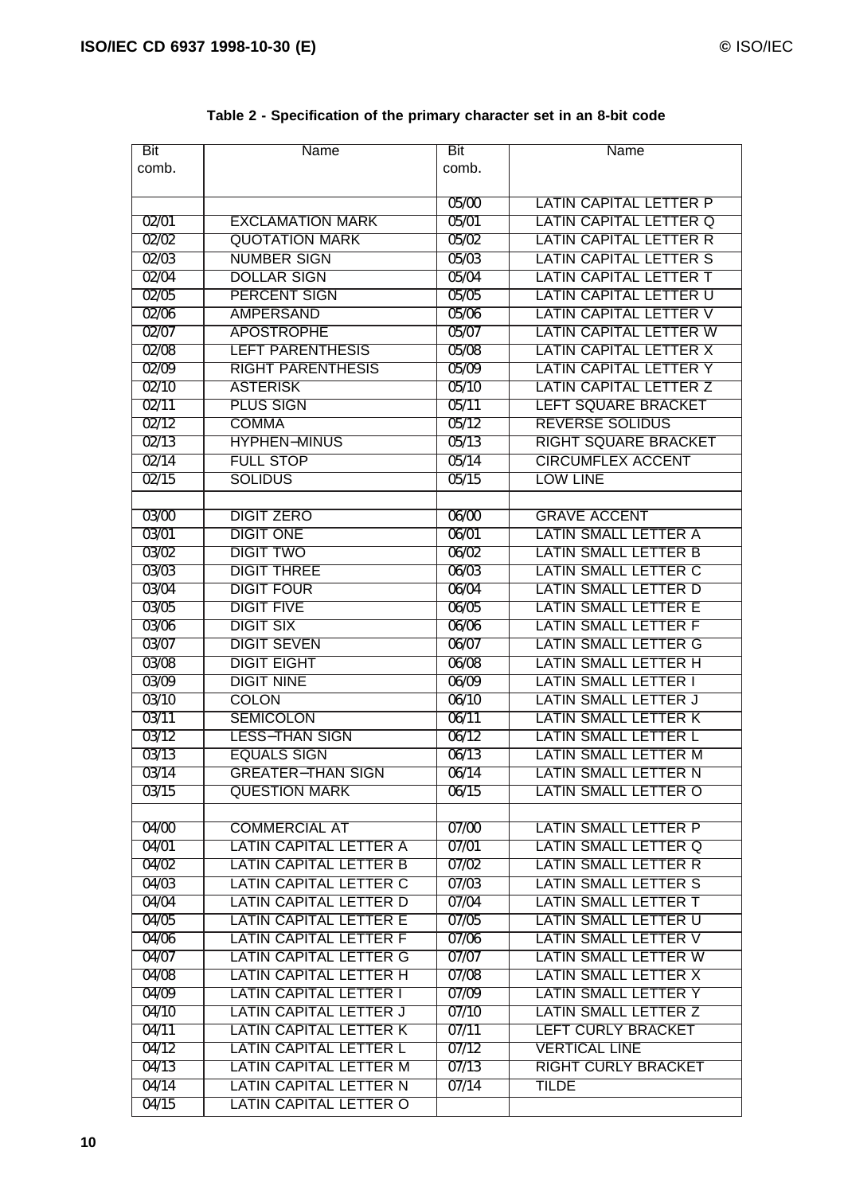**Table 2 - Specification of the primary character set in an 8-bit code**

| Bit comb. | Name | Bit comb. | Name |
|---|---|---|---|
| | | 05/00 | LATIN CAPITAL LETTER P |
| 02/01 | EXCLAMATION MARK | 05/01 | LATIN CAPITAL LETTER Q |
| 02/02 | QUOTATION MARK | 05/02 | LATIN CAPITAL LETTER R |
| 02/03 | NUMBER SIGN | 05/03 | LATIN CAPITAL LETTER S |
| 02/04 | DOLLAR SIGN | 05/04 | LATIN CAPITAL LETTER T |
| 02/05 | PERCENT SIGN | 05/05 | LATIN CAPITAL LETTER U |
| 02/06 | AMPERSAND | 05/06 | LATIN CAPITAL LETTER V |
| 02/07 | APOSTROPHE | 05/07 | LATIN CAPITAL LETTER W |
| 02/08 | LEFT PARENTHESIS | 05/08 | LATIN CAPITAL LETTER X |
| 02/09 | RIGHT PARENTHESIS | 05/09 | LATIN CAPITAL LETTER Y |
| 02/10 | ASTERISK | 05/10 | LATIN CAPITAL LETTER Z |
| 02/11 | PLUS SIGN | 05/11 | LEFT SQUARE BRACKET |
| 02/12 | COMMA | 05/12 | REVERSE SOLIDUS |
| 02/13 | HYPHEN–MINUS | 05/13 | RIGHT SQUARE BRACKET |
| 02/14 | FULL STOP | 05/14 | CIRCUMFLEX ACCENT |
| 02/15 | SOLIDUS | 05/15 | LOW LINE |
| | | | |
| 03/00 | DIGIT ZERO | 06/00 | GRAVE ACCENT |
| 03/01 | DIGIT ONE | 06/01 | LATIN SMALL LETTER A |
| 03/02 | DIGIT TWO | 06/02 | LATIN SMALL LETTER B |
| 03/03 | DIGIT THREE | 06/03 | LATIN SMALL LETTER C |
| 03/04 | DIGIT FOUR | 06/04 | LATIN SMALL LETTER D |
| 03/05 | DIGIT FIVE | 06/05 | LATIN SMALL LETTER E |
| 03/06 | DIGIT SIX | 06/06 | LATIN SMALL LETTER F |
| 03/07 | DIGIT SEVEN | 06/07 | LATIN SMALL LETTER G |
| 03/08 | DIGIT EIGHT | 06/08 | LATIN SMALL LETTER H |
| 03/09 | DIGIT NINE | 06/09 | LATIN SMALL LETTER I |
| 03/10 | COLON | 06/10 | LATIN SMALL LETTER J |
| 03/11 | SEMICOLON | 06/11 | LATIN SMALL LETTER K |
| 03/12 | LESS–THAN SIGN | 06/12 | LATIN SMALL LETTER L |
| 03/13 | EQUALS SIGN | 06/13 | LATIN SMALL LETTER M |
| 03/14 | GREATER–THAN SIGN | 06/14 | LATIN SMALL LETTER N |
| 03/15 | QUESTION MARK | 06/15 | LATIN SMALL LETTER O |
| | | | |
| 04/00 | COMMERCIAL AT | 07/00 | LATIN SMALL LETTER P |
| 04/01 | LATIN CAPITAL LETTER A | 07/01 | LATIN SMALL LETTER Q |
| 04/02 | LATIN CAPITAL LETTER B | 07/02 | LATIN SMALL LETTER R |
| 04/03 | LATIN CAPITAL LETTER C | 07/03 | LATIN SMALL LETTER S |
| 04/04 | LATIN CAPITAL LETTER D | 07/04 | LATIN SMALL LETTER T |
| 04/05 | LATIN CAPITAL LETTER E | 07/05 | LATIN SMALL LETTER U |
| 04/06 | LATIN CAPITAL LETTER F | 07/06 | LATIN SMALL LETTER V |
| 04/07 | LATIN CAPITAL LETTER G | 07/07 | LATIN SMALL LETTER W |
| 04/08 | LATIN CAPITAL LETTER H | 07/08 | LATIN SMALL LETTER X |
| 04/09 | LATIN CAPITAL LETTER I | 07/09 | LATIN SMALL LETTER Y |
| 04/10 | LATIN CAPITAL LETTER J | 07/10 | LATIN SMALL LETTER Z |
| 04/11 | LATIN CAPITAL LETTER K | 07/11 | LEFT CURLY BRACKET |
| 04/12 | LATIN CAPITAL LETTER L | 07/12 | VERTICAL LINE |
| 04/13 | LATIN CAPITAL LETTER M | 07/13 | RIGHT CURLY BRACKET |
| 04/14 | LATIN CAPITAL LETTER N | 07/14 | TILDE |
| 04/15 | LATIN CAPITAL LETTER O | | |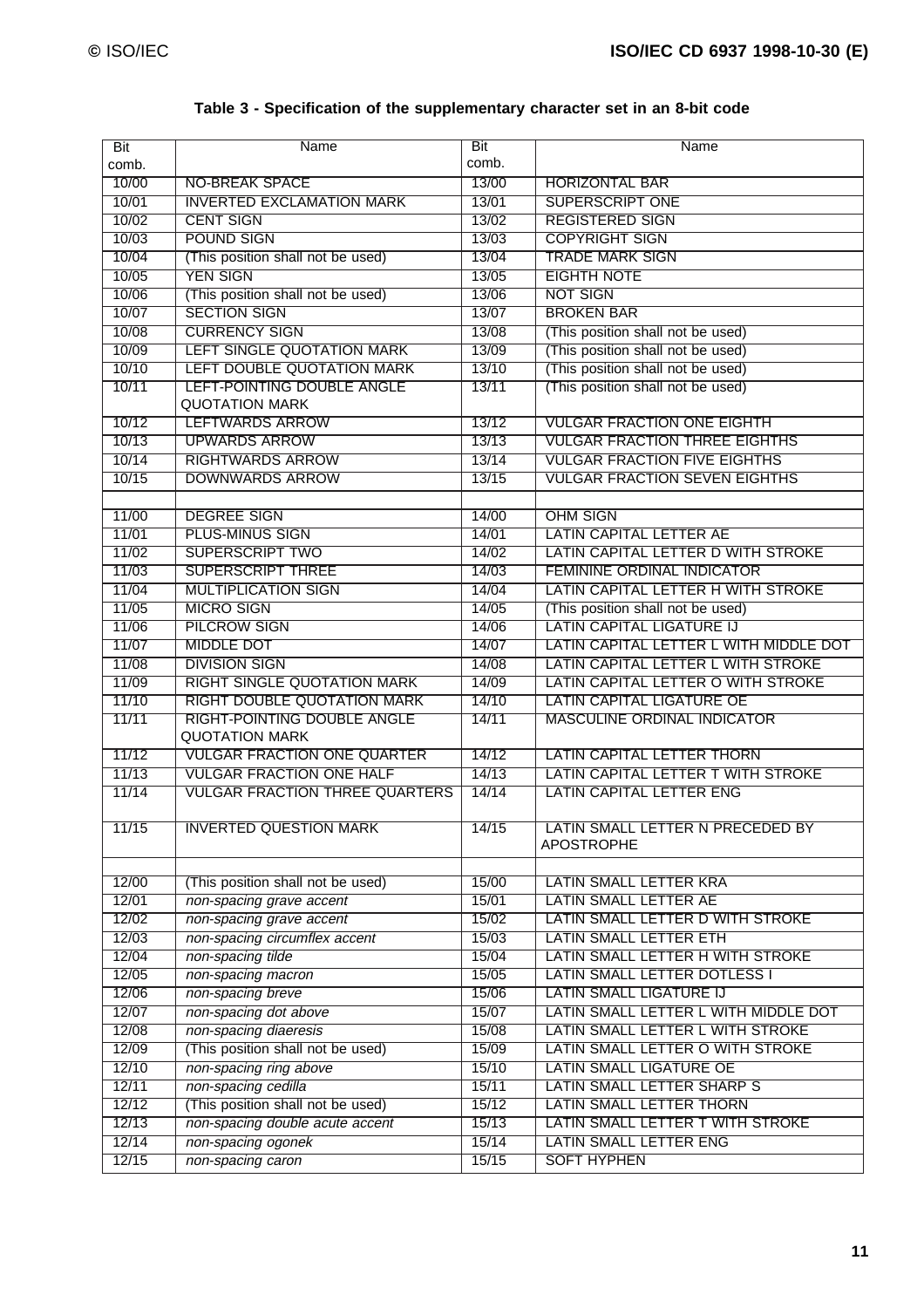**Table 3 - Specification of the supplementary character set in an 8-bit code**

| Bit comb. | Name | Bit comb. | Name |
|---|---|---|---|
| 10/00 | NO-BREAK SPACE | 13/00 | HORIZONTAL BAR |
| 10/01 | INVERTED EXCLAMATION MARK | 13/01 | SUPERSCRIPT ONE |
| 10/02 | CENT SIGN | 13/02 | REGISTERED SIGN |
| 10/03 | POUND SIGN | 13/03 | COPYRIGHT SIGN |
| 10/04 | (This position shall not be used) | 13/04 | TRADE MARK SIGN |
| 10/05 | YEN SIGN | 13/05 | EIGHTH NOTE |
| 10/06 | (This position shall not be used) | 13/06 | NOT SIGN |
| 10/07 | SECTION SIGN | 13/07 | BROKEN BAR |
| 10/08 | CURRENCY SIGN | 13/08 | (This position shall not be used) |
| 10/09 | LEFT SINGLE QUOTATION MARK | 13/09 | (This position shall not be used) |
| 10/10 | LEFT DOUBLE QUOTATION MARK | 13/10 | (This position shall not be used) |
| 10/11 | LEFT-POINTING DOUBLE ANGLE QUOTATION MARK | 13/11 | (This position shall not be used) |
| 10/12 | LEFTWARDS ARROW | 13/12 | VULGAR FRACTION ONE EIGHTH |
| 10/13 | UPWARDS ARROW | 13/13 | VULGAR FRACTION THREE EIGHTHS |
| 10/14 | RIGHTWARDS ARROW | 13/14 | VULGAR FRACTION FIVE EIGHTHS |
| 10/15 | DOWNWARDS ARROW | 13/15 | VULGAR FRACTION SEVEN EIGHTHS |
| | | | |
| 11/00 | DEGREE SIGN | 14/00 | OHM SIGN |
| 11/01 | PLUS-MINUS SIGN | 14/01 | LATIN CAPITAL LETTER AE |
| 11/02 | SUPERSCRIPT TWO | 14/02 | LATIN CAPITAL LETTER D WITH STROKE |
| 11/03 | SUPERSCRIPT THREE | 14/03 | FEMININE ORDINAL INDICATOR |
| 11/04 | MULTIPLICATION SIGN | 14/04 | LATIN CAPITAL LETTER H WITH STROKE |
| 11/05 | MICRO SIGN | 14/05 | (This position shall not be used) |
| 11/06 | PILCROW SIGN | 14/06 | LATIN CAPITAL LIGATURE IJ |
| 11/07 | MIDDLE DOT | 14/07 | LATIN CAPITAL LETTER L WITH MIDDLE DOT |
| 11/08 | DIVISION SIGN | 14/08 | LATIN CAPITAL LETTER L WITH STROKE |
| 11/09 | RIGHT SINGLE QUOTATION MARK | 14/09 | LATIN CAPITAL LETTER O WITH STROKE |
| 11/10 | RIGHT DOUBLE QUOTATION MARK | 14/10 | LATIN CAPITAL LIGATURE OE |
| 11/11 | RIGHT-POINTING DOUBLE ANGLE QUOTATION MARK | 14/11 | MASCULINE ORDINAL INDICATOR |
| 11/12 | VULGAR FRACTION ONE QUARTER | 14/12 | LATIN CAPITAL LETTER THORN |
| 11/13 | VULGAR FRACTION ONE HALF | 14/13 | LATIN CAPITAL LETTER T WITH STROKE |
| 11/14 | VULGAR FRACTION THREE QUARTERS | 14/14 | LATIN CAPITAL LETTER ENG |
| 11/15 | INVERTED QUESTION MARK | 14/15 | LATIN SMALL LETTER N PRECEDED BY APOSTROPHE |
| | | | |
| 12/00 | (This position shall not be used) | 15/00 | LATIN SMALL LETTER KRA |
| 12/01 | *non-spacing grave accent* | 15/01 | LATIN SMALL LETTER AE |
| 12/02 | *non-spacing grave accent* | 15/02 | LATIN SMALL LETTER D WITH STROKE |
| 12/03 | *non-spacing circumflex accent* | 15/03 | LATIN SMALL LETTER ETH |
| 12/04 | *non-spacing tilde* | 15/04 | LATIN SMALL LETTER H WITH STROKE |
| 12/05 | *non-spacing macron* | 15/05 | LATIN SMALL LETTER DOTLESS I |
| 12/06 | *non-spacing breve* | 15/06 | LATIN SMALL LIGATURE IJ |
| 12/07 | *non-spacing dot above* | 15/07 | LATIN SMALL LETTER L WITH MIDDLE DOT |
| 12/08 | *non-spacing diaeresis* | 15/08 | LATIN SMALL LETTER L WITH STROKE |
| 12/09 | (This position shall not be used) | 15/09 | LATIN SMALL LETTER O WITH STROKE |
| 12/10 | *non-spacing ring above* | 15/10 | LATIN SMALL LIGATURE OE |
| 12/11 | *non-spacing cedilla* | 15/11 | LATIN SMALL LETTER SHARP S |
| 12/12 | (This position shall not be used) | 15/12 | LATIN SMALL LETTER THORN |
| 12/13 | *non-spacing double acute accent* | 15/13 | LATIN SMALL LETTER T WITH STROKE |
| 12/14 | *non-spacing ogonek* | 15/14 | LATIN SMALL LETTER ENG |
| 12/15 | *non-spacing caron* | 15/15 | SOFT HYPHEN |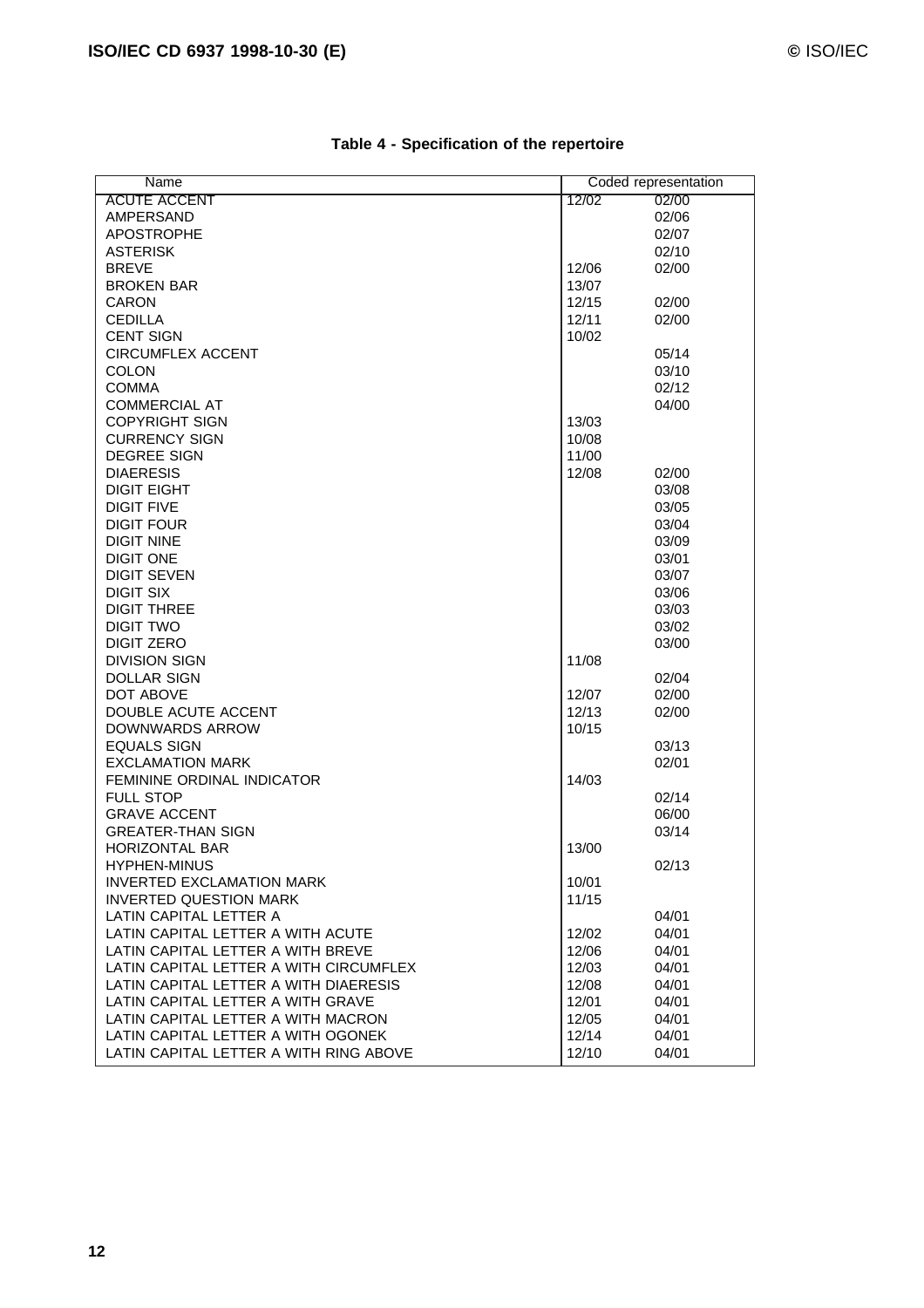**Table 4 - Specification of the repertoire**

| Name | Coded representation | |
|---|---|---|
| ACUTE ACCENT | 12/02 | 02/00 |
| AMPERSAND | | 02/06 |
| APOSTROPHE | | 02/07 |
| ASTERISK | | 02/10 |
| BREVE | 12/06 | 02/00 |
| BROKEN BAR | 13/07 | |
| CARON | 12/15 | 02/00 |
| CEDILLA | 12/11 | 02/00 |
| CENT SIGN | 10/02 | |
| CIRCUMFLEX ACCENT | | 05/14 |
| COLON | | 03/10 |
| COMMA | | 02/12 |
| COMMERCIAL AT | | 04/00 |
| COPYRIGHT SIGN | 13/03 | |
| CURRENCY SIGN | 10/08 | |
| DEGREE SIGN | 11/00 | |
| DIAERESIS | 12/08 | 02/00 |
| DIGIT EIGHT | | 03/08 |
| DIGIT FIVE | | 03/05 |
| DIGIT FOUR | | 03/04 |
| DIGIT NINE | | 03/09 |
| DIGIT ONE | | 03/01 |
| DIGIT SEVEN | | 03/07 |
| DIGIT SIX | | 03/06 |
| DIGIT THREE | | 03/03 |
| DIGIT TWO | | 03/02 |
| DIGIT ZERO | | 03/00 |
| DIVISION SIGN | 11/08 | |
| DOLLAR SIGN | | 02/04 |
| DOT ABOVE | 12/07 | 02/00 |
| DOUBLE ACUTE ACCENT | 12/13 | 02/00 |
| DOWNWARDS ARROW | 10/15 | |
| EQUALS SIGN | | 03/13 |
| EXCLAMATION MARK | | 02/01 |
| FEMININE ORDINAL INDICATOR | 14/03 | |
| FULL STOP | | 02/14 |
| GRAVE ACCENT | | 06/00 |
| GREATER-THAN SIGN | | 03/14 |
| HORIZONTAL BAR | 13/00 | |
| HYPHEN-MINUS | | 02/13 |
| INVERTED EXCLAMATION MARK | 10/01 | |
| INVERTED QUESTION MARK | 11/15 | |
| LATIN CAPITAL LETTER A | | 04/01 |
| LATIN CAPITAL LETTER A WITH ACUTE | 12/02 | 04/01 |
| LATIN CAPITAL LETTER A WITH BREVE | 12/06 | 04/01 |
| LATIN CAPITAL LETTER A WITH CIRCUMFLEX | 12/03 | 04/01 |
| LATIN CAPITAL LETTER A WITH DIAERESIS | 12/08 | 04/01 |
| LATIN CAPITAL LETTER A WITH GRAVE | 12/01 | 04/01 |
| LATIN CAPITAL LETTER A WITH MACRON | 12/05 | 04/01 |
| LATIN CAPITAL LETTER A WITH OGONEK | 12/14 | 04/01 |
| LATIN CAPITAL LETTER A WITH RING ABOVE | 12/10 | 04/01 |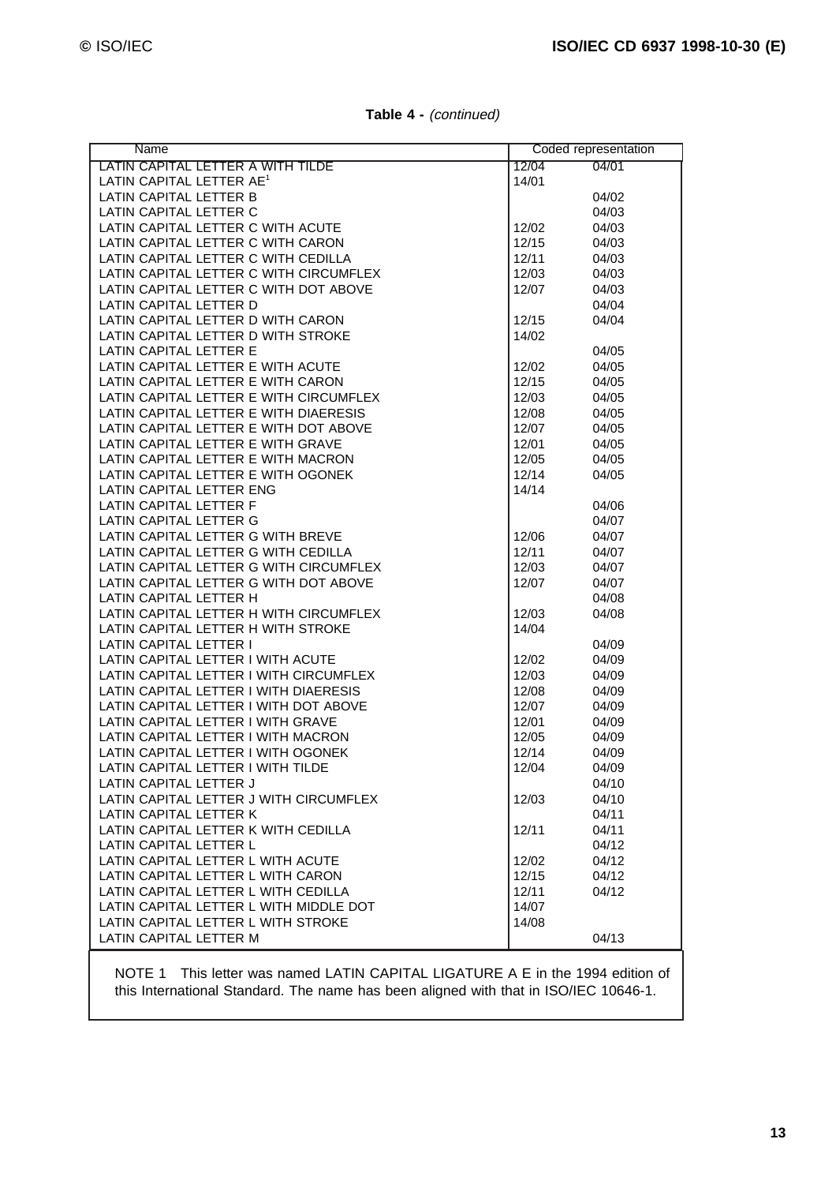**Table 4 -** *(continued)*

| Name | Coded representation | |
|---|---|---|
| LATIN CAPITAL LETTER A WITH TILDE | 12/04 | 04/01 |
| LATIN CAPITAL LETTER AE[1] | 14/01 | |
| LATIN CAPITAL LETTER B | | 04/02 |
| LATIN CAPITAL LETTER C | | 04/03 |
| LATIN CAPITAL LETTER C WITH ACUTE | 12/02 | 04/03 |
| LATIN CAPITAL LETTER C WITH CARON | 12/15 | 04/03 |
| LATIN CAPITAL LETTER C WITH CEDILLA | 12/11 | 04/03 |
| LATIN CAPITAL LETTER C WITH CIRCUMFLEX | 12/03 | 04/03 |
| LATIN CAPITAL LETTER C WITH DOT ABOVE | 12/07 | 04/03 |
| LATIN CAPITAL LETTER D | | 04/04 |
| LATIN CAPITAL LETTER D WITH CARON | 12/15 | 04/04 |
| LATIN CAPITAL LETTER D WITH STROKE | 14/02 | |
| LATIN CAPITAL LETTER E | | 04/05 |
| LATIN CAPITAL LETTER E WITH ACUTE | 12/02 | 04/05 |
| LATIN CAPITAL LETTER E WITH CARON | 12/15 | 04/05 |
| LATIN CAPITAL LETTER E WITH CIRCUMFLEX | 12/03 | 04/05 |
| LATIN CAPITAL LETTER E WITH DIAERESIS | 12/08 | 04/05 |
| LATIN CAPITAL LETTER E WITH DOT ABOVE | 12/07 | 04/05 |
| LATIN CAPITAL LETTER E WITH GRAVE | 12/01 | 04/05 |
| LATIN CAPITAL LETTER E WITH MACRON | 12/05 | 04/05 |
| LATIN CAPITAL LETTER E WITH OGONEK | 12/14 | 04/05 |
| LATIN CAPITAL LETTER ENG | 14/14 | |
| LATIN CAPITAL LETTER F | | 04/06 |
| LATIN CAPITAL LETTER G | | 04/07 |
| LATIN CAPITAL LETTER G WITH BREVE | 12/06 | 04/07 |
| LATIN CAPITAL LETTER G WITH CEDILLA | 12/11 | 04/07 |
| LATIN CAPITAL LETTER G WITH CIRCUMFLEX | 12/03 | 04/07 |
| LATIN CAPITAL LETTER G WITH DOT ABOVE | 12/07 | 04/07 |
| LATIN CAPITAL LETTER H | | 04/08 |
| LATIN CAPITAL LETTER H WITH CIRCUMFLEX | 12/03 | 04/08 |
| LATIN CAPITAL LETTER H WITH STROKE | 14/04 | |
| LATIN CAPITAL LETTER I | | 04/09 |
| LATIN CAPITAL LETTER I WITH ACUTE | 12/02 | 04/09 |
| LATIN CAPITAL LETTER I WITH CIRCUMFLEX | 12/03 | 04/09 |
| LATIN CAPITAL LETTER I WITH DIAERESIS | 12/08 | 04/09 |
| LATIN CAPITAL LETTER I WITH DOT ABOVE | 12/07 | 04/09 |
| LATIN CAPITAL LETTER I WITH GRAVE | 12/01 | 04/09 |
| LATIN CAPITAL LETTER I WITH MACRON | 12/05 | 04/09 |
| LATIN CAPITAL LETTER I WITH OGONEK | 12/14 | 04/09 |
| LATIN CAPITAL LETTER I WITH TILDE | 12/04 | 04/09 |
| LATIN CAPITAL LETTER J | | 04/10 |
| LATIN CAPITAL LETTER J WITH CIRCUMFLEX | 12/03 | 04/10 |
| LATIN CAPITAL LETTER K | | 04/11 |
| LATIN CAPITAL LETTER K WITH CEDILLA | 12/11 | 04/11 |
| LATIN CAPITAL LETTER L | | 04/12 |
| LATIN CAPITAL LETTER L WITH ACUTE | 12/02 | 04/12 |
| LATIN CAPITAL LETTER L WITH CARON | 12/15 | 04/12 |
| LATIN CAPITAL LETTER L WITH CEDILLA | 12/11 | 04/12 |
| LATIN CAPITAL LETTER L WITH MIDDLE DOT | 14/07 | |
| LATIN CAPITAL LETTER L WITH STROKE | 14/08 | |
| LATIN CAPITAL LETTER M | | 04/13 |

NOTE 1 This letter was named LATIN CAPITAL LIGATURE A E in the 1994 edition of this International Standard. The name has been aligned with that in ISO/IEC 10646-1.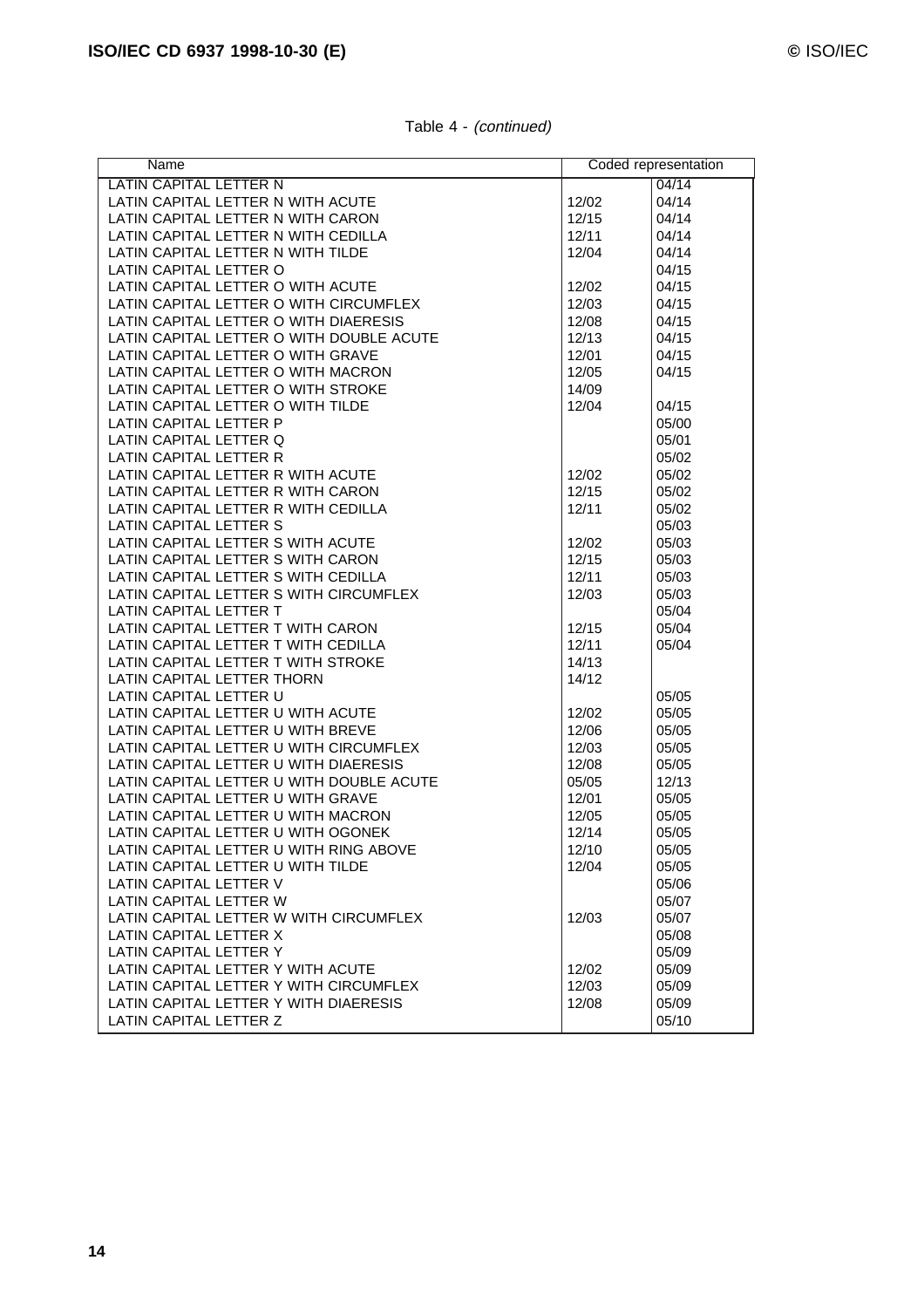Table 4 - *(continued)*

| Name | Coded representation | |
|---|---|---|
| LATIN CAPITAL LETTER N | | 04/14 |
| LATIN CAPITAL LETTER N WITH ACUTE | 12/02 | 04/14 |
| LATIN CAPITAL LETTER N WITH CARON | 12/15 | 04/14 |
| LATIN CAPITAL LETTER N WITH CEDILLA | 12/11 | 04/14 |
| LATIN CAPITAL LETTER N WITH TILDE | 12/04 | 04/14 |
| LATIN CAPITAL LETTER O | | 04/15 |
| LATIN CAPITAL LETTER O WITH ACUTE | 12/02 | 04/15 |
| LATIN CAPITAL LETTER O WITH CIRCUMFLEX | 12/03 | 04/15 |
| LATIN CAPITAL LETTER O WITH DIAERESIS | 12/08 | 04/15 |
| LATIN CAPITAL LETTER O WITH DOUBLE ACUTE | 12/13 | 04/15 |
| LATIN CAPITAL LETTER O WITH GRAVE | 12/01 | 04/15 |
| LATIN CAPITAL LETTER O WITH MACRON | 12/05 | 04/15 |
| LATIN CAPITAL LETTER O WITH STROKE | 14/09 | |
| LATIN CAPITAL LETTER O WITH TILDE | 12/04 | 04/15 |
| LATIN CAPITAL LETTER P | | 05/00 |
| LATIN CAPITAL LETTER Q | | 05/01 |
| LATIN CAPITAL LETTER R | | 05/02 |
| LATIN CAPITAL LETTER R WITH ACUTE | 12/02 | 05/02 |
| LATIN CAPITAL LETTER R WITH CARON | 12/15 | 05/02 |
| LATIN CAPITAL LETTER R WITH CEDILLA | 12/11 | 05/02 |
| LATIN CAPITAL LETTER S | | 05/03 |
| LATIN CAPITAL LETTER S WITH ACUTE | 12/02 | 05/03 |
| LATIN CAPITAL LETTER S WITH CARON | 12/15 | 05/03 |
| LATIN CAPITAL LETTER S WITH CEDILLA | 12/11 | 05/03 |
| LATIN CAPITAL LETTER S WITH CIRCUMFLEX | 12/03 | 05/03 |
| LATIN CAPITAL LETTER T | | 05/04 |
| LATIN CAPITAL LETTER T WITH CARON | 12/15 | 05/04 |
| LATIN CAPITAL LETTER T WITH CEDILLA | 12/11 | 05/04 |
| LATIN CAPITAL LETTER T WITH STROKE | 14/13 | |
| LATIN CAPITAL LETTER THORN | 14/12 | |
| LATIN CAPITAL LETTER U | | 05/05 |
| LATIN CAPITAL LETTER U WITH ACUTE | 12/02 | 05/05 |
| LATIN CAPITAL LETTER U WITH BREVE | 12/06 | 05/05 |
| LATIN CAPITAL LETTER U WITH CIRCUMFLEX | 12/03 | 05/05 |
| LATIN CAPITAL LETTER U WITH DIAERESIS | 12/08 | 05/05 |
| LATIN CAPITAL LETTER U WITH DOUBLE ACUTE | 05/05 | 12/13 |
| LATIN CAPITAL LETTER U WITH GRAVE | 12/01 | 05/05 |
| LATIN CAPITAL LETTER U WITH MACRON | 12/05 | 05/05 |
| LATIN CAPITAL LETTER U WITH OGONEK | 12/14 | 05/05 |
| LATIN CAPITAL LETTER U WITH RING ABOVE | 12/10 | 05/05 |
| LATIN CAPITAL LETTER U WITH TILDE | 12/04 | 05/05 |
| LATIN CAPITAL LETTER V | | 05/06 |
| LATIN CAPITAL LETTER W | | 05/07 |
| LATIN CAPITAL LETTER W WITH CIRCUMFLEX | 12/03 | 05/07 |
| LATIN CAPITAL LETTER X | | 05/08 |
| LATIN CAPITAL LETTER Y | | 05/09 |
| LATIN CAPITAL LETTER Y WITH ACUTE | 12/02 | 05/09 |
| LATIN CAPITAL LETTER Y WITH CIRCUMFLEX | 12/03 | 05/09 |
| LATIN CAPITAL LETTER Y WITH DIAERESIS | 12/08 | 05/09 |
| LATIN CAPITAL LETTER Z | | 05/10 |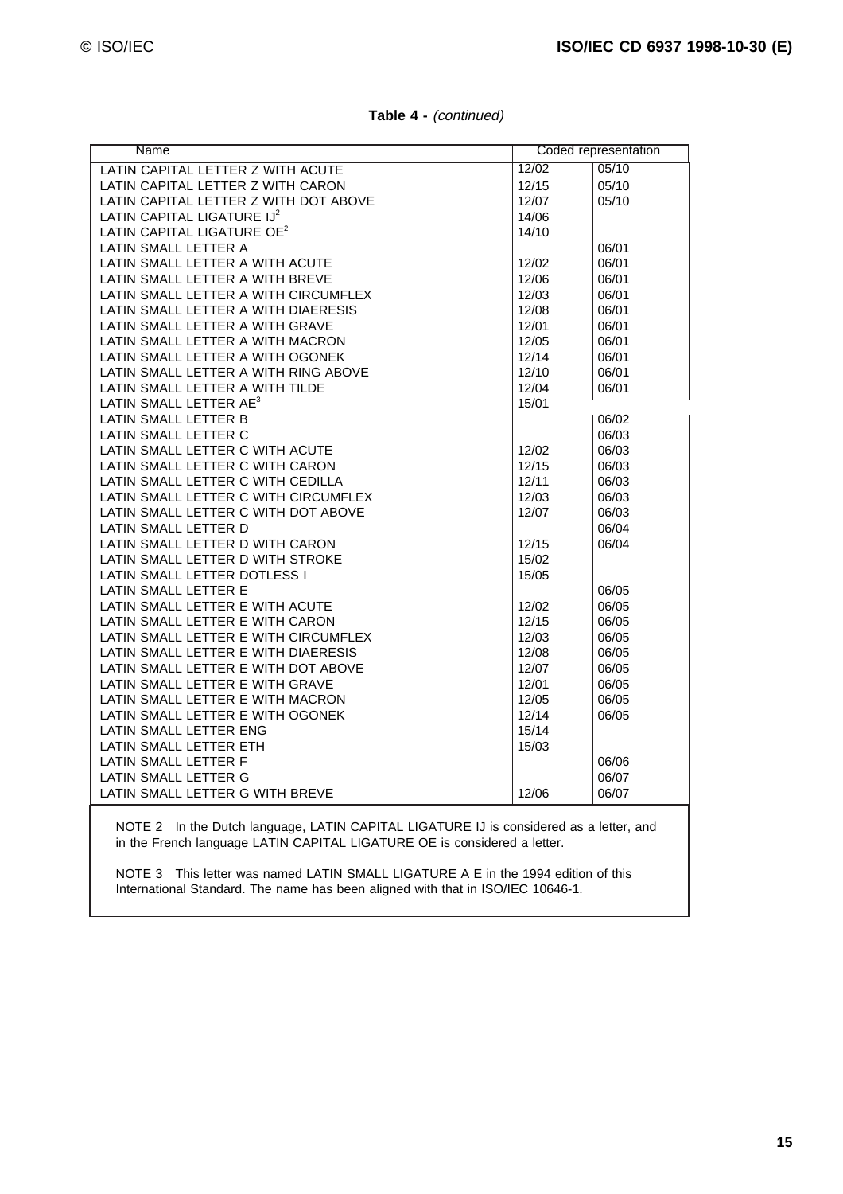**Table 4 -** *(continued)*

| Name | Coded representation | |
|---|---|---|
| LATIN CAPITAL LETTER Z WITH ACUTE | 12/02 | 05/10 |
| LATIN CAPITAL LETTER Z WITH CARON | 12/15 | 05/10 |
| LATIN CAPITAL LETTER Z WITH DOT ABOVE | 12/07 | 05/10 |
| LATIN CAPITAL LIGATURE IJ[2] | 14/06 | |
| LATIN CAPITAL LIGATURE OE[2] | 14/10 | |
| LATIN SMALL LETTER A | | 06/01 |
| LATIN SMALL LETTER A WITH ACUTE | 12/02 | 06/01 |
| LATIN SMALL LETTER A WITH BREVE | 12/06 | 06/01 |
| LATIN SMALL LETTER A WITH CIRCUMFLEX | 12/03 | 06/01 |
| LATIN SMALL LETTER A WITH DIAERESIS | 12/08 | 06/01 |
| LATIN SMALL LETTER A WITH GRAVE | 12/01 | 06/01 |
| LATIN SMALL LETTER A WITH MACRON | 12/05 | 06/01 |
| LATIN SMALL LETTER A WITH OGONEK | 12/14 | 06/01 |
| LATIN SMALL LETTER A WITH RING ABOVE | 12/10 | 06/01 |
| LATIN SMALL LETTER A WITH TILDE | 12/04 | 06/01 |
| LATIN SMALL LETTER AE[3] | 15/01 | |
| LATIN SMALL LETTER B | | 06/02 |
| LATIN SMALL LETTER C | | 06/03 |
| LATIN SMALL LETTER C WITH ACUTE | 12/02 | 06/03 |
| LATIN SMALL LETTER C WITH CARON | 12/15 | 06/03 |
| LATIN SMALL LETTER C WITH CEDILLA | 12/11 | 06/03 |
| LATIN SMALL LETTER C WITH CIRCUMFLEX | 12/03 | 06/03 |
| LATIN SMALL LETTER C WITH DOT ABOVE | 12/07 | 06/03 |
| LATIN SMALL LETTER D | | 06/04 |
| LATIN SMALL LETTER D WITH CARON | 12/15 | 06/04 |
| LATIN SMALL LETTER D WITH STROKE | 15/02 | |
| LATIN SMALL LETTER DOTLESS I | 15/05 | |
| LATIN SMALL LETTER E | | 06/05 |
| LATIN SMALL LETTER E WITH ACUTE | 12/02 | 06/05 |
| LATIN SMALL LETTER E WITH CARON | 12/15 | 06/05 |
| LATIN SMALL LETTER E WITH CIRCUMFLEX | 12/03 | 06/05 |
| LATIN SMALL LETTER E WITH DIAERESIS | 12/08 | 06/05 |
| LATIN SMALL LETTER E WITH DOT ABOVE | 12/07 | 06/05 |
| LATIN SMALL LETTER E WITH GRAVE | 12/01 | 06/05 |
| LATIN SMALL LETTER E WITH MACRON | 12/05 | 06/05 |
| LATIN SMALL LETTER E WITH OGONEK | 12/14 | 06/05 |
| LATIN SMALL LETTER ENG | 15/14 | |
| LATIN SMALL LETTER ETH | 15/03 | |
| LATIN SMALL LETTER F | | 06/06 |
| LATIN SMALL LETTER G | | 06/07 |
| LATIN SMALL LETTER G WITH BREVE | 12/06 | 06/07 |

NOTE 2 In the Dutch language, LATIN CAPITAL LIGATURE IJ is considered as a letter, and in the French language LATIN CAPITAL LIGATURE OE is considered a letter.

NOTE 3 This letter was named LATIN SMALL LIGATURE A E in the 1994 edition of this International Standard. The name has been aligned with that in ISO/IEC 10646-1.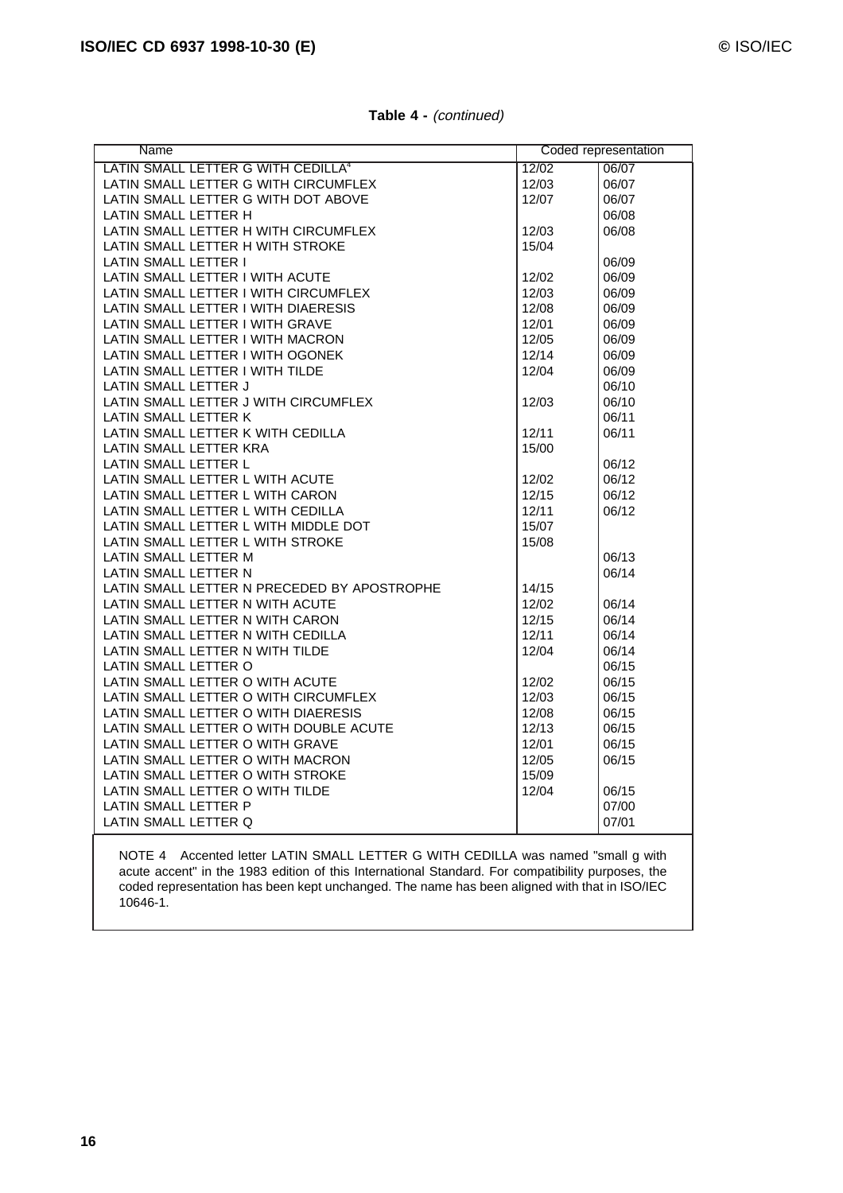**Table 4 -** *(continued)*

| Name | Coded representation | |
|---|---|---|
| LATIN SMALL LETTER G WITH CEDILLA[4] | 12/02 | 06/07 |
| LATIN SMALL LETTER G WITH CIRCUMFLEX | 12/03 | 06/07 |
| LATIN SMALL LETTER G WITH DOT ABOVE | 12/07 | 06/07 |
| LATIN SMALL LETTER H | | 06/08 |
| LATIN SMALL LETTER H WITH CIRCUMFLEX | 12/03 | 06/08 |
| LATIN SMALL LETTER H WITH STROKE | 15/04 | |
| LATIN SMALL LETTER I | | 06/09 |
| LATIN SMALL LETTER I WITH ACUTE | 12/02 | 06/09 |
| LATIN SMALL LETTER I WITH CIRCUMFLEX | 12/03 | 06/09 |
| LATIN SMALL LETTER I WITH DIAERESIS | 12/08 | 06/09 |
| LATIN SMALL LETTER I WITH GRAVE | 12/01 | 06/09 |
| LATIN SMALL LETTER I WITH MACRON | 12/05 | 06/09 |
| LATIN SMALL LETTER I WITH OGONEK | 12/14 | 06/09 |
| LATIN SMALL LETTER I WITH TILDE | 12/04 | 06/09 |
| LATIN SMALL LETTER J | | 06/10 |
| LATIN SMALL LETTER J WITH CIRCUMFLEX | 12/03 | 06/10 |
| LATIN SMALL LETTER K | | 06/11 |
| LATIN SMALL LETTER K WITH CEDILLA | 12/11 | 06/11 |
| LATIN SMALL LETTER KRA | 15/00 | |
| LATIN SMALL LETTER L | | 06/12 |
| LATIN SMALL LETTER L WITH ACUTE | 12/02 | 06/12 |
| LATIN SMALL LETTER L WITH CARON | 12/15 | 06/12 |
| LATIN SMALL LETTER L WITH CEDILLA | 12/11 | 06/12 |
| LATIN SMALL LETTER L WITH MIDDLE DOT | 15/07 | |
| LATIN SMALL LETTER L WITH STROKE | 15/08 | |
| LATIN SMALL LETTER M | | 06/13 |
| LATIN SMALL LETTER N | | 06/14 |
| LATIN SMALL LETTER N PRECEDED BY APOSTROPHE | 14/15 | |
| LATIN SMALL LETTER N WITH ACUTE | 12/02 | 06/14 |
| LATIN SMALL LETTER N WITH CARON | 12/15 | 06/14 |
| LATIN SMALL LETTER N WITH CEDILLA | 12/11 | 06/14 |
| LATIN SMALL LETTER N WITH TILDE | 12/04 | 06/14 |
| LATIN SMALL LETTER O | | 06/15 |
| LATIN SMALL LETTER O WITH ACUTE | 12/02 | 06/15 |
| LATIN SMALL LETTER O WITH CIRCUMFLEX | 12/03 | 06/15 |
| LATIN SMALL LETTER O WITH DIAERESIS | 12/08 | 06/15 |
| LATIN SMALL LETTER O WITH DOUBLE ACUTE | 12/13 | 06/15 |
| LATIN SMALL LETTER O WITH GRAVE | 12/01 | 06/15 |
| LATIN SMALL LETTER O WITH MACRON | 12/05 | 06/15 |
| LATIN SMALL LETTER O WITH STROKE | 15/09 | |
| LATIN SMALL LETTER O WITH TILDE | 12/04 | 06/15 |
| LATIN SMALL LETTER P | | 07/00 |
| LATIN SMALL LETTER Q | | 07/01 |

NOTE 4 Accented letter LATIN SMALL LETTER G WITH CEDILLA was named "small g with acute accent" in the 1983 edition of this International Standard. For compatibility purposes, the coded representation has been kept unchanged. The name has been aligned with that in ISO/IEC 10646-1.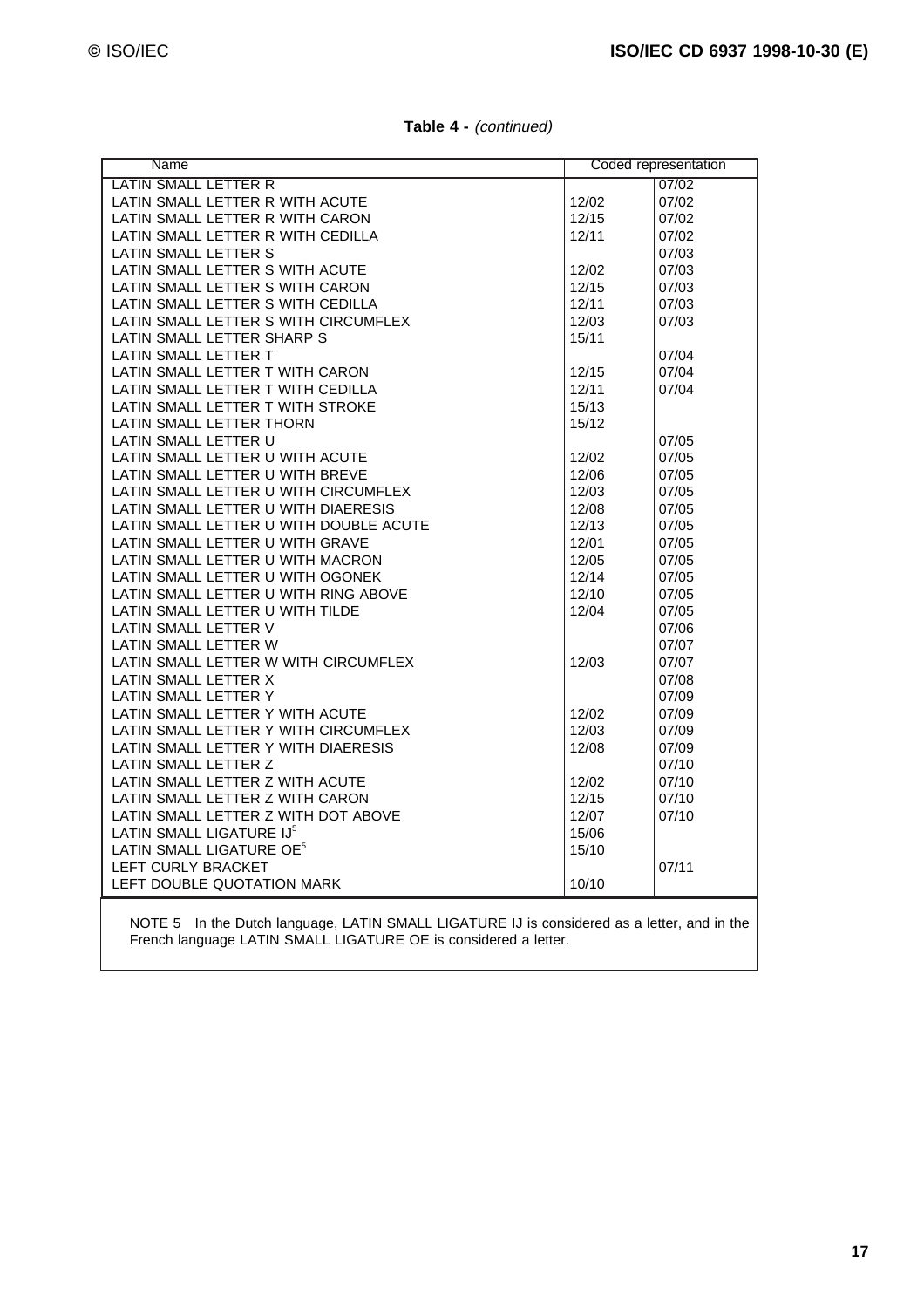**Table 4 -** *(continued)*

| Name | Coded representation | |
|---|---|---|
| LATIN SMALL LETTER R | | 07/02 |
| LATIN SMALL LETTER R WITH ACUTE | 12/02 | 07/02 |
| LATIN SMALL LETTER R WITH CARON | 12/15 | 07/02 |
| LATIN SMALL LETTER R WITH CEDILLA | 12/11 | 07/02 |
| LATIN SMALL LETTER S | | 07/03 |
| LATIN SMALL LETTER S WITH ACUTE | 12/02 | 07/03 |
| LATIN SMALL LETTER S WITH CARON | 12/15 | 07/03 |
| LATIN SMALL LETTER S WITH CEDILLA | 12/11 | 07/03 |
| LATIN SMALL LETTER S WITH CIRCUMFLEX | 12/03 | 07/03 |
| LATIN SMALL LETTER SHARP S | 15/11 | |
| LATIN SMALL LETTER T | | 07/04 |
| LATIN SMALL LETTER T WITH CARON | 12/15 | 07/04 |
| LATIN SMALL LETTER T WITH CEDILLA | 12/11 | 07/04 |
| LATIN SMALL LETTER T WITH STROKE | 15/13 | |
| LATIN SMALL LETTER THORN | 15/12 | |
| LATIN SMALL LETTER U | | 07/05 |
| LATIN SMALL LETTER U WITH ACUTE | 12/02 | 07/05 |
| LATIN SMALL LETTER U WITH BREVE | 12/06 | 07/05 |
| LATIN SMALL LETTER U WITH CIRCUMFLEX | 12/03 | 07/05 |
| LATIN SMALL LETTER U WITH DIAERESIS | 12/08 | 07/05 |
| LATIN SMALL LETTER U WITH DOUBLE ACUTE | 12/13 | 07/05 |
| LATIN SMALL LETTER U WITH GRAVE | 12/01 | 07/05 |
| LATIN SMALL LETTER U WITH MACRON | 12/05 | 07/05 |
| LATIN SMALL LETTER U WITH OGONEK | 12/14 | 07/05 |
| LATIN SMALL LETTER U WITH RING ABOVE | 12/10 | 07/05 |
| LATIN SMALL LETTER U WITH TILDE | 12/04 | 07/05 |
| LATIN SMALL LETTER V | | 07/06 |
| LATIN SMALL LETTER W | | 07/07 |
| LATIN SMALL LETTER W WITH CIRCUMFLEX | 12/03 | 07/07 |
| LATIN SMALL LETTER X | | 07/08 |
| LATIN SMALL LETTER Y | | 07/09 |
| LATIN SMALL LETTER Y WITH ACUTE | 12/02 | 07/09 |
| LATIN SMALL LETTER Y WITH CIRCUMFLEX | 12/03 | 07/09 |
| LATIN SMALL LETTER Y WITH DIAERESIS | 12/08 | 07/09 |
| LATIN SMALL LETTER Z | | 07/10 |
| LATIN SMALL LETTER Z WITH ACUTE | 12/02 | 07/10 |
| LATIN SMALL LETTER Z WITH CARON | 12/15 | 07/10 |
| LATIN SMALL LETTER Z WITH DOT ABOVE | 12/07 | 07/10 |
| LATIN SMALL LIGATURE IJ[5] | 15/06 | |
| LATIN SMALL LIGATURE OE[5] | 15/10 | |
| LEFT CURLY BRACKET | | 07/11 |
| LEFT DOUBLE QUOTATION MARK | 10/10 | |

NOTE 5 In the Dutch language, LATIN SMALL LIGATURE IJ is considered as a letter, and in the French language LATIN SMALL LIGATURE OE is considered a letter.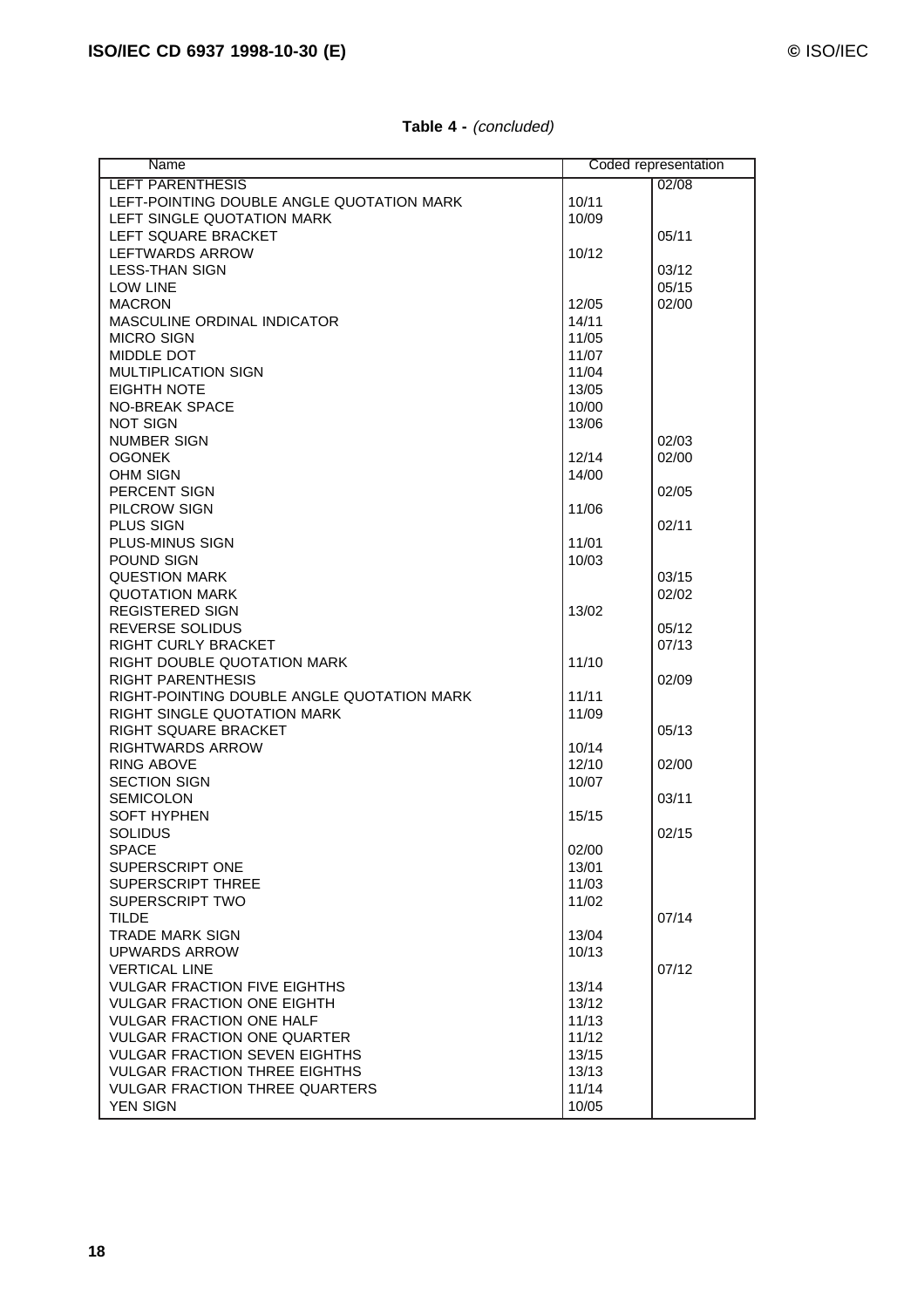**Table 4 -** *(concluded)*

| Name | Coded representation | |
|---|---|---|
| LEFT PARENTHESIS | | 02/08 |
| LEFT-POINTING DOUBLE ANGLE QUOTATION MARK | 10/11 | |
| LEFT SINGLE QUOTATION MARK | 10/09 | |
| LEFT SQUARE BRACKET | | 05/11 |
| LEFTWARDS ARROW | 10/12 | |
| LESS-THAN SIGN | | 03/12 |
| LOW LINE | | 05/15 |
| MACRON | 12/05 | 02/00 |
| MASCULINE ORDINAL INDICATOR | 14/11 | |
| MICRO SIGN | 11/05 | |
| MIDDLE DOT | 11/07 | |
| MULTIPLICATION SIGN | 11/04 | |
| EIGHTH NOTE | 13/05 | |
| NO-BREAK SPACE | 10/00 | |
| NOT SIGN | 13/06 | |
| NUMBER SIGN | | 02/03 |
| OGONEK | 12/14 | 02/00 |
| OHM SIGN | 14/00 | |
| PERCENT SIGN | | 02/05 |
| PILCROW SIGN | 11/06 | |
| PLUS SIGN | | 02/11 |
| PLUS-MINUS SIGN | 11/01 | |
| POUND SIGN | 10/03 | |
| QUESTION MARK | | 03/15 |
| QUOTATION MARK | | 02/02 |
| REGISTERED SIGN | 13/02 | |
| REVERSE SOLIDUS | | 05/12 |
| RIGHT CURLY BRACKET | | 07/13 |
| RIGHT DOUBLE QUOTATION MARK | 11/10 | |
| RIGHT PARENTHESIS | | 02/09 |
| RIGHT-POINTING DOUBLE ANGLE QUOTATION MARK | 11/11 | |
| RIGHT SINGLE QUOTATION MARK | 11/09 | |
| RIGHT SQUARE BRACKET | | 05/13 |
| RIGHTWARDS ARROW | 10/14 | |
| RING ABOVE | 12/10 | 02/00 |
| SECTION SIGN | 10/07 | |
| SEMICOLON | | 03/11 |
| SOFT HYPHEN | 15/15 | |
| SOLIDUS | | 02/15 |
| SPACE | 02/00 | |
| SUPERSCRIPT ONE | 13/01 | |
| SUPERSCRIPT THREE | 11/03 | |
| SUPERSCRIPT TWO | 11/02 | |
| TILDE | | 07/14 |
| TRADE MARK SIGN | 13/04 | |
| UPWARDS ARROW | 10/13 | |
| VERTICAL LINE | | 07/12 |
| VULGAR FRACTION FIVE EIGHTHS | 13/14 | |
| VULGAR FRACTION ONE EIGHTH | 13/12 | |
| VULGAR FRACTION ONE HALF | 11/13 | |
| VULGAR FRACTION ONE QUARTER | 11/12 | |
| VULGAR FRACTION SEVEN EIGHTHS | 13/15 | |
| VULGAR FRACTION THREE EIGHTHS | 13/13 | |
| VULGAR FRACTION THREE QUARTERS | 11/14 | |
| YEN SIGN | 10/05 | |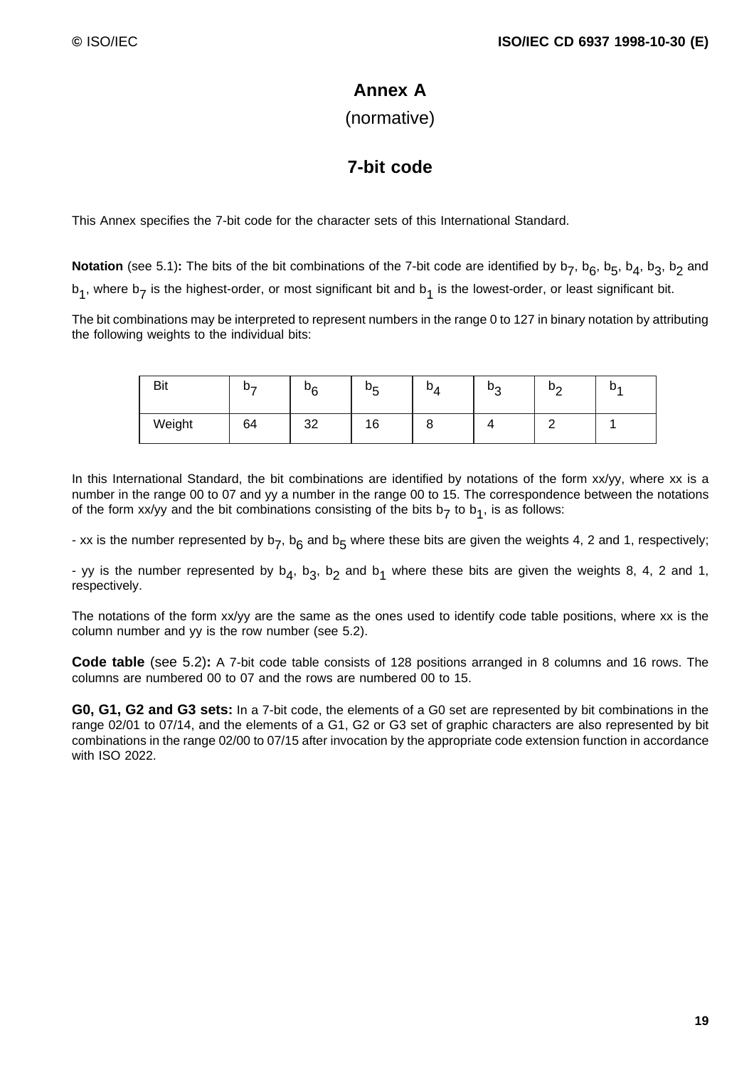# Annex A

(normative)

## 7-bit code

This Annex specifies the 7-bit code for the character sets of this International Standard.

**Notation** (see 5.1)**:** The bits of the bit combinations of the 7-bit code are identified by $b_7$, $b_6$, $b_5$, $b_4$, $b_3$, $b_2$ and $b_1$, where $b_7$ is the highest-order, or most significant bit and $b_1$ is the lowest-order, or least significant bit.

The bit combinations may be interpreted to represent numbers in the range 0 to 127 in binary notation by attributing the following weights to the individual bits:

| Bit | $b_7$ | $b_6$ | $b_5$ | $b_4$ | $b_3$ | $b_2$ | $b_1$ |
|---|---|---|---|---|---|---|---|
| Weight | 64 | 32 | 16 | 8 | 4 | 2 | 1 |

In this International Standard, the bit combinations are identified by notations of the form xx/yy, where xx is a number in the range 00 to 07 and yy a number in the range 00 to 15. The correspondence between the notations of the form xx/yy and the bit combinations consisting of the bits $b_7$ to $b_1$, is as follows:

- xx is the number represented by $b_7$, $b_6$ and $b_5$ where these bits are given the weights 4, 2 and 1, respectively;

- yy is the number represented by $b_4$, $b_3$, $b_2$ and $b_1$ where these bits are given the weights 8, 4, 2 and 1, respectively.

The notations of the form xx/yy are the same as the ones used to identify code table positions, where xx is the column number and yy is the row number (see 5.2).

**Code table** (see 5.2)**:** A 7-bit code table consists of 128 positions arranged in 8 columns and 16 rows. The columns are numbered 00 to 07 and the rows are numbered 00 to 15.

**G0, G1, G2 and G3 sets:** In a 7-bit code, the elements of a G0 set are represented by bit combinations in the range 02/01 to 07/14, and the elements of a G1, G2 or G3 set of graphic characters are also represented by bit combinations in the range 02/00 to 07/15 after invocation by the appropriate code extension function in accordance with ISO 2022.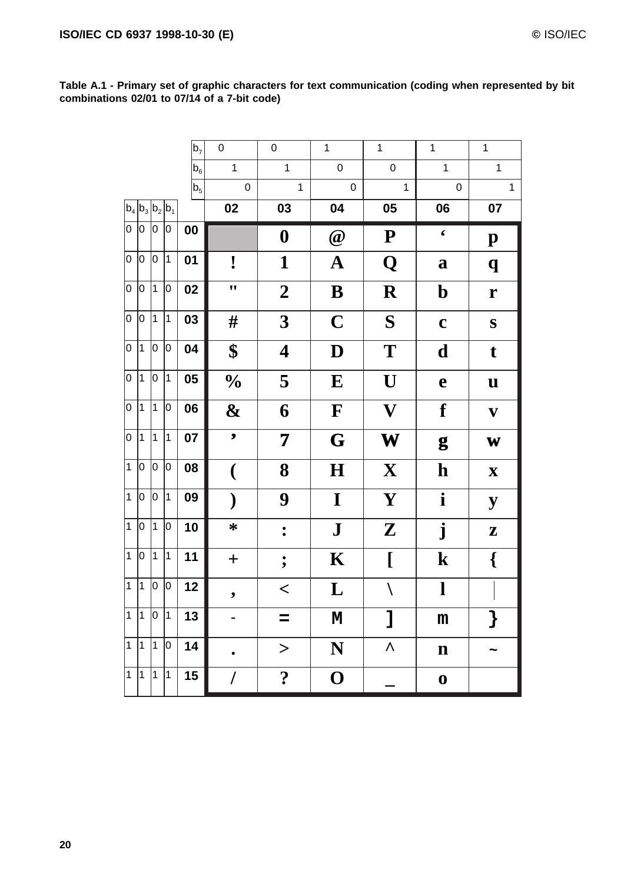**Table A.1 - Primary set of graphic characters for text communication (coding when represented by bit combinations 02/01 to 07/14 of a 7-bit code)**

| | | | | $b_7$ | 0 | 0 | 1 | 1 | 1 | 1 |
|---|---|---|---|---|---|---|---|---|---|---|
| | | | | $b_6$ | 1 | 1 | 0 | 0 | 1 | 1 |
| | | | | $b_5$ | 0 | 1 | 0 | 1 | 0 | 1 |
| $b_4$ | $b_3$ | $b_2$ | $b_1$ | | 02 | 03 | 04 | 05 | 06 | 07 |
| 0 | 0 | 0 | 0 | 00 | | 0 | @ | P | ‘ | p |
| 0 | 0 | 0 | 1 | 01 | ! | 1 | A | Q | a | q |
| 0 | 0 | 1 | 0 | 02 | " | 2 | B | R | b | r |
| 0 | 0 | 1 | 1 | 03 | # | 3 | C | S | c | s |
| 0 | 1 | 0 | 0 | 04 | $ | 4 | D | T | d | t |
| 0 | 1 | 0 | 1 | 05 | % | 5 | E | U | e | u |
| 0 | 1 | 1 | 0 | 06 | & | 6 | F | V | f | v |
| 0 | 1 | 1 | 1 | 07 | ’ | 7 | G | W | g | w |
| 1 | 0 | 0 | 0 | 08 | ( | 8 | H | X | h | x |
| 1 | 0 | 0 | 1 | 09 | ) | 9 | I | Y | i | y |
| 1 | 0 | 1 | 0 | 10 | * | : | J | Z | j | z |
| 1 | 0 | 1 | 1 | 11 | + | ; | K | [ | k | { |
| 1 | 1 | 0 | 0 | 12 | , | < | L | \ | l | \| |
| 1 | 1 | 0 | 1 | 13 | - | = | M | ] | m | } |
| 1 | 1 | 1 | 0 | 14 | . | > | N | ^ | n | ~ |
| 1 | 1 | 1 | 1 | 15 | / | ? | O | _ | o | |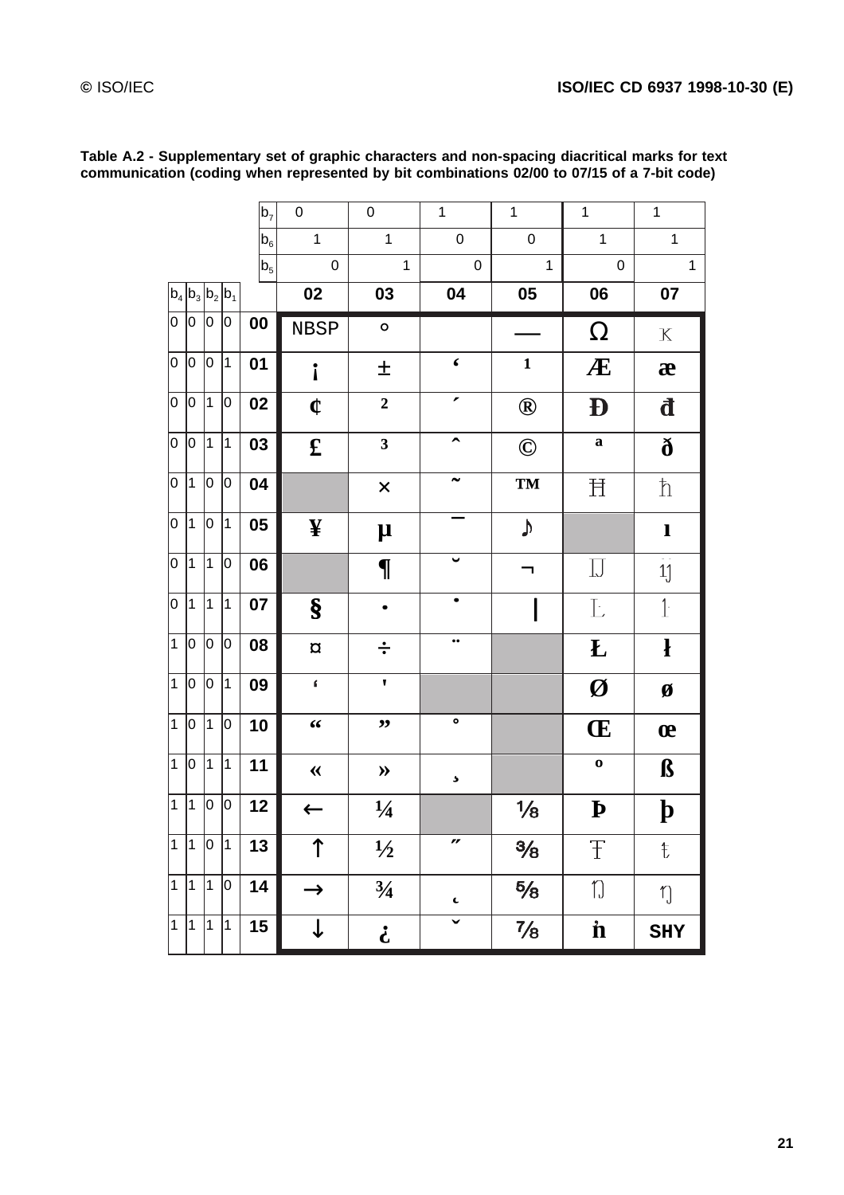**Table A.2 - Supplementary set of graphic characters and non-spacing diacritical marks for text communication (coding when represented by bit combinations 02/00 to 07/15 of a 7-bit code)**

| | | | | $b_7$ | 0 | 0 | 1 | 1 | 1 | 1 |
|---|---|---|---|---|---|---|---|---|---|---|
| | | | | $b_6$ | 1 | 1 | 0 | 0 | 1 | 1 |
| | | | | $b_5$ | 0 | 1 | 0 | 1 | 0 | 1 |
| $b_4$ | $b_3$ | $b_2$ | $b_1$ | | **02** | **03** | **04** | **05** | **06** | **07** |
| 0 | 0 | 0 | 0 | **00** | NBSP | ° | | — | Ω | ĸ |
| 0 | 0 | 0 | 1 | **01** | ¡ | ± | ̀ | ¹ | Æ | æ |
| 0 | 0 | 1 | 0 | **02** | ¢ | ² | ́ | ® | Đ | đ |
| 0 | 0 | 1 | 1 | **03** | £ | ³ | ̂ | © | ª | ð |
| 0 | 1 | 0 | 0 | **04** | | × | ̃ | ™ | Ħ | ħ |
| 0 | 1 | 0 | 1 | **05** | ¥ | µ | ̄ | ♪ | | ı |
| 0 | 1 | 1 | 0 | **06** | | ¶ | ̆ | ¬ | Ĳ | ĳ |
| 0 | 1 | 1 | 1 | **07** | § | • | ̇ | ¦ | Ŀ | ŀ |
| 1 | 0 | 0 | 0 | **08** | ¤ | ÷ | ̈ | | Ł | ł |
| 1 | 0 | 0 | 1 | **09** | ‘ | ’ | | | Ø | ø |
| 1 | 0 | 1 | 0 | **10** | “ | ” | ̊ | | Œ | œ |
| 1 | 0 | 1 | 1 | **11** | « | » | ̧ | | º | ß |
| 1 | 1 | 0 | 0 | **12** | ← | ¼ | | ⅛ | Þ | þ |
| 1 | 1 | 0 | 1 | **13** | ↑ | ½ | ̋ | ⅜ | Ŧ | ŧ |
| 1 | 1 | 1 | 0 | **14** | → | ¾ | ̨ | ⅝ | Ŋ | ŋ |
| 1 | 1 | 1 | 1 | **15** | ↓ | ¿ | ̌ | ⅞ | ŉ | SHY |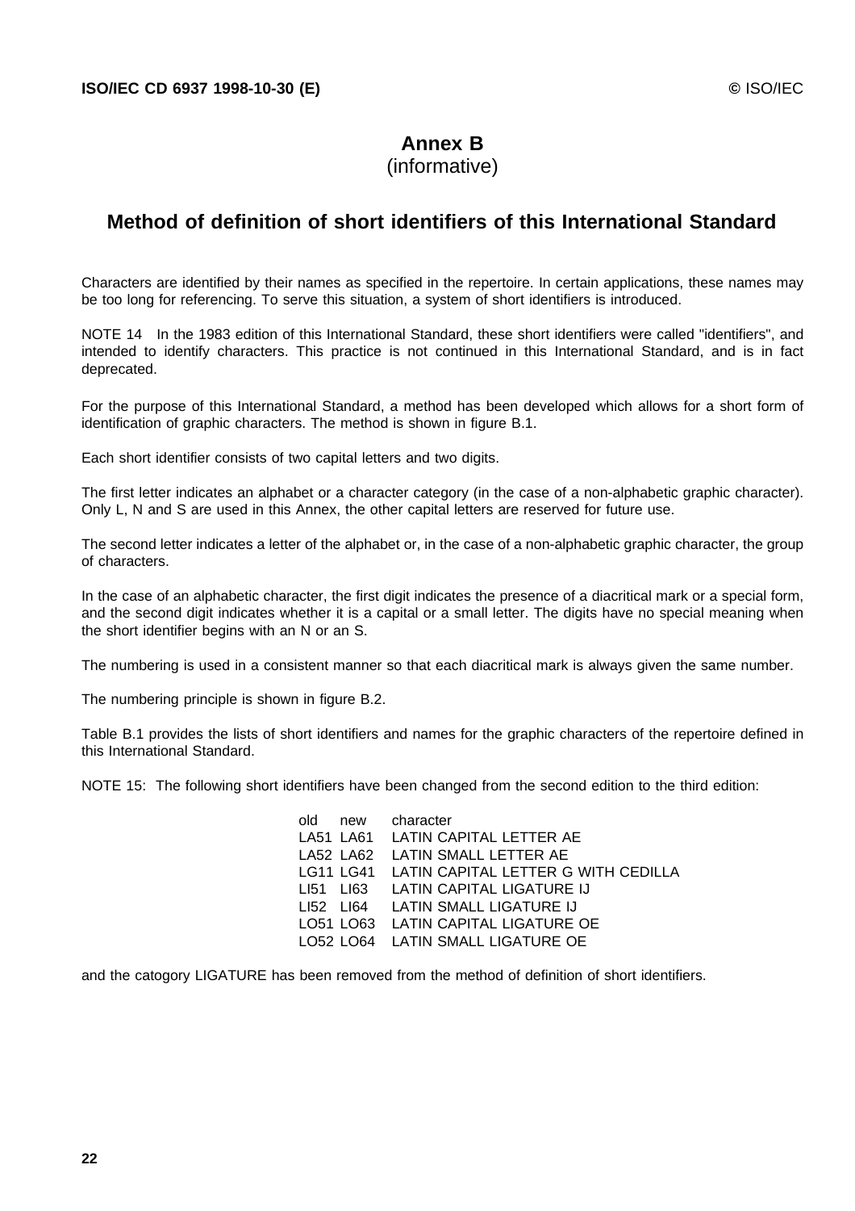# Annex B
(informative)

## Method of definition of short identifiers of this International Standard

Characters are identified by their names as specified in the repertoire. In certain applications, these names may be too long for referencing. To serve this situation, a system of short identifiers is introduced.

NOTE 14 In the 1983 edition of this International Standard, these short identifiers were called "identifiers", and intended to identify characters. This practice is not continued in this International Standard, and is in fact deprecated.

For the purpose of this International Standard, a method has been developed which allows for a short form of identification of graphic characters. The method is shown in figure B.1.

Each short identifier consists of two capital letters and two digits.

The first letter indicates an alphabet or a character category (in the case of a non-alphabetic graphic character). Only L, N and S are used in this Annex, the other capital letters are reserved for future use.

The second letter indicates a letter of the alphabet or, in the case of a non-alphabetic graphic character, the group of characters.

In the case of an alphabetic character, the first digit indicates the presence of a diacritical mark or a special form, and the second digit indicates whether it is a capital or a small letter. The digits have no special meaning when the short identifier begins with an N or an S.

The numbering is used in a consistent manner so that each diacritical mark is always given the same number.

The numbering principle is shown in figure B.2.

Table B.1 provides the lists of short identifiers and names for the graphic characters of the repertoire defined in this International Standard.

NOTE 15: The following short identifiers have been changed from the second edition to the third edition:

| old | new | character |
|---|---|---|
| LA51 | LA61 | LATIN CAPITAL LETTER AE |
| LA52 | LA62 | LATIN SMALL LETTER AE |
| LG11 | LG41 | LATIN CAPITAL LETTER G WITH CEDILLA |
| LI51 | LI63 | LATIN CAPITAL LIGATURE IJ |
| LI52 | LI64 | LATIN SMALL LIGATURE IJ |
| LO51 | LO63 | LATIN CAPITAL LIGATURE OE |
| LO52 | LO64 | LATIN SMALL LIGATURE OE |

and the catogory LIGATURE has been removed from the method of definition of short identifiers.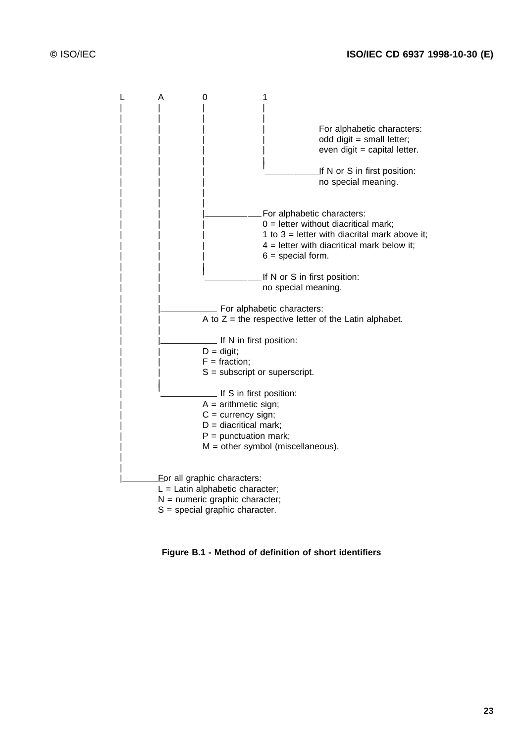```
L         A          0               1
|         |          |               |
|         |          |               |
|         |          |               |___________For alphabetic characters:
|         |          |               |           odd digit = small letter;
|         |          |               |           even digit = capital letter.
|         |          |               |
|         |          |               |___________If N or S in first position:
|         |          |                           no special meaning.
|         |          |
|         |          |
|         |          |____________For alphabetic characters:
|         |          |            0 = letter without diacritical mark;
|         |          |            1 to 3 = letter with diacrital mark above it;
|         |          |            4 = letter with diacritical mark below it;
|         |          |            6 = special form.
|         |          |
|         |          |____________If N or S in first position:
|         |                       no special meaning.
|         |
|         |____________ For alphabetic characters:
|         |          A to Z = the respective letter of the Latin alphabet.
|         |
|         |____________ If N in first position:
|         |          D = digit;
|         |          F = fraction;
|         |          S = subscript or superscript.
|         |
|         |____________ If S in first position:
|                    A = arithmetic sign;
|                    C = currency sign;
|                    D = diacritical mark;
|                    P = punctuation mark;
|                    M = other symbol (miscellaneous).
|
|
|_________For all graphic characters:
          L = Latin alphabetic character;
          N = numeric graphic character;
          S = special graphic character.
```

**Figure B.1 - Method of definition of short identifiers**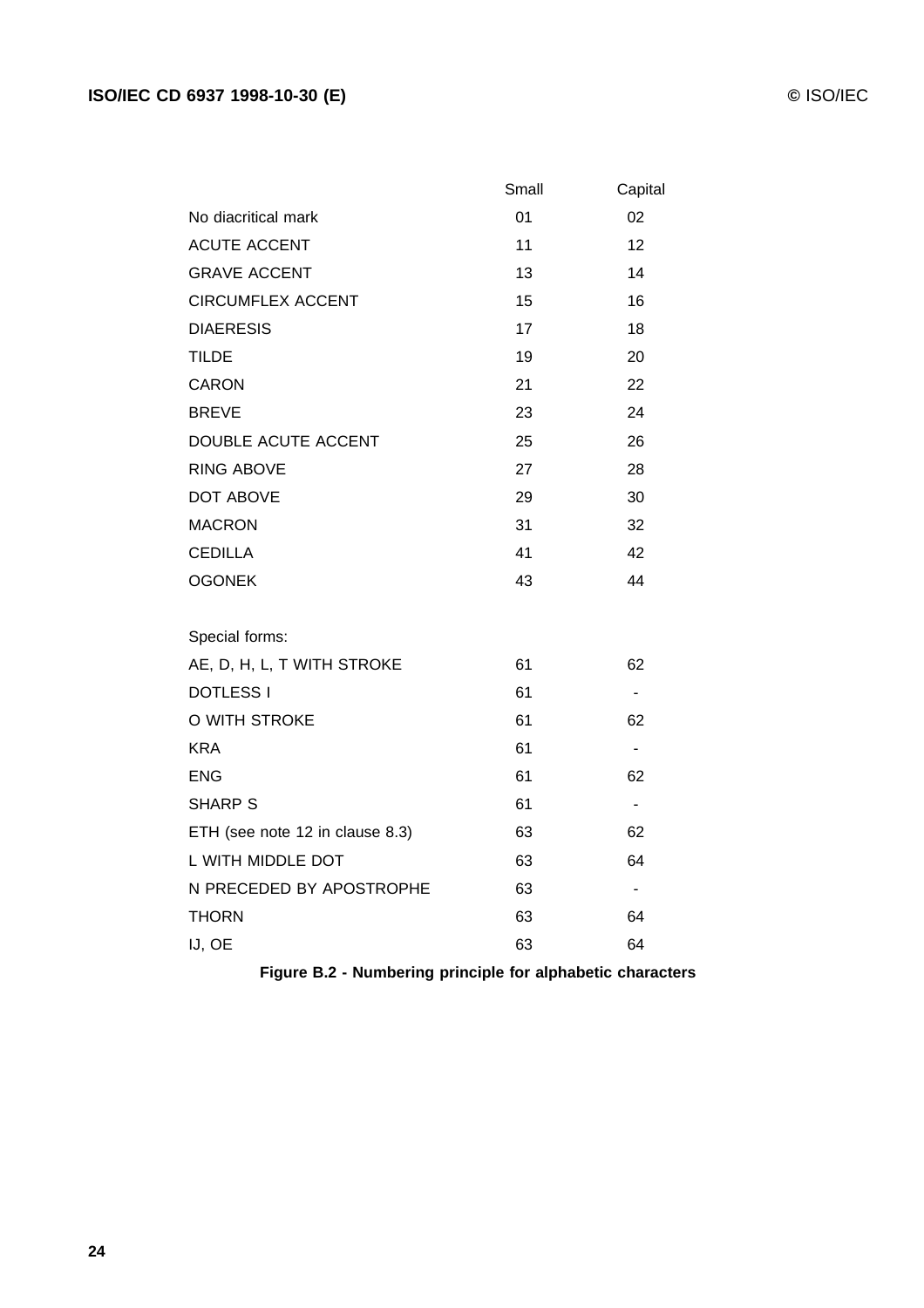| | Small | Capital |
|---|---|---|
| No diacritical mark | 01 | 02 |
| ACUTE ACCENT | 11 | 12 |
| GRAVE ACCENT | 13 | 14 |
| CIRCUMFLEX ACCENT | 15 | 16 |
| DIAERESIS | 17 | 18 |
| TILDE | 19 | 20 |
| CARON | 21 | 22 |
| BREVE | 23 | 24 |
| DOUBLE ACUTE ACCENT | 25 | 26 |
| RING ABOVE | 27 | 28 |
| DOT ABOVE | 29 | 30 |
| MACRON | 31 | 32 |
| CEDILLA | 41 | 42 |
| OGONEK | 43 | 44 |
| | | |
| Special forms: | | |
| AE, D, H, L, T WITH STROKE | 61 | 62 |
| DOTLESS I | 61 | - |
| O WITH STROKE | 61 | 62 |
| KRA | 61 | - |
| ENG | 61 | 62 |
| SHARP S | 61 | - |
| ETH (see note 12 in clause 8.3) | 63 | 62 |
| L WITH MIDDLE DOT | 63 | 64 |
| N PRECEDED BY APOSTROPHE | 63 | - |
| THORN | 63 | 64 |
| IJ, OE | 63 | 64 |

**Figure B.2 - Numbering principle for alphabetic characters**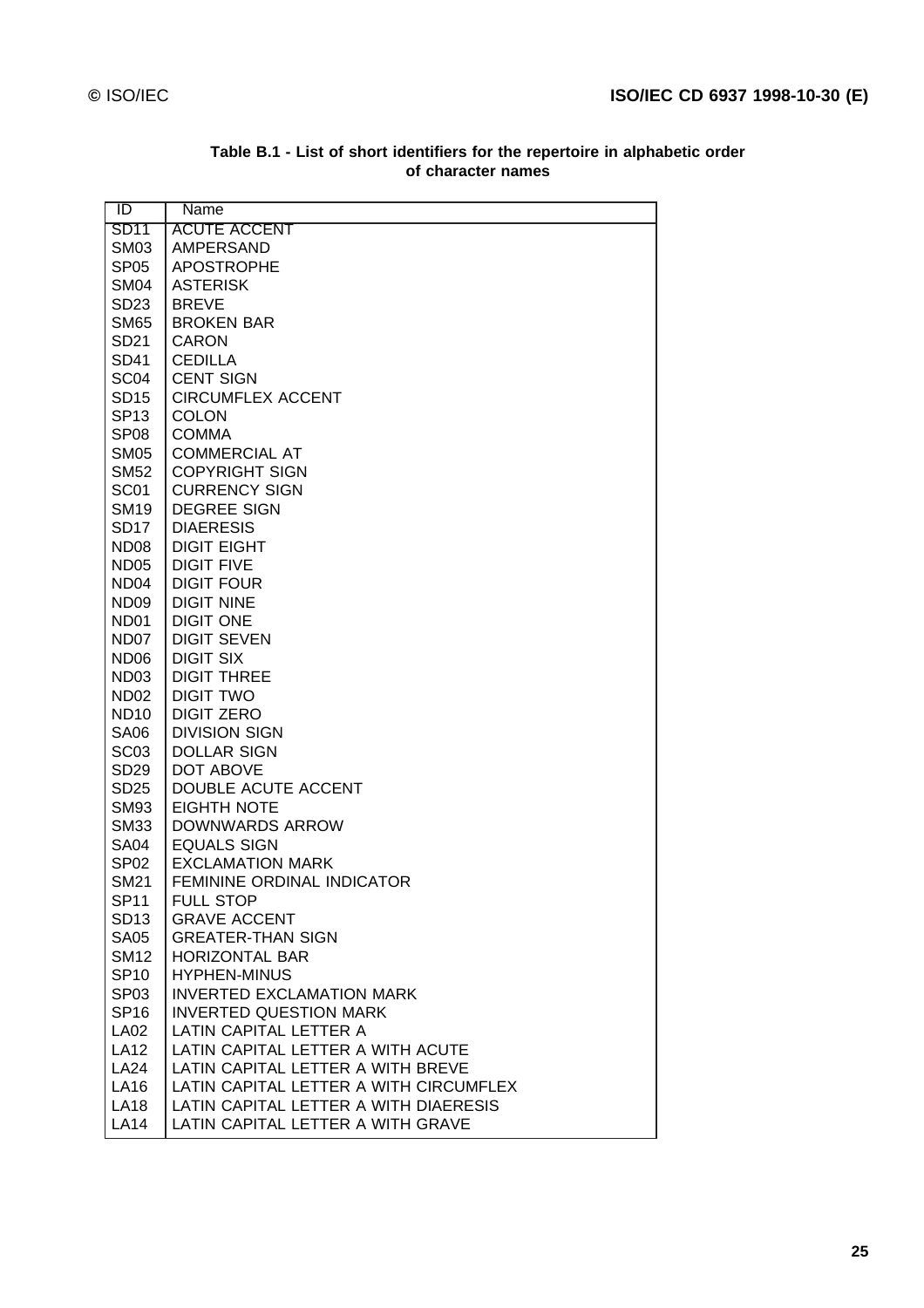**Table B.1 - List of short identifiers for the repertoire in alphabetic order of character names**

| ID | Name |
|---|---|
| SD11 | ACUTE ACCENT |
| SM03 | AMPERSAND |
| SP05 | APOSTROPHE |
| SM04 | ASTERISK |
| SD23 | BREVE |
| SM65 | BROKEN BAR |
| SD21 | CARON |
| SD41 | CEDILLA |
| SC04 | CENT SIGN |
| SD15 | CIRCUMFLEX ACCENT |
| SP13 | COLON |
| SP08 | COMMA |
| SM05 | COMMERCIAL AT |
| SM52 | COPYRIGHT SIGN |
| SC01 | CURRENCY SIGN |
| SM19 | DEGREE SIGN |
| SD17 | DIAERESIS |
| ND08 | DIGIT EIGHT |
| ND05 | DIGIT FIVE |
| ND04 | DIGIT FOUR |
| ND09 | DIGIT NINE |
| ND01 | DIGIT ONE |
| ND07 | DIGIT SEVEN |
| ND06 | DIGIT SIX |
| ND03 | DIGIT THREE |
| ND02 | DIGIT TWO |
| ND10 | DIGIT ZERO |
| SA06 | DIVISION SIGN |
| SC03 | DOLLAR SIGN |
| SD29 | DOT ABOVE |
| SD25 | DOUBLE ACUTE ACCENT |
| SM93 | EIGHTH NOTE |
| SM33 | DOWNWARDS ARROW |
| SA04 | EQUALS SIGN |
| SP02 | EXCLAMATION MARK |
| SM21 | FEMININE ORDINAL INDICATOR |
| SP11 | FULL STOP |
| SD13 | GRAVE ACCENT |
| SA05 | GREATER-THAN SIGN |
| SM12 | HORIZONTAL BAR |
| SP10 | HYPHEN-MINUS |
| SP03 | INVERTED EXCLAMATION MARK |
| SP16 | INVERTED QUESTION MARK |
| LA02 | LATIN CAPITAL LETTER A |
| LA12 | LATIN CAPITAL LETTER A WITH ACUTE |
| LA24 | LATIN CAPITAL LETTER A WITH BREVE |
| LA16 | LATIN CAPITAL LETTER A WITH CIRCUMFLEX |
| LA18 | LATIN CAPITAL LETTER A WITH DIAERESIS |
| LA14 | LATIN CAPITAL LETTER A WITH GRAVE |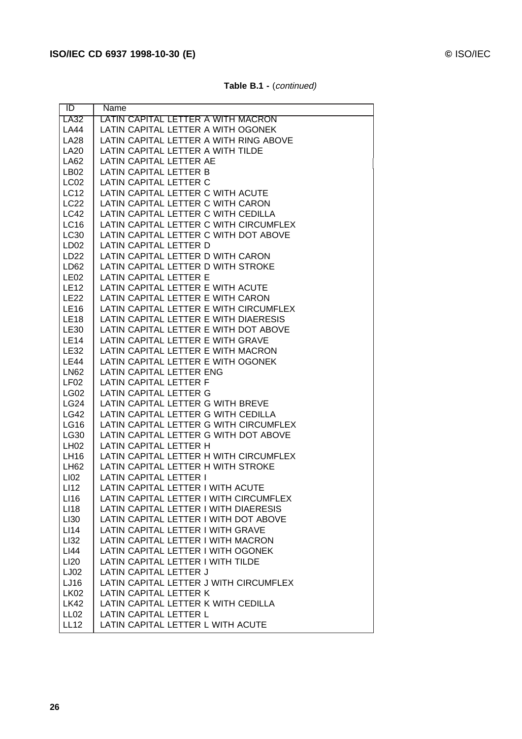**Table B.1 -** (*continued*)

| ID | Name |
|---|---|
| LA32 | LATIN CAPITAL LETTER A WITH MACRON |
| LA44 | LATIN CAPITAL LETTER A WITH OGONEK |
| LA28 | LATIN CAPITAL LETTER A WITH RING ABOVE |
| LA20 | LATIN CAPITAL LETTER A WITH TILDE |
| LA62 | LATIN CAPITAL LETTER AE |
| LB02 | LATIN CAPITAL LETTER B |
| LC02 | LATIN CAPITAL LETTER C |
| LC12 | LATIN CAPITAL LETTER C WITH ACUTE |
| LC22 | LATIN CAPITAL LETTER C WITH CARON |
| LC42 | LATIN CAPITAL LETTER C WITH CEDILLA |
| LC16 | LATIN CAPITAL LETTER C WITH CIRCUMFLEX |
| LC30 | LATIN CAPITAL LETTER C WITH DOT ABOVE |
| LD02 | LATIN CAPITAL LETTER D |
| LD22 | LATIN CAPITAL LETTER D WITH CARON |
| LD62 | LATIN CAPITAL LETTER D WITH STROKE |
| LE02 | LATIN CAPITAL LETTER E |
| LE12 | LATIN CAPITAL LETTER E WITH ACUTE |
| LE22 | LATIN CAPITAL LETTER E WITH CARON |
| LE16 | LATIN CAPITAL LETTER E WITH CIRCUMFLEX |
| LE18 | LATIN CAPITAL LETTER E WITH DIAERESIS |
| LE30 | LATIN CAPITAL LETTER E WITH DOT ABOVE |
| LE14 | LATIN CAPITAL LETTER E WITH GRAVE |
| LE32 | LATIN CAPITAL LETTER E WITH MACRON |
| LE44 | LATIN CAPITAL LETTER E WITH OGONEK |
| LN62 | LATIN CAPITAL LETTER ENG |
| LF02 | LATIN CAPITAL LETTER F |
| LG02 | LATIN CAPITAL LETTER G |
| LG24 | LATIN CAPITAL LETTER G WITH BREVE |
| LG42 | LATIN CAPITAL LETTER G WITH CEDILLA |
| LG16 | LATIN CAPITAL LETTER G WITH CIRCUMFLEX |
| LG30 | LATIN CAPITAL LETTER G WITH DOT ABOVE |
| LH02 | LATIN CAPITAL LETTER H |
| LH16 | LATIN CAPITAL LETTER H WITH CIRCUMFLEX |
| LH62 | LATIN CAPITAL LETTER H WITH STROKE |
| LI02 | LATIN CAPITAL LETTER I |
| LI12 | LATIN CAPITAL LETTER I WITH ACUTE |
| LI16 | LATIN CAPITAL LETTER I WITH CIRCUMFLEX |
| LI18 | LATIN CAPITAL LETTER I WITH DIAERESIS |
| LI30 | LATIN CAPITAL LETTER I WITH DOT ABOVE |
| LI14 | LATIN CAPITAL LETTER I WITH GRAVE |
| LI32 | LATIN CAPITAL LETTER I WITH MACRON |
| LI44 | LATIN CAPITAL LETTER I WITH OGONEK |
| LI20 | LATIN CAPITAL LETTER I WITH TILDE |
| LJ02 | LATIN CAPITAL LETTER J |
| LJ16 | LATIN CAPITAL LETTER J WITH CIRCUMFLEX |
| LK02 | LATIN CAPITAL LETTER K |
| LK42 | LATIN CAPITAL LETTER K WITH CEDILLA |
| LL02 | LATIN CAPITAL LETTER L |
| LL12 | LATIN CAPITAL LETTER L WITH ACUTE |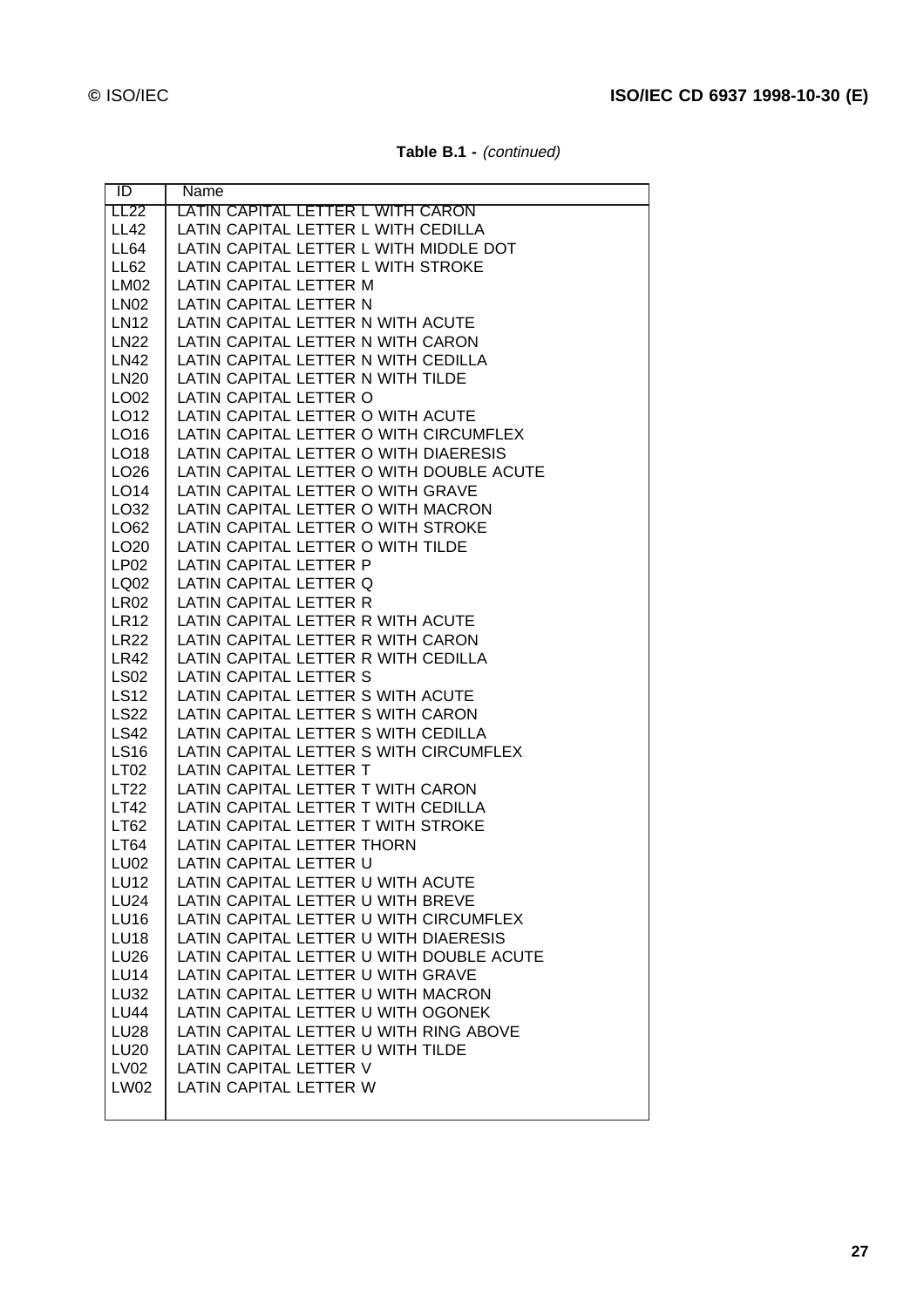**Table B.1 -** *(continued)*

| ID | Name |
|---|---|
| LL22 | LATIN CAPITAL LETTER L WITH CARON |
| LL42 | LATIN CAPITAL LETTER L WITH CEDILLA |
| LL64 | LATIN CAPITAL LETTER L WITH MIDDLE DOT |
| LL62 | LATIN CAPITAL LETTER L WITH STROKE |
| LM02 | LATIN CAPITAL LETTER M |
| LN02 | LATIN CAPITAL LETTER N |
| LN12 | LATIN CAPITAL LETTER N WITH ACUTE |
| LN22 | LATIN CAPITAL LETTER N WITH CARON |
| LN42 | LATIN CAPITAL LETTER N WITH CEDILLA |
| LN20 | LATIN CAPITAL LETTER N WITH TILDE |
| LO02 | LATIN CAPITAL LETTER O |
| LO12 | LATIN CAPITAL LETTER O WITH ACUTE |
| LO16 | LATIN CAPITAL LETTER O WITH CIRCUMFLEX |
| LO18 | LATIN CAPITAL LETTER O WITH DIAERESIS |
| LO26 | LATIN CAPITAL LETTER O WITH DOUBLE ACUTE |
| LO14 | LATIN CAPITAL LETTER O WITH GRAVE |
| LO32 | LATIN CAPITAL LETTER O WITH MACRON |
| LO62 | LATIN CAPITAL LETTER O WITH STROKE |
| LO20 | LATIN CAPITAL LETTER O WITH TILDE |
| LP02 | LATIN CAPITAL LETTER P |
| LQ02 | LATIN CAPITAL LETTER Q |
| LR02 | LATIN CAPITAL LETTER R |
| LR12 | LATIN CAPITAL LETTER R WITH ACUTE |
| LR22 | LATIN CAPITAL LETTER R WITH CARON |
| LR42 | LATIN CAPITAL LETTER R WITH CEDILLA |
| LS02 | LATIN CAPITAL LETTER S |
| LS12 | LATIN CAPITAL LETTER S WITH ACUTE |
| LS22 | LATIN CAPITAL LETTER S WITH CARON |
| LS42 | LATIN CAPITAL LETTER S WITH CEDILLA |
| LS16 | LATIN CAPITAL LETTER S WITH CIRCUMFLEX |
| LT02 | LATIN CAPITAL LETTER T |
| LT22 | LATIN CAPITAL LETTER T WITH CARON |
| LT42 | LATIN CAPITAL LETTER T WITH CEDILLA |
| LT62 | LATIN CAPITAL LETTER T WITH STROKE |
| LT64 | LATIN CAPITAL LETTER THORN |
| LU02 | LATIN CAPITAL LETTER U |
| LU12 | LATIN CAPITAL LETTER U WITH ACUTE |
| LU24 | LATIN CAPITAL LETTER U WITH BREVE |
| LU16 | LATIN CAPITAL LETTER U WITH CIRCUMFLEX |
| LU18 | LATIN CAPITAL LETTER U WITH DIAERESIS |
| LU26 | LATIN CAPITAL LETTER U WITH DOUBLE ACUTE |
| LU14 | LATIN CAPITAL LETTER U WITH GRAVE |
| LU32 | LATIN CAPITAL LETTER U WITH MACRON |
| LU44 | LATIN CAPITAL LETTER U WITH OGONEK |
| LU28 | LATIN CAPITAL LETTER U WITH RING ABOVE |
| LU20 | LATIN CAPITAL LETTER U WITH TILDE |
| LV02 | LATIN CAPITAL LETTER V |
| LW02 | LATIN CAPITAL LETTER W |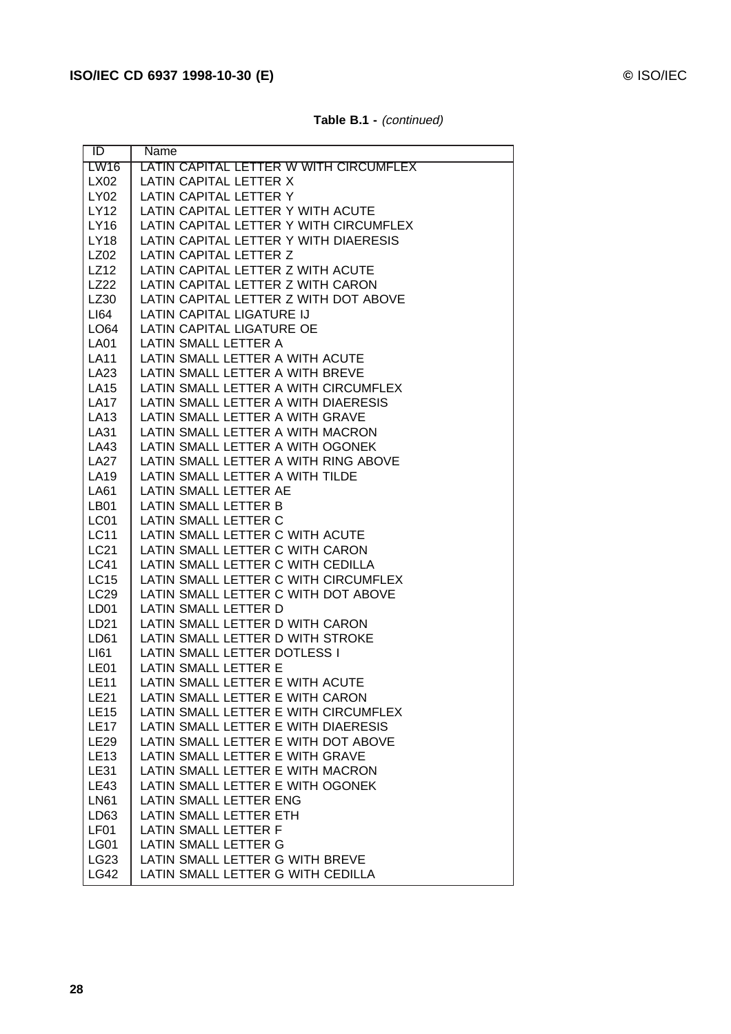**Table B.1 -** *(continued)*

| ID | Name |
|---|---|
| LW16 | LATIN CAPITAL LETTER W WITH CIRCUMFLEX |
| LX02 | LATIN CAPITAL LETTER X |
| LY02 | LATIN CAPITAL LETTER Y |
| LY12 | LATIN CAPITAL LETTER Y WITH ACUTE |
| LY16 | LATIN CAPITAL LETTER Y WITH CIRCUMFLEX |
| LY18 | LATIN CAPITAL LETTER Y WITH DIAERESIS |
| LZ02 | LATIN CAPITAL LETTER Z |
| LZ12 | LATIN CAPITAL LETTER Z WITH ACUTE |
| LZ22 | LATIN CAPITAL LETTER Z WITH CARON |
| LZ30 | LATIN CAPITAL LETTER Z WITH DOT ABOVE |
| LI64 | LATIN CAPITAL LIGATURE IJ |
| LO64 | LATIN CAPITAL LIGATURE OE |
| LA01 | LATIN SMALL LETTER A |
| LA11 | LATIN SMALL LETTER A WITH ACUTE |
| LA23 | LATIN SMALL LETTER A WITH BREVE |
| LA15 | LATIN SMALL LETTER A WITH CIRCUMFLEX |
| LA17 | LATIN SMALL LETTER A WITH DIAERESIS |
| LA13 | LATIN SMALL LETTER A WITH GRAVE |
| LA31 | LATIN SMALL LETTER A WITH MACRON |
| LA43 | LATIN SMALL LETTER A WITH OGONEK |
| LA27 | LATIN SMALL LETTER A WITH RING ABOVE |
| LA19 | LATIN SMALL LETTER A WITH TILDE |
| LA61 | LATIN SMALL LETTER AE |
| LB01 | LATIN SMALL LETTER B |
| LC01 | LATIN SMALL LETTER C |
| LC11 | LATIN SMALL LETTER C WITH ACUTE |
| LC21 | LATIN SMALL LETTER C WITH CARON |
| LC41 | LATIN SMALL LETTER C WITH CEDILLA |
| LC15 | LATIN SMALL LETTER C WITH CIRCUMFLEX |
| LC29 | LATIN SMALL LETTER C WITH DOT ABOVE |
| LD01 | LATIN SMALL LETTER D |
| LD21 | LATIN SMALL LETTER D WITH CARON |
| LD61 | LATIN SMALL LETTER D WITH STROKE |
| LI61 | LATIN SMALL LETTER DOTLESS I |
| LE01 | LATIN SMALL LETTER E |
| LE11 | LATIN SMALL LETTER E WITH ACUTE |
| LE21 | LATIN SMALL LETTER E WITH CARON |
| LE15 | LATIN SMALL LETTER E WITH CIRCUMFLEX |
| LE17 | LATIN SMALL LETTER E WITH DIAERESIS |
| LE29 | LATIN SMALL LETTER E WITH DOT ABOVE |
| LE13 | LATIN SMALL LETTER E WITH GRAVE |
| LE31 | LATIN SMALL LETTER E WITH MACRON |
| LE43 | LATIN SMALL LETTER E WITH OGONEK |
| LN61 | LATIN SMALL LETTER ENG |
| LD63 | LATIN SMALL LETTER ETH |
| LF01 | LATIN SMALL LETTER F |
| LG01 | LATIN SMALL LETTER G |
| LG23 | LATIN SMALL LETTER G WITH BREVE |
| LG42 | LATIN SMALL LETTER G WITH CEDILLA |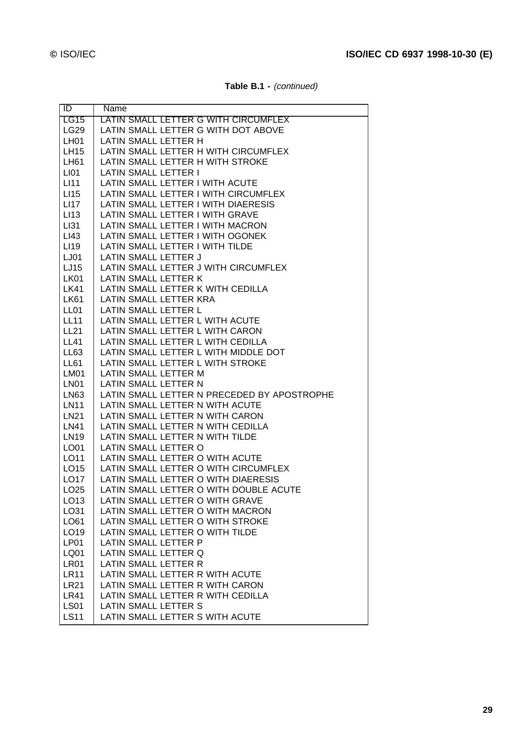**Table B.1 -** *(continued)*

| ID | Name |
|---|---|
| LG15 | LATIN SMALL LETTER G WITH CIRCUMFLEX |
| LG29 | LATIN SMALL LETTER G WITH DOT ABOVE |
| LH01 | LATIN SMALL LETTER H |
| LH15 | LATIN SMALL LETTER H WITH CIRCUMFLEX |
| LH61 | LATIN SMALL LETTER H WITH STROKE |
| LI01 | LATIN SMALL LETTER I |
| LI11 | LATIN SMALL LETTER I WITH ACUTE |
| LI15 | LATIN SMALL LETTER I WITH CIRCUMFLEX |
| LI17 | LATIN SMALL LETTER I WITH DIAERESIS |
| LI13 | LATIN SMALL LETTER I WITH GRAVE |
| LI31 | LATIN SMALL LETTER I WITH MACRON |
| LI43 | LATIN SMALL LETTER I WITH OGONEK |
| LI19 | LATIN SMALL LETTER I WITH TILDE |
| LJ01 | LATIN SMALL LETTER J |
| LJ15 | LATIN SMALL LETTER J WITH CIRCUMFLEX |
| LK01 | LATIN SMALL LETTER K |
| LK41 | LATIN SMALL LETTER K WITH CEDILLA |
| LK61 | LATIN SMALL LETTER KRA |
| LL01 | LATIN SMALL LETTER L |
| LL11 | LATIN SMALL LETTER L WITH ACUTE |
| LL21 | LATIN SMALL LETTER L WITH CARON |
| LL41 | LATIN SMALL LETTER L WITH CEDILLA |
| LL63 | LATIN SMALL LETTER L WITH MIDDLE DOT |
| LL61 | LATIN SMALL LETTER L WITH STROKE |
| LM01 | LATIN SMALL LETTER M |
| LN01 | LATIN SMALL LETTER N |
| LN63 | LATIN SMALL LETTER N PRECEDED BY APOSTROPHE |
| LN11 | LATIN SMALL LETTER N WITH ACUTE |
| LN21 | LATIN SMALL LETTER N WITH CARON |
| LN41 | LATIN SMALL LETTER N WITH CEDILLA |
| LN19 | LATIN SMALL LETTER N WITH TILDE |
| LO01 | LATIN SMALL LETTER O |
| LO11 | LATIN SMALL LETTER O WITH ACUTE |
| LO15 | LATIN SMALL LETTER O WITH CIRCUMFLEX |
| LO17 | LATIN SMALL LETTER O WITH DIAERESIS |
| LO25 | LATIN SMALL LETTER O WITH DOUBLE ACUTE |
| LO13 | LATIN SMALL LETTER O WITH GRAVE |
| LO31 | LATIN SMALL LETTER O WITH MACRON |
| LO61 | LATIN SMALL LETTER O WITH STROKE |
| LO19 | LATIN SMALL LETTER O WITH TILDE |
| LP01 | LATIN SMALL LETTER P |
| LQ01 | LATIN SMALL LETTER Q |
| LR01 | LATIN SMALL LETTER R |
| LR11 | LATIN SMALL LETTER R WITH ACUTE |
| LR21 | LATIN SMALL LETTER R WITH CARON |
| LR41 | LATIN SMALL LETTER R WITH CEDILLA |
| LS01 | LATIN SMALL LETTER S |
| LS11 | LATIN SMALL LETTER S WITH ACUTE |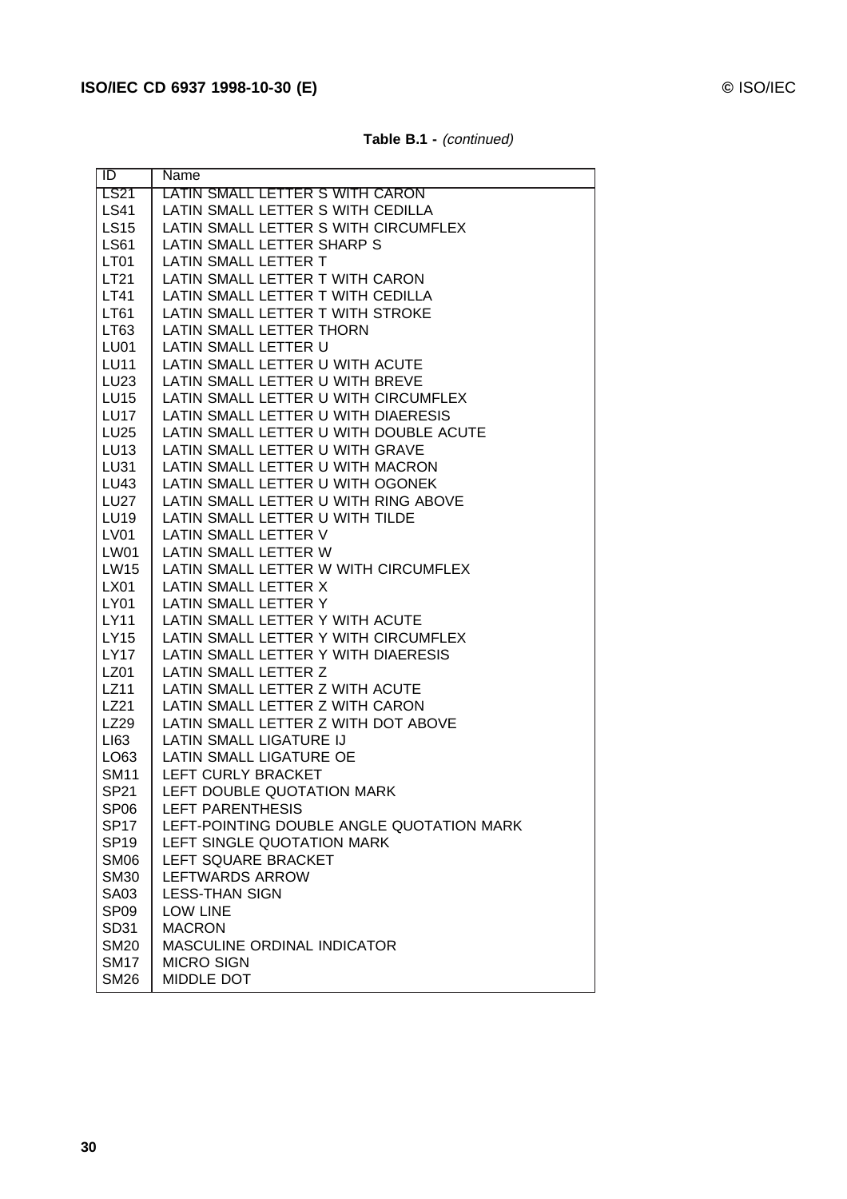**Table B.1 -** *(continued)*

| ID | Name |
|---|---|
| LS21 | LATIN SMALL LETTER S WITH CARON |
| LS41 | LATIN SMALL LETTER S WITH CEDILLA |
| LS15 | LATIN SMALL LETTER S WITH CIRCUMFLEX |
| LS61 | LATIN SMALL LETTER SHARP S |
| LT01 | LATIN SMALL LETTER T |
| LT21 | LATIN SMALL LETTER T WITH CARON |
| LT41 | LATIN SMALL LETTER T WITH CEDILLA |
| LT61 | LATIN SMALL LETTER T WITH STROKE |
| LT63 | LATIN SMALL LETTER THORN |
| LU01 | LATIN SMALL LETTER U |
| LU11 | LATIN SMALL LETTER U WITH ACUTE |
| LU23 | LATIN SMALL LETTER U WITH BREVE |
| LU15 | LATIN SMALL LETTER U WITH CIRCUMFLEX |
| LU17 | LATIN SMALL LETTER U WITH DIAERESIS |
| LU25 | LATIN SMALL LETTER U WITH DOUBLE ACUTE |
| LU13 | LATIN SMALL LETTER U WITH GRAVE |
| LU31 | LATIN SMALL LETTER U WITH MACRON |
| LU43 | LATIN SMALL LETTER U WITH OGONEK |
| LU27 | LATIN SMALL LETTER U WITH RING ABOVE |
| LU19 | LATIN SMALL LETTER U WITH TILDE |
| LV01 | LATIN SMALL LETTER V |
| LW01 | LATIN SMALL LETTER W |
| LW15 | LATIN SMALL LETTER W WITH CIRCUMFLEX |
| LX01 | LATIN SMALL LETTER X |
| LY01 | LATIN SMALL LETTER Y |
| LY11 | LATIN SMALL LETTER Y WITH ACUTE |
| LY15 | LATIN SMALL LETTER Y WITH CIRCUMFLEX |
| LY17 | LATIN SMALL LETTER Y WITH DIAERESIS |
| LZ01 | LATIN SMALL LETTER Z |
| LZ11 | LATIN SMALL LETTER Z WITH ACUTE |
| LZ21 | LATIN SMALL LETTER Z WITH CARON |
| LZ29 | LATIN SMALL LETTER Z WITH DOT ABOVE |
| LI63 | LATIN SMALL LIGATURE IJ |
| LO63 | LATIN SMALL LIGATURE OE |
| SM11 | LEFT CURLY BRACKET |
| SP21 | LEFT DOUBLE QUOTATION MARK |
| SP06 | LEFT PARENTHESIS |
| SP17 | LEFT-POINTING DOUBLE ANGLE QUOTATION MARK |
| SP19 | LEFT SINGLE QUOTATION MARK |
| SM06 | LEFT SQUARE BRACKET |
| SM30 | LEFTWARDS ARROW |
| SA03 | LESS-THAN SIGN |
| SP09 | LOW LINE |
| SD31 | MACRON |
| SM20 | MASCULINE ORDINAL INDICATOR |
| SM17 | MICRO SIGN |
| SM26 | MIDDLE DOT |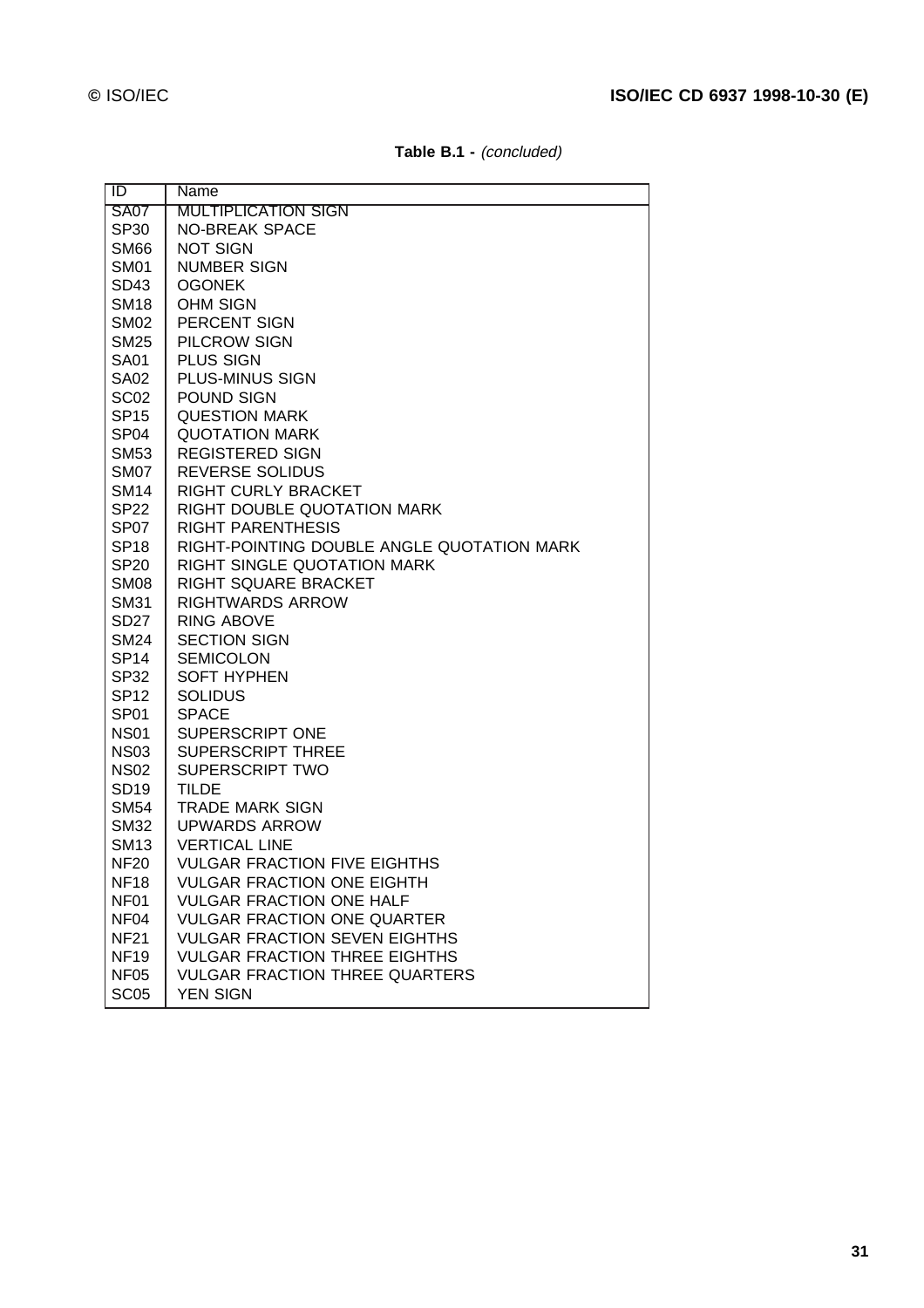**Table B.1 -** *(concluded)*

| ID | Name |
|---|---|
| SA07 | MULTIPLICATION SIGN |
| SP30 | NO-BREAK SPACE |
| SM66 | NOT SIGN |
| SM01 | NUMBER SIGN |
| SD43 | OGONEK |
| SM18 | OHM SIGN |
| SM02 | PERCENT SIGN |
| SM25 | PILCROW SIGN |
| SA01 | PLUS SIGN |
| SA02 | PLUS-MINUS SIGN |
| SC02 | POUND SIGN |
| SP15 | QUESTION MARK |
| SP04 | QUOTATION MARK |
| SM53 | REGISTERED SIGN |
| SM07 | REVERSE SOLIDUS |
| SM14 | RIGHT CURLY BRACKET |
| SP22 | RIGHT DOUBLE QUOTATION MARK |
| SP07 | RIGHT PARENTHESIS |
| SP18 | RIGHT-POINTING DOUBLE ANGLE QUOTATION MARK |
| SP20 | RIGHT SINGLE QUOTATION MARK |
| SM08 | RIGHT SQUARE BRACKET |
| SM31 | RIGHTWARDS ARROW |
| SD27 | RING ABOVE |
| SM24 | SECTION SIGN |
| SP14 | SEMICOLON |
| SP32 | SOFT HYPHEN |
| SP12 | SOLIDUS |
| SP01 | SPACE |
| NS01 | SUPERSCRIPT ONE |
| NS03 | SUPERSCRIPT THREE |
| NS02 | SUPERSCRIPT TWO |
| SD19 | TILDE |
| SM54 | TRADE MARK SIGN |
| SM32 | UPWARDS ARROW |
| SM13 | VERTICAL LINE |
| NF20 | VULGAR FRACTION FIVE EIGHTHS |
| NF18 | VULGAR FRACTION ONE EIGHTH |
| NF01 | VULGAR FRACTION ONE HALF |
| NF04 | VULGAR FRACTION ONE QUARTER |
| NF21 | VULGAR FRACTION SEVEN EIGHTHS |
| NF19 | VULGAR FRACTION THREE EIGHTHS |
| NF05 | VULGAR FRACTION THREE QUARTERS |
| SC05 | YEN SIGN |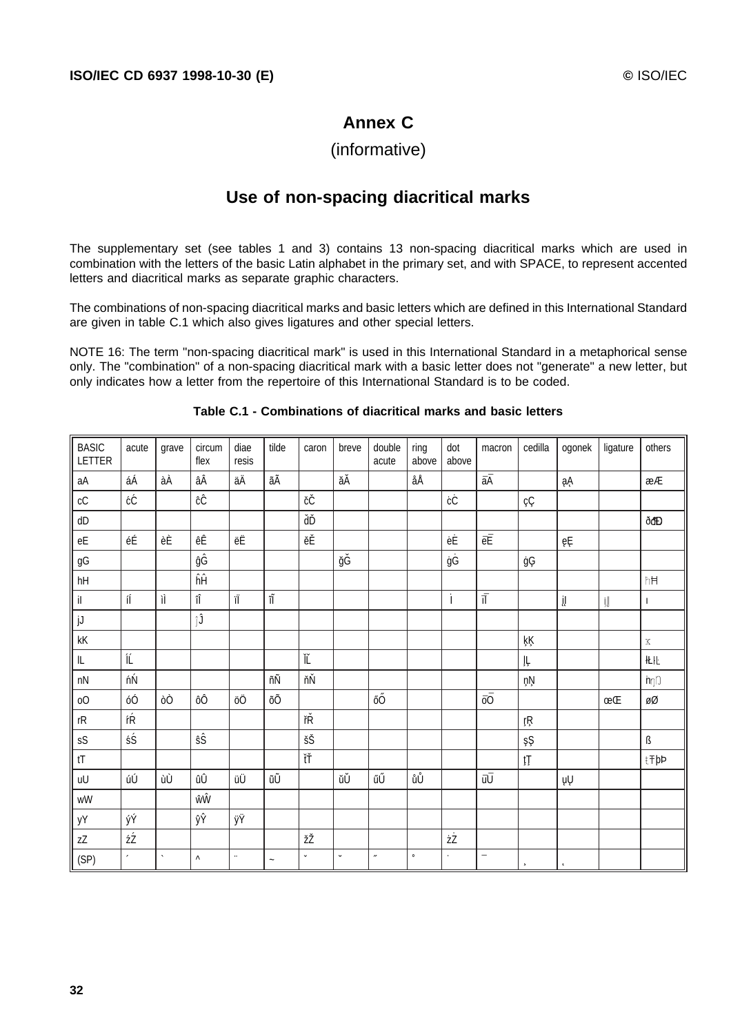# Annex C

(informative)

## Use of non-spacing diacritical marks

The supplementary set (see tables 1 and 3) contains 13 non-spacing diacritical marks which are used in combination with the letters of the basic Latin alphabet in the primary set, and with SPACE, to represent accented letters and diacritical marks as separate graphic characters.

The combinations of non-spacing diacritical marks and basic letters which are defined in this International Standard are given in table C.1 which also gives ligatures and other special letters.

NOTE 16: The term "non-spacing diacritical mark" is used in this International Standard in a metaphorical sense only. The "combination" of a non-spacing diacritical mark with a basic letter does not "generate" a new letter, but only indicates how a letter from the repertoire of this International Standard is to be coded.

**Table C.1 - Combinations of diacritical marks and basic letters**

| BASIC LETTER | acute | grave | circum flex | diae resis | tilde | caron | breve | double acute | ring above | dot above | macron | cedilla | ogonek | ligature | others |
|---|---|---|---|---|---|---|---|---|---|---|---|---|---|---|---|
| aA | áÁ | àÀ | âÂ | äÄ | ãÃ | | ăĂ | | åÅ | | āĀ | | ąĄ | | æÆ |
| cC | ćĆ | | ĉĈ | | | čČ | | | | ċĊ | | çÇ | | | |
| dD | | | | | | ďĎ | | | | | | | | | ðđĐ |
| eE | éÉ | èÈ | êÊ | ëË | | ěĚ | | | | ėĖ | ēĒ | | ęĘ | | |
| gG | | | ĝĜ | | | | ğĞ | | | ġĠ | | ģĢ | | | |
| hH | | | ĥĤ | | | | | | | | | | | | ħĦ |
| iI | íÍ | ìÌ | îÎ | ïÏ | ĩĨ | | | | | İ | īĪ | | įĮ | ĳĲ | ı |
| jJ | | | ĵĴ | | | | | | | | | | | | |
| kK | | | | | | | | | | | | ķĶ | | | ĸ |
| lL | ĺĹ | | | | | ľĽ | | | | | | ļĻ | | | łŁŀĿ |
| nN | ńŃ | | | | ñÑ | ňŇ | | | | | | ņŅ | | | ŉŋŊ |
| oO | óÓ | òÒ | ôÔ | öÖ | õÕ | | | őŐ | | | ōŌ | | | œŒ | øØ |
| rR | ŕŔ | | | | | řŘ | | | | | | ŗŖ | | | |
| sS | śŚ | | ŝŜ | | | šŠ | | | | | | şŞ | | | ß |
| tT | | | | | | ťŤ | | | | | | ţŢ | | | ŧŦþÞ |
| uU | úÚ | ùÙ | ûÛ | üÜ | ũŨ | | ŭŬ | űŰ | ůŮ | | ūŪ | | ųŲ | | |
| wW | | | ŵŴ | | | | | | | | | | | | |
| yY | ýÝ | | ŷŶ | ÿŸ | | | | | | | | | | | |
| zZ | źŹ | | | | | žŽ | | | | żŻ | | | | | |
| (SP) | ´ | ` | ^ | ¨ | ~ | ˇ | ˘ | ˝ | ˚ | ˙ | ¯ | ¸ | ˛ | | |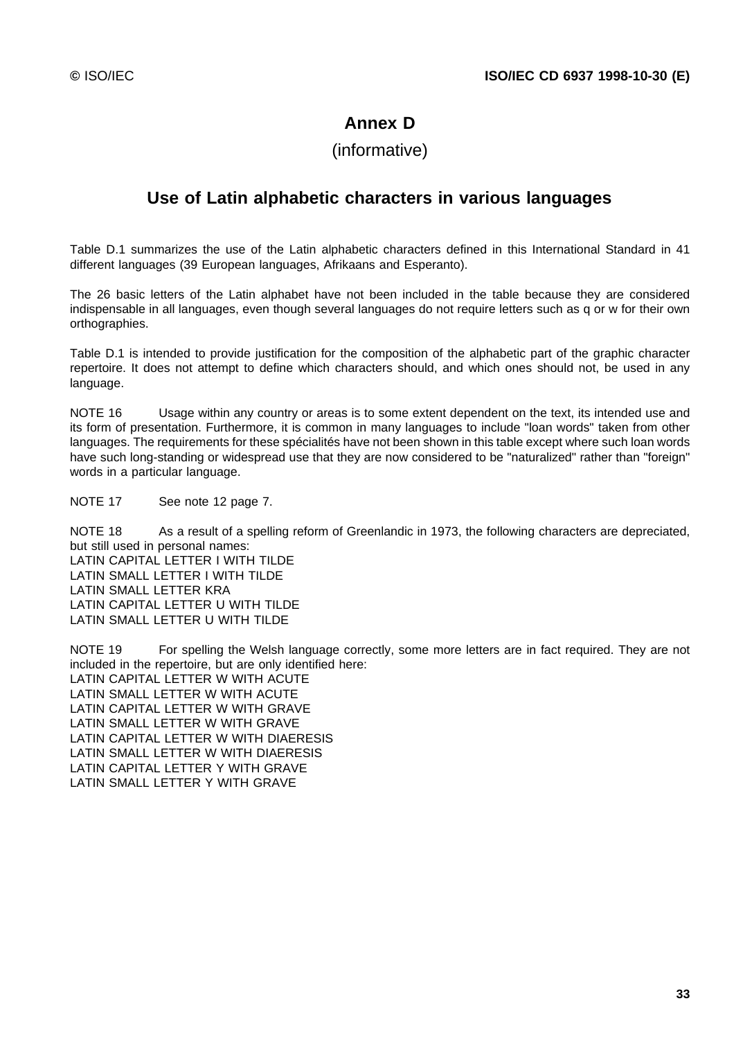# Annex D

(informative)

## Use of Latin alphabetic characters in various languages

Table D.1 summarizes the use of the Latin alphabetic characters defined in this International Standard in 41 different languages (39 European languages, Afrikaans and Esperanto).

The 26 basic letters of the Latin alphabet have not been included in the table because they are considered indispensable in all languages, even though several languages do not require letters such as q or w for their own orthographies.

Table D.1 is intended to provide justification for the composition of the alphabetic part of the graphic character repertoire. It does not attempt to define which characters should, and which ones should not, be used in any language.

NOTE 16 Usage within any country or areas is to some extent dependent on the text, its intended use and its form of presentation. Furthermore, it is common in many languages to include "loan words" taken from other languages. The requirements for these spécialités have not been shown in this table except where such loan words have such long-standing or widespread use that they are now considered to be "naturalized" rather than "foreign" words in a particular language.

NOTE 17 See note 12 page 7.

NOTE 18 As a result of a spelling reform of Greenlandic in 1973, the following characters are depreciated, but still used in personal names:
LATIN CAPITAL LETTER I WITH TILDE
LATIN SMALL LETTER I WITH TILDE
LATIN SMALL LETTER KRA
LATIN CAPITAL LETTER U WITH TILDE
LATIN SMALL LETTER U WITH TILDE

NOTE 19 For spelling the Welsh language correctly, some more letters are in fact required. They are not included in the repertoire, but are only identified here:
LATIN CAPITAL LETTER W WITH ACUTE
LATIN SMALL LETTER W WITH ACUTE
LATIN CAPITAL LETTER W WITH GRAVE
LATIN SMALL LETTER W WITH GRAVE
LATIN CAPITAL LETTER W WITH DIAERESIS
LATIN SMALL LETTER W WITH DIAERESIS
LATIN CAPITAL LETTER Y WITH GRAVE
LATIN SMALL LETTER Y WITH GRAVE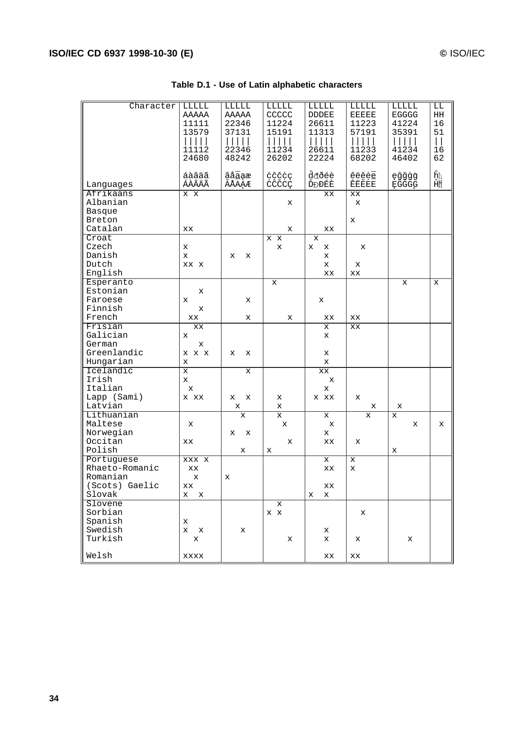**Table D.1 - Use of Latin alphabetic characters**

| Character / Languages | LA11/12 | LA13/14 | LA15/16 | LA17/18 | LA19/20 | LA23/24 | LA27/28 | LA31/32 | LA43/44 | LA61/62 | LC11/12 | LC15/16 | LC21/22 | LC29/30 | LC41/42 | LD21/22 | LD61/62 | LD63/64 | LE11/12 | LE13/14 | LE15/16 | LE17/18 | LE21/22 | LE29/30 | LE31/32 | LE43/44 | LG15/16 | LG23/24 | LG29/30 | LG41/42 | LH15/16 | LH61/62 |
|---|---|---|---|---|---|---|---|---|---|---|---|---|---|---|---|---|---|---|---|---|---|---|---|---|---|---|---|---|---|---|---|---|
| | á Á | à À | â Â | ä Ä | ã Ã | ă Ă | å Å | ā Ā | ą Ą | æ Æ | ć Ć | ĉ Ĉ | č Č | ċ Ċ | ç Ç | ď Ď | đ Đ | ð Ð | é É | è È | ê Ê | ë Ë | ě Ě | ė Ė | ē Ē | ę Ę | ĝ Ĝ | ğ Ğ | ġ Ġ | ģ Ģ | ĥ Ĥ | ħ Ħ |
| Afrikaans | x | | x | | | | | | | | | | | | | | | | x | x | x | x | | | | | | | | | | |
| Albanian | | | | | | | | | | | | | | | x | | | | | | | x | | | | | | | | | | |
| Basque | | | | | | | | | | | | | | | | | | | | | | | | | | | | | | | | |
| Breton | | | | | | | | | | | | | | | | | | | | | x | | | | | | | | | | | |
| Catalan | x | x | | | | | | | | | | | | | x | | | | x | x | | | | | | | | | | | | |
| Croat | | | | | | | | | | | x | | x | | | | x | | | | | | | | | | | | | | | |
| Czech | x | | | | | | | | | | | | x | | | x | | | x | | | | x | | | | | | | | | |
| Danish | x | | | | | | x | | | x | | | | | | | | | x | | | | | | | | | | | | | |
| Dutch | x | x | | x | | | | | | | | | | | | | | | x | | | x | | | | | | | | | | |
| English | | | | | | | | | | | | | | | | | | | x | x | x | x | | | | | | | | | | |
| Esperanto | | | | | | | | | | | | x | | | | | | | | | | | | | | | x | | | | x | |
| Estonian | | | | x | | | | | | | | | | | | | | | | | | | | | | | | | | | | |
| Faroese | x | | | | | | | | | x | | | | | | | | x | | | | | | | | | | | | | | |
| Finnish | | | | x | | | | | | | | | | | | | | | | | | | | | | | | | | | | |
| French | | x | x | | | | | | | x | | | | | x | | | | x | x | x | x | | | | | | | | | | |
| Frisian | | | x | x | | | | | | | | | | | | | | | x | | x | x | | | | | | | | | | |
| Galician | x | | | | | | | | | | | | | | | | | | x | | | | | | | | | | | | | |
| German | | | | x | | | | | | | | | | | | | | | | | | | | | | | | | | | | |
| Greenlandic | x | | x | | x | | x | | | x | | | | | | | | | x | | | | | | | | | | | | | |
| Hungarian | x | | | | | | | | | | | | | | | | | | x | | | | | | | | | | | | | |
| Icelandic | x | | | | | | | | | x | | | | | | | | x | x | | | | | | | | | | | | | |
| Irish | x | | | | | | | | | | | | | | | | | | | x | | | | | | | | | | | | |
| Italian | | x | | | | | | | | | | | | | | | | | x | | | | | | | | | | | | | |
| Lapp (Sami) | x | | x | x | | | x | | | x | | | x | | | | x | | x | x | | x | | | | | | | | | | |
| Latvian | | | | | | | | x | | | | | x | | | | | | | | | | | | x | | x | | | | | |
| Lithuanian | | | | | | | | | x | | | | x | | | | | | x | | | | | x | | x | | | | | | |
| Maltese | | x | | | | | | | | | | | | x | | | | | | x | | | | | | | | | x | | | x |
| Norwegian | | | | | | | x | | | x | | | | | | | | | x | | | | | | | | | | | | | |
| Occitan | x | x | | | | | | | | | | | | | x | | | | x | x | | x | | | | | | | | | | |
| Polish | | | | | | | | | x | | x | | | | | | | | | | | | | | | x | | | | | | |
| Portuguese | x | x | x | | x | | | | | | | | | | | | | | x | | x | | | | | | | | | | | |
| Rhaeto-Romanic | | x | x | | | | | | | | | | | | | | | | x | x | x | | | | | | | | | | | |
| Romanian | | | x | | | x | | | | | | | | | | | | | | | | | | | | | | | | | | |
| (Scots) Gaelic | x | x | | | | | | | | | | | | | | | | | x | x | | | | | | | | | | | | |
| Slovak | x | | | x | | | | | | | | | | | | x | | | x | | | | | | | | | | | | | |
| Slovene | | | | | | | | | | | | | x | | | | | | | | | | | | | | | | | | | |
| Sorbian | | | | | | | | | | | x | | x | | | | | | | | | | x | | | | | | | | | |
| Spanish | x | | | | | | | | | | | | | | | | | | | | | | | | | | | | | | | |
| Swedish | x | | | x | | | | | x | | | | | | | | | | x | | | | | | | | | | | | | |
| Turkish | | | x | | | | | | | | | | | | x | | | | x | | | x | | | | | | x | | | | |
| Welsh | x | x | x | x | | | | | | | | | | | | | | | x | x | x | x | | | | | | | | | | |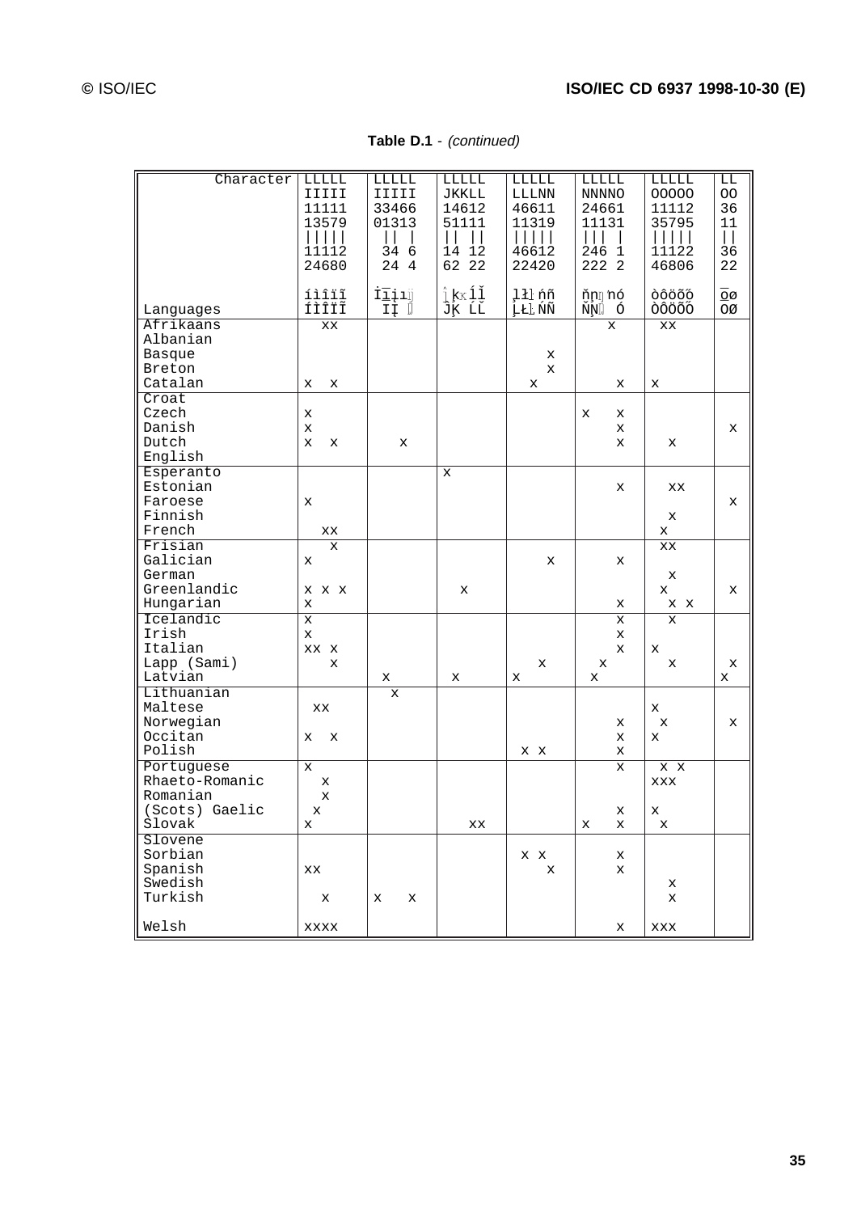**Table D.1** - *(continued)*

| Character / Languages | LI11/12 í Í | LI13/14 ì Ì | LI15/16 î Î | LI17/18 ï Ï | LI19/20 ĩ Ĩ | LI30 İ | LI31/32 ī Ī | LI43/44 į Į | LI61 ı | LI63/64 ĳ Ĳ | LJ15/16 ĵ Ĵ | LK41/42 ķ Ķ | LK61 ĸ | LL11/12 ĺ Ĺ | LL21/22 ľ Ľ | LL41/42 ļ Ļ | LL61/62 ł Ł | LL63/64 ŀ Ŀ | LN11/12 ń Ń | LN19/20 ñ Ñ | LN21/22 ň Ň | LN41/42 ņ Ņ | LN61/62 ŋ Ŋ | LN63 ŉ | LO11/12 ó Ó | LO13/14 ò Ò | LO15/16 ô Ô | LO17/18 ö Ö | LO19/20 õ Õ | LO25/26 ő Ő | LO31/32 ō Ō | LO61/62 ø Ø |
|---|---|---|---|---|---|---|---|---|---|---|---|---|---|---|---|---|---|---|---|---|---|---|---|---|---|---|---|---|---|---|---|---|
| Afrikaans | | | x | x | | | | | | | | | | | | | | | | | | | | x | | | x | x | | | | |
| Albanian | | | | | | | | | | | | | | | | | | | | | | | | | | | | | | | | |
| Basque | | | | | | | | | | | | | | | | | | | | x | | | | | | | | | | | | |
| Breton | | | | | | | | | | | | | | | | | | | | x | | | | | | | | | | | | |
| Catalan | x | | | x | | | | | | | | | | | | | | x | | | | | | | x | x | | | | | | |
| Croat | | | | | | | | | | | | | | | | | | | | | | | | | | | | | | | | |
| Czech | x | | | | | | | | | | | | | | | | | | | | x | | | | x | | | | | | | |
| Danish | x | | | | | | | | | | | | | | | | | | | | | | | | x | | | | | | | x |
| Dutch | x | | | x | | | | | | x | | | | | | | | | | | | | | | x | | | x | | | | |
| English | | | | | | | | | | | | | | | | | | | | | | | | | | | | | | | | |
| Esperanto | | | | | | | | | | | x | | | | | | | | | | | | | | | | | | | | | |
| Estonian | | | | | | | | | | | | | | | | | | | | | | | | | x | | | x | x | | | |
| Faroese | x | | | | | | | | | | | | | | | | | | | | | | | | | | | | | | | x |
| Finnish | | | | | | | | | | | | | | | | | | | | | | | | | | | | x | | | | |
| French | | | x | x | | | | | | | | | | | | | | | | | | | | | | | x | | | | | |
| Frisian | | | | x | | | | | | | | | | | | | | | | | | | | | | | x | x | | | | |
| Galician | x | | | | | | | | | | | | | | | | | | | x | | | | | x | | | | | | | |
| German | | | | | | | | | | | | | | | | | | | | | | | | | | | | x | | | | |
| Greenlandic | x | | x | | x | | | | | | | | x | | | | | | | | | | | | | | x | | | | | x |
| Hungarian | x | | | | | | | | | | | | | | | | | | | | | | | | x | | | x | | x | | |
| Icelandic | x | | | | | | | | | | | | | | | | | | | | | | | | x | | | x | | | | |
| Irish | x | | | | | | | | | | | | | | | | | | | | | | | | x | | | | | | | |
| Italian | x | x | | x | | | | | | | | | | | | | | | | | | | | | x | x | | | | | | |
| Lapp (Sami) | | | | x | | | | | | | | | | | | | | | x | | | | x | | | | | x | | | | x |
| Latvian | | | | | | | x | | | | | x | | | | x | | | | | | x | | | | | | | | | x | |
| Lithuanian | | | | | | | | x | | | | | | | | | | | | | | | | | | | | | | | | |
| Maltese | | x | x | | | | | | | | | | | | | | | | | | | | | | | x | | | | | | |
| Norwegian | | | | | | | | | | | | | | | | | | | | | | | | | x | | x | | | | | x |
| Occitan | x | | | x | | | | | | | | | | | | | | | | | | | | | x | x | | | | | | |
| Polish | | | | | | | | | | | | | | | | | x | | x | | | | | | x | | | | | | | |
| Portuguese | x | | | | | | | | | | | | | | | | | | | | | | | | x | | x | | x | | | |
| Rhaeto-Romanic | | | x | | | | | | | | | | | | | | | | | | | | | | | x | x | x | | | | |
| Romanian | | | x | | | | | | | | | | | | | | | | | | | | | | | | | | | | | |
| (Scots) Gaelic | | x | | | | | | | | | | | | | | | | | | | | | | | x | x | | | | | | |
| Slovak | x | | | | | | | | | | | | | x | x | | | | | | x | | | | x | | x | | | | | |
| Slovene | | | | | | | | | | | | | | | | | | | | | | | | | | | | | | | | |
| Sorbian | | | | | | | | | | | | | | | | | x | | x | | | | | | x | | | | | | | |
| Spanish | x | x | | | | | | | | | | | | | | | | | | x | | | | | x | | | | | | | |
| Swedish | | | | | | | | | | | | | | | | | | | | | | | | | | | | x | | | | |
| Turkish | | | x | | | x | | | x | | | | | | | | | | | | | | | | | | | x | | | | |
| Welsh | x | x | x | x | | | | | | | | | | | | | | | | | | | | | x | x | x | x | | | | |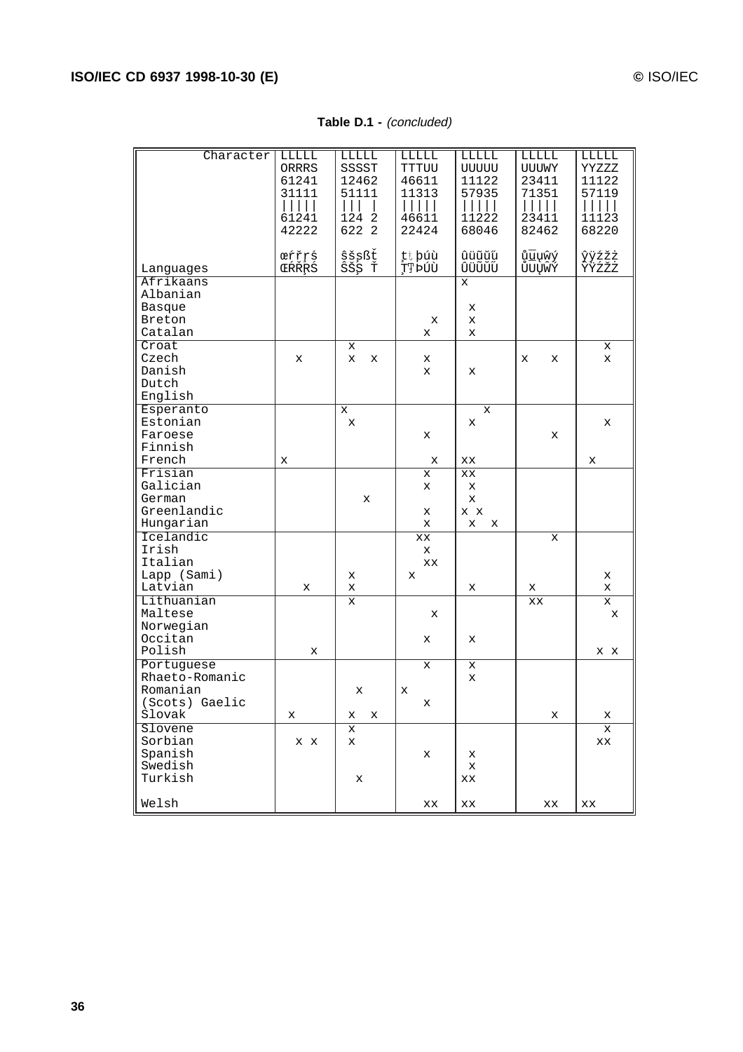**Table D.1 -** *(concluded)*

| Character | LO63\|64 | LR11\|12 | LR21\|22 | LR41\|42 | LS11\|12 | LS15\|16 | LS21\|22 | LS41\|42 | LS61 | LT21\|22 | LT41\|42 | LT61\|62 | LT63\|64 | LU13\|14 | LU11\|12 | LU15\|16 | LU17\|18 | LU19\|10 | LU23\|24 | LU25\|26 | LU27\|28 | LU31\|32 | LU43\|44 | LW15\|16 | LY11\|12 | LY15\|16 | LY17\|18 | LZ11\|12 | LZ21\|22 | LZ29\|20 |
|---|---|---|---|---|---|---|---|---|---|---|---|---|---|---|---|---|---|---|---|---|---|---|---|---|---|---|---|---|---|---|
| Languages | œ Œ | ŕ Ŕ | ř Ř | ŗ Ŗ | ś Ś | ŝ Ŝ | š Š | ş Ş | ß | ť Ť | ţ Ţ | ŧ Ŧ | þ Þ | ú Ú | ù Ù | û Û | ü Ü | ũ Ũ | ŭ Ŭ | ű Ű | ů Ů | ū Ū | ų Ų | ŵ Ŵ | ý Ý | ŷ Ŷ | ÿ Ÿ | ź Ź | ž Ž | ż Ż |
| Afrikaans | | | | | | | | | | | | | | | | x | | | | | | | | | | | | | | |
| Albanian | | | | | | | | | | | | | | | | | | | | | | | | | | | | | | |
| Basque | | | | | | | | | | | | | | | | | x | | | | | | | | | | | | | |
| Breton | | | | | | | | | | | | | | | x | | x | | | | | | | | | | | | | |
| Catalan | | | | | | | | | | | | | | x | | | x | | | | | | | | | | | | | |
| Croat | | | | | | | x | | | | | | | | | | | | | | | | | | | | | | x | |
| Czech | | | x | | | | x | | | x | | | | x | | | | | | | x | | | | x | | | | x | |
| Danish | | | | | | | | | | | | | | x | | | x | | | | | | | | | | | | | |
| Dutch | | | | | | | | | | | | | | | | | | | | | | | | | | | | | | |
| English | | | | | | | | | | | | | | | | | | | | | | | | | | | | | | |
| Esperanto | | | | | | x | | | | | | | | | | | | | x | | | | | | | | | | | |
| Estonian | | | | | | | x | | | | | | | | | | x | | | | | | | | | | | | x | |
| Faroese | | | | | | | | | | | | | | x | | | | | | | | | | | x | | | | | |
| Finnish | | | | | | | | | | | | | | | | | | | | | | | | | | | | | | |
| French | x | | | | | | | | | | | | | | x | x | x | | | | | | | | | | x | | | |
| Frisian | | | | | | | | | | | | | | x | | x | x | | | | | | | | | | | | | |
| Galician | | | | | | | | | | | | | | x | | | x | | | | | | | | | | | | | |
| German | | | | | | | | | x | | | | | | | | x | | | | | | | | | | | | | |
| Greenlandic | | | | | | | | | | | | | | x | | x | | x | | | | | | | | | | | | |
| Hungarian | | | | | | | | | | | | | | x | | | x | | | x | | | | | | | | | | |
| Icelandic | | | | | | | | | | | | | x | x | | | | | | | | | | | x | | | | | |
| Irish | | | | | | | | | | | | | | x | | | | | | | | | | | | | | | | |
| Italian | | | | | | | | | | | | | | x | x | | | | | | | | | | | | | | | |
| Lapp (Sami) | | | | | | | x | | | | | x | | | | | | | | | | | | | | | | | x | |
| Latvian | | | | x | | | x | | | | | | | | | | x | | | | | x | | | | | | | x | |
| Lithuanian | | | | | | | x | | | | | | | | | | | | | | | x | x | | | | | | x | |
| Maltese | | | | | | | | | | | | | | | x | | | | | | | | | | | | | | | x |
| Norwegian | | | | | | | | | | | | | | | | | | | | | | | | | | | | | | |
| Occitan | | | | | | | | | | | | | | x | | | x | | | | | | | | | | | | | |
| Polish | | | | | x | | | | | | | | | | | | | | | | | | | | | | | x | | x |
| Portuguese | | | | | | | | | | | | | | x | | | x | | | | | | | | | | | | | |
| Rhaeto-Romanic | | | | | | | | | | | | | | | | | x | | | | | | | | | | | | | |
| Romanian | | | | | | | | x | | | x | | | | | | | | | | | | | | | | | | | |
| (Scots) Gaelic | | | | | | | | | | | | | | x | | | | | | | | | | | | | | | | |
| Slovak | | x | | | | | x | | | x | | | | | | | | | | | | | | | x | | | | x | |
| Slovene | | | | | | | x | | | | | | | | | | | | | | | | | | | | | | x | |
| Sorbian | | | x | | x | | x | | | | | | | | | | | | | | | | | | | | | x | x | |
| Spanish | | | | | | | | | | | | | | x | | | x | | | | | | | | | | | | | |
| Swedish | | | | | | | | | | | | | | | | | x | | | | | | | | | | | | | |
| Turkish | | | | | | | | x | | | | | | | | x | x | | | | | | | | | | | | | |
| Welsh | | | | | | | | | | | | | | x | x | x | x | | | | | | | x | x | x | x | | | |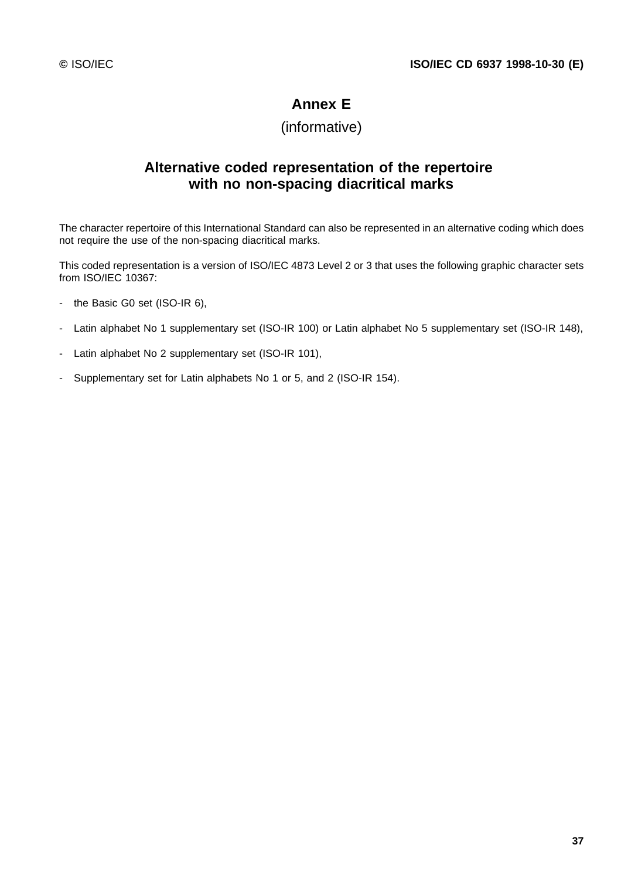# Annex E

(informative)

## Alternative coded representation of the repertoire with no non-spacing diacritical marks

The character repertoire of this International Standard can also be represented in an alternative coding which does not require the use of the non-spacing diacritical marks.

This coded representation is a version of ISO/IEC 4873 Level 2 or 3 that uses the following graphic character sets from ISO/IEC 10367:

- the Basic G0 set (ISO-IR 6),
- Latin alphabet No 1 supplementary set (ISO-IR 100) or Latin alphabet No 5 supplementary set (ISO-IR 148),
- Latin alphabet No 2 supplementary set (ISO-IR 101),
- Supplementary set for Latin alphabets No 1 or 5, and 2 (ISO-IR 154).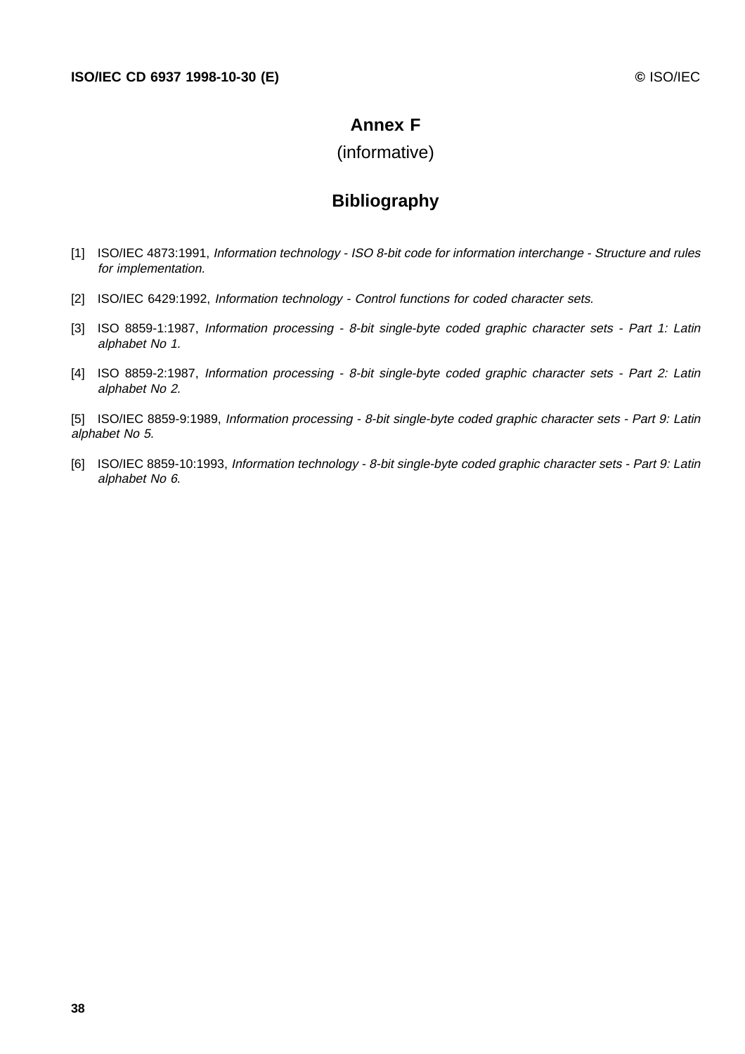# Annex F

(informative)

## Bibliography

[1] ISO/IEC 4873:1991, *Information technology - ISO 8-bit code for information interchange - Structure and rules for implementation.*

[2] ISO/IEC 6429:1992, *Information technology - Control functions for coded character sets.*

[3] ISO 8859-1:1987, *Information processing - 8-bit single-byte coded graphic character sets - Part 1: Latin alphabet No 1.*

[4] ISO 8859-2:1987, *Information processing - 8-bit single-byte coded graphic character sets - Part 2: Latin alphabet No 2.*

[5] ISO/IEC 8859-9:1989, *Information processing - 8-bit single-byte coded graphic character sets - Part 9: Latin alphabet No 5.*

[6] ISO/IEC 8859-10:1993, *Information technology - 8-bit single-byte coded graphic character sets - Part 9: Latin alphabet No 6*.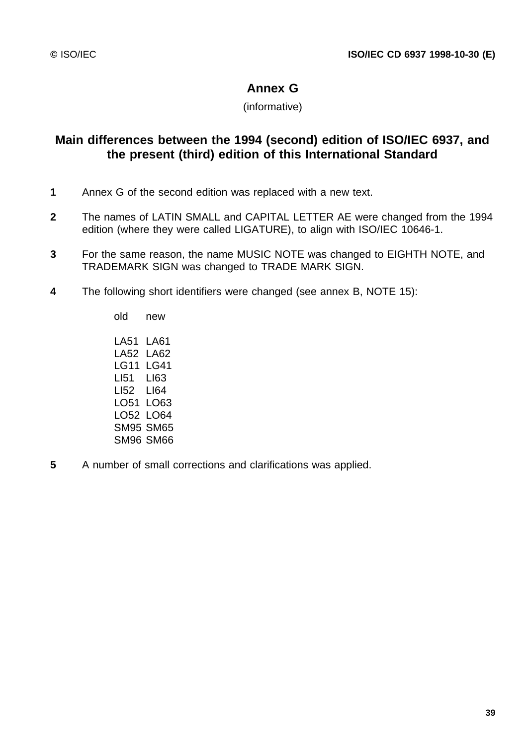# Annex G

(informative)

## Main differences between the 1994 (second) edition of ISO/IEC 6937, and the present (third) edition of this International Standard

**1** Annex G of the second edition was replaced with a new text.

**2** The names of LATIN SMALL and CAPITAL LETTER AE were changed from the 1994 edition (where they were called LIGATURE), to align with ISO/IEC 10646-1.

**3** For the same reason, the name MUSIC NOTE was changed to EIGHTH NOTE, and TRADEMARK SIGN was changed to TRADE MARK SIGN.

**4** The following short identifiers were changed (see annex B, NOTE 15):

| old | new |
|---|---|
| LA51 | LA61 |
| LA52 | LA62 |
| LG11 | LG41 |
| LI51 | LI63 |
| LI52 | LI64 |
| LO51 | LO63 |
| LO52 | LO64 |
| SM95 | SM65 |
| SM96 | SM66 |

**5** A number of small corrections and clarifications was applied.